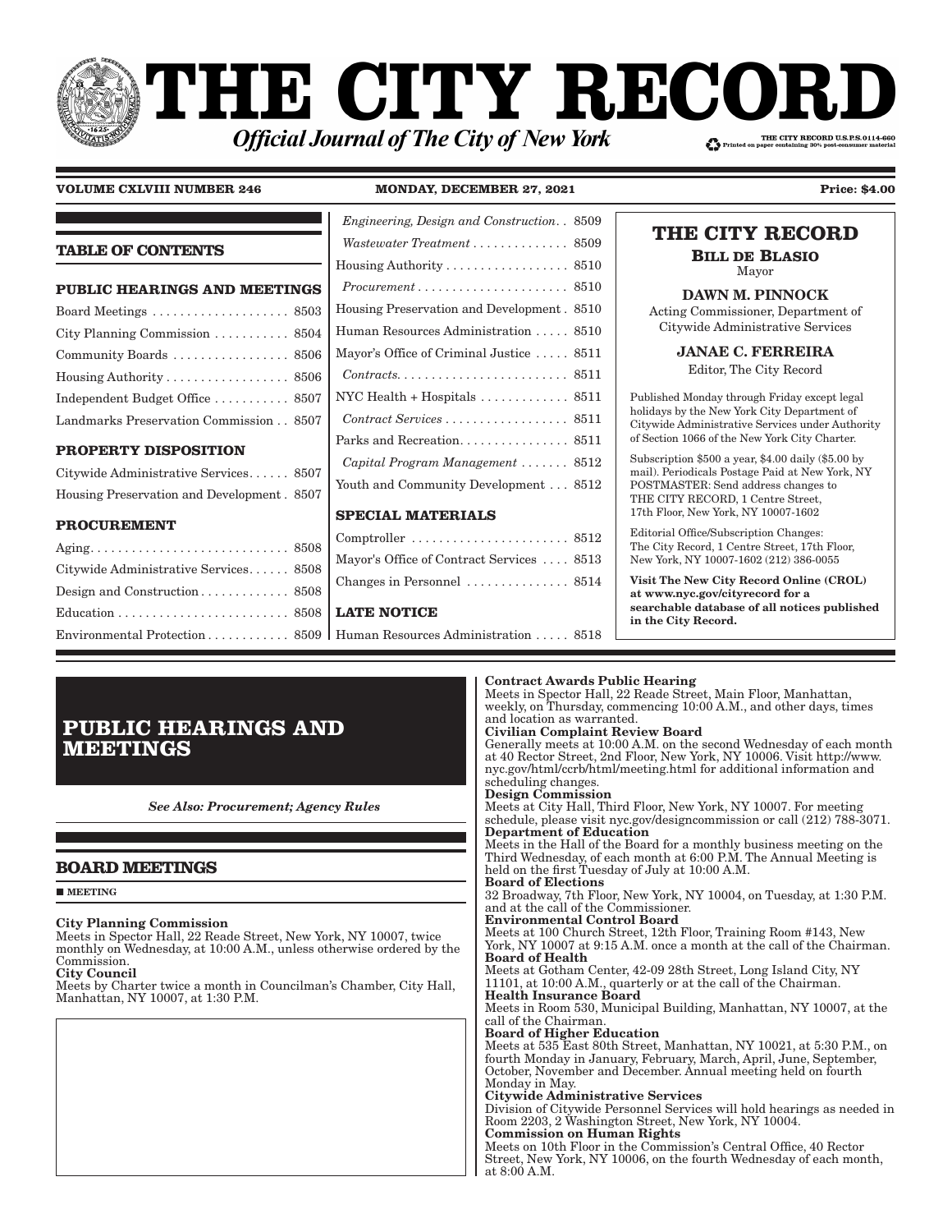# THE CITY RECORD

***Official Journal of The City of New York***

THE CITY RECORD U.S.P.S.0114-660
Printed on paper containing 30% post-consumer material

**VOLUME CXLVIII NUMBER 246** **MONDAY, DECEMBER 27, 2021** **Price: $4.00**

## TABLE OF CONTENTS

### PUBLIC HEARINGS AND MEETINGS

Board Meetings . . . . . . . . . . . . . . . . . . . . 8503
City Planning Commission . . . . . . . . . . . 8504
Community Boards . . . . . . . . . . . . . . . . . 8506
Housing Authority . . . . . . . . . . . . . . . . . . 8506
Independent Budget Office . . . . . . . . . . . 8507
Landmarks Preservation Commission . . 8507

### PROPERTY DISPOSITION

Citywide Administrative Services . . . . . . 8507
Housing Preservation and Development . 8507

### PROCUREMENT

Aging . . . . . . . . . . . . . . . . . . . . . . . . . . . . 8508
Citywide Administrative Services . . . . . . 8508
Design and Construction . . . . . . . . . . . . . 8508
Education . . . . . . . . . . . . . . . . . . . . . . . . . 8508
Environmental Protection . . . . . . . . . . . . 8509
*Engineering, Design and Construction* . . 8509
*Wastewater Treatment* . . . . . . . . . . . . . 8509
Housing Authority . . . . . . . . . . . . . . . . . . 8510
*Procurement* . . . . . . . . . . . . . . . . . . . . . . 8510
Housing Preservation and Development . 8510
Human Resources Administration . . . . . 8510
Mayor's Office of Criminal Justice . . . . . 8511
*Contracts* . . . . . . . . . . . . . . . . . . . . . . . . . 8511
NYC Health + Hospitals . . . . . . . . . . . . . 8511
*Contract Services* . . . . . . . . . . . . . . . . . . 8511
Parks and Recreation . . . . . . . . . . . . . . . . 8511
*Capital Program Management* . . . . . . . 8512
Youth and Community Development . . . 8512

### SPECIAL MATERIALS

Comptroller . . . . . . . . . . . . . . . . . . . . . . . 8512
Mayor's Office of Contract Services . . . . 8513
Changes in Personnel . . . . . . . . . . . . . . . 8514

### LATE NOTICE

Human Resources Administration . . . . . 8518

## THE CITY RECORD

**BILL DE BLASIO**
Mayor

**DAWN M. PINNOCK**
Acting Commissioner, Department of Citywide Administrative Services

**JANAE C. FERREIRA**
Editor, The City Record

Published Monday through Friday except legal holidays by the New York City Department of Citywide Administrative Services under Authority of Section 1066 of the New York City Charter.

Subscription $500 a year, $4.00 daily ($5.00 by mail). Periodicals Postage Paid at New York, NY POSTMASTER: Send address changes to THE CITY RECORD, 1 Centre Street, 17th Floor, New York, NY 10007-1602

Editorial Office/Subscription Changes: The City Record, 1 Centre Street, 17th Floor, New York, NY 10007-1602 (212) 386-0055

**Visit The New City Record Online (CROL) at www.nyc.gov/cityrecord for a searchable database of all notices published in the City Record.**

# PUBLIC HEARINGS AND MEETINGS

***See Also: Procurement; Agency Rules***

## BOARD MEETINGS

■ **MEETING**

**City Planning Commission**
Meets in Spector Hall, 22 Reade Street, New York, NY 10007, twice monthly on Wednesday, at 10:00 A.M., unless otherwise ordered by the Commission.

**City Council**
Meets by Charter twice a month in Councilman's Chamber, City Hall, Manhattan, NY 10007, at 1:30 P.M.

**Contract Awards Public Hearing**
Meets in Spector Hall, 22 Reade Street, Main Floor, Manhattan, weekly, on Thursday, commencing 10:00 A.M., and other days, times and location as warranted.

**Civilian Complaint Review Board**
Generally meets at 10:00 A.M. on the second Wednesday of each month at 40 Rector Street, 2nd Floor, New York, NY 10006. Visit http://www.nyc.gov/html/ccrb/html/meeting.html for additional information and scheduling changes.

**Design Commission**
Meets at City Hall, Third Floor, New York, NY 10007. For meeting schedule, please visit nyc.gov/designcommission or call (212) 788-3071.

**Department of Education**
Meets in the Hall of the Board for a monthly business meeting on the Third Wednesday, of each month at 6:00 P.M. The Annual Meeting is held on the first Tuesday of July at 10:00 A.M.

**Board of Elections**
32 Broadway, 7th Floor, New York, NY 10004, on Tuesday, at 1:30 P.M. and at the call of the Commissioner.

**Environmental Control Board**
Meets at 100 Church Street, 12th Floor, Training Room #143, New York, NY 10007 at 9:15 A.M. once a month at the call of the Chairman.

**Board of Health**
Meets at Gotham Center, 42-09 28th Street, Long Island City, NY 11101, at 10:00 A.M., quarterly or at the call of the Chairman.

**Health Insurance Board**
Meets in Room 530, Municipal Building, Manhattan, NY 10007, at the call of the Chairman.

**Board of Higher Education**
Meets at 535 East 80th Street, Manhattan, NY 10021, at 5:30 P.M., on fourth Monday in January, February, March, April, June, September, October, November and December. Annual meeting held on fourth Monday in May.

**Citywide Administrative Services**
Division of Citywide Personnel Services will hold hearings as needed in Room 2203, 2 Washington Street, New York, NY 10004.

**Commission on Human Rights**
Meets on 10th Floor in the Commission's Central Office, 40 Rector Street, New York, NY 10006, on the fourth Wednesday of each month, at 8:00 A.M.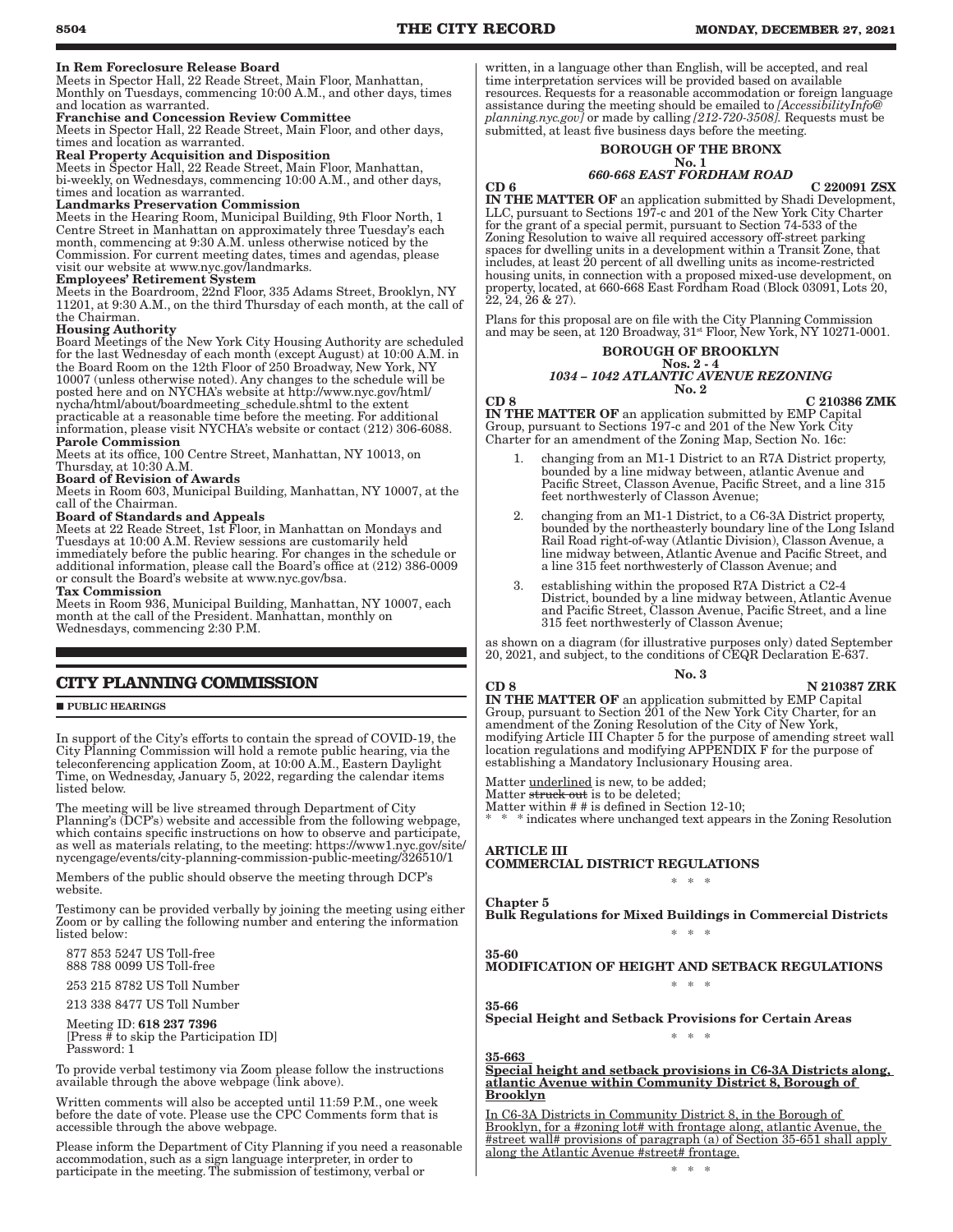**In Rem Foreclosure Release Board**
Meets in Spector Hall, 22 Reade Street, Main Floor, Manhattan, Monthly on Tuesdays, commencing 10:00 A.M., and other days, times and location as warranted.

**Franchise and Concession Review Committee**
Meets in Spector Hall, 22 Reade Street, Main Floor, and other days, times and location as warranted.

**Real Property Acquisition and Disposition**
Meets in Spector Hall, 22 Reade Street, Main Floor, Manhattan, bi-weekly, on Wednesdays, commencing 10:00 A.M., and other days, times and location as warranted.

**Landmarks Preservation Commission**
Meets in the Hearing Room, Municipal Building, 9th Floor North, 1 Centre Street in Manhattan on approximately three Tuesday's each month, commencing at 9:30 A.M. unless otherwise noticed by the Commission. For current meeting dates, times and agendas, please visit our website at www.nyc.gov/landmarks.

**Employees' Retirement System**
Meets in the Boardroom, 22nd Floor, 335 Adams Street, Brooklyn, NY 11201, at 9:30 A.M., on the third Thursday of each month, at the call of the Chairman.

**Housing Authority**
Board Meetings of the New York City Housing Authority are scheduled for the last Wednesday of each month (except August) at 10:00 A.M. in the Board Room on the 12th Floor of 250 Broadway, New York, NY 10007 (unless otherwise noted). Any changes to the schedule will be posted here and on NYCHA's website at http://www.nyc.gov/html/nycha/html/about/boardmeeting_schedule.shtml to the extent practicable at a reasonable time before the meeting. For additional information, please visit NYCHA's website or contact (212) 306-6088.

**Parole Commission**
Meets at its office, 100 Centre Street, Manhattan, NY 10013, on Thursday, at 10:30 A.M.

**Board of Revision of Awards**
Meets in Room 603, Municipal Building, Manhattan, NY 10007, at the call of the Chairman.

**Board of Standards and Appeals**
Meets at 22 Reade Street, 1st Floor, in Manhattan on Mondays and Tuesdays at 10:00 A.M. Review sessions are customarily held immediately before the public hearing. For changes in the schedule or additional information, please call the Board's office at (212) 386-0009 or consult the Board's website at www.nyc.gov/bsa.

**Tax Commission**
Meets in Room 936, Municipal Building, Manhattan, NY 10007, each month at the call of the President. Manhattan, monthly on Wednesdays, commencing 2:30 P.M.

## CITY PLANNING COMMISSION

■ PUBLIC HEARINGS

In support of the City's efforts to contain the spread of COVID-19, the City Planning Commission will hold a remote public hearing, via the teleconferencing application Zoom, at 10:00 A.M., Eastern Daylight Time, on Wednesday, January 5, 2022, regarding the calendar items listed below.

The meeting will be live streamed through Department of City Planning's (DCP's) website and accessible from the following webpage, which contains specific instructions on how to observe and participate, as well as materials relating, to the meeting: https://www1.nyc.gov/site/nycengage/events/city-planning-commission-public-meeting/326510/1

Members of the public should observe the meeting through DCP's website.

Testimony can be provided verbally by joining the meeting using either Zoom or by calling the following number and entering the information listed below:

877 853 5247 US Toll-free
888 788 0099 US Toll-free

253 215 8782 US Toll Number

213 338 8477 US Toll Number

Meeting ID: **618 237 7396**
[Press # to skip the Participation ID]
Password: 1

To provide verbal testimony via Zoom please follow the instructions available through the above webpage (link above).

Written comments will also be accepted until 11:59 P.M., one week before the date of vote. Please use the CPC Comments form that is accessible through the above webpage.

Please inform the Department of City Planning if you need a reasonable accommodation, such as a sign language interpreter, in order to participate in the meeting. The submission of testimony, verbal or written, in a language other than English, will be accepted, and real time interpretation services will be provided based on available resources. Requests for a reasonable accommodation or foreign language assistance during the meeting should be emailed to *[AccessibilityInfo@planning.nyc.gov]* or made by calling *[212-720-3508].* Requests must be submitted, at least five business days before the meeting.

**BOROUGH OF THE BRONX**
**No. 1**
***660-668 EAST FORDHAM ROAD***

**CD 6** **C 220091 ZSX**

**IN THE MATTER OF** an application submitted by Shadi Development, LLC, pursuant to Sections 197-c and 201 of the New York City Charter for the grant of a special permit, pursuant to Section 74-533 of the Zoning Resolution to waive all required accessory off-street parking spaces for dwelling units in a development within a Transit Zone, that includes, at least 20 percent of all dwelling units as income-restricted housing units, in connection with a proposed mixed-use development, on property, located, at 660-668 East Fordham Road (Block 03091, Lots 20, 22, 24, 26 & 27).

Plans for this proposal are on file with the City Planning Commission and may be seen, at 120 Broadway, 31st Floor, New York, NY 10271-0001.

**BOROUGH OF BROOKLYN**
**Nos. 2 - 4**
***1034 – 1042 ATLANTIC AVENUE REZONING***
**No. 2**

**CD 8** **C 210386 ZMK**

**IN THE MATTER OF** an application submitted by EMP Capital Group, pursuant to Sections 197-c and 201 of the New York City Charter for an amendment of the Zoning Map, Section No. 16c:

1. changing from an M1-1 District to an R7A District property, bounded by a line midway between, atlantic Avenue and Pacific Street, Classon Avenue, Pacific Street, and a line 315 feet northwesterly of Classon Avenue;

2. changing from an M1-1 District, to a C6-3A District property, bounded by the northeasterly boundary line of the Long Island Rail Road right-of-way (Atlantic Division), Classon Avenue, a line midway between, Atlantic Avenue and Pacific Street, and a line 315 feet northwesterly of Classon Avenue; and

3. establishing within the proposed R7A District a C2-4 District, bounded by a line midway between, Atlantic Avenue and Pacific Street, Classon Avenue, Pacific Street, and a line 315 feet northwesterly of Classon Avenue;

as shown on a diagram (for illustrative purposes only) dated September 20, 2021, and subject, to the conditions of CEQR Declaration E-637.

**No. 3**

**CD 8** **N 210387 ZRK**

**IN THE MATTER OF** an application submitted by EMP Capital Group, pursuant to Section 201 of the New York City Charter, for an amendment of the Zoning Resolution of the City of New York, modifying Article III Chapter 5 for the purpose of amending street wall location regulations and modifying APPENDIX F for the purpose of establishing a Mandatory Inclusionary Housing area.

Matter <u>underlined</u> is new, to be added;
Matter ~~struck out~~ is to be deleted;
Matter within # # is defined in Section 12-10;
\* \* \* indicates where unchanged text appears in the Zoning Resolution

**ARTICLE III**
**COMMERCIAL DISTRICT REGULATIONS**

\* \* \*

**Chapter 5**
**Bulk Regulations for Mixed Buildings in Commercial Districts**

\* \* \*

**35-60**
**MODIFICATION OF HEIGHT AND SETBACK REGULATIONS**

\* \* \*

**35-66**
**Special Height and Setback Provisions for Certain Areas**

\* \* \*

<u>**35-663**</u>
<u>**Special height and setback provisions in C6-3A Districts along, atlantic Avenue within Community District 8, Borough of Brooklyn**</u>

<u>In C6-3A Districts in Community District 8, in the Borough of Brooklyn, for a #zoning lot# with frontage along, atlantic Avenue, the #street wall# provisions of paragraph (a) of Section 35-651 shall apply along the Atlantic Avenue #street# frontage.</u>

\* \* \*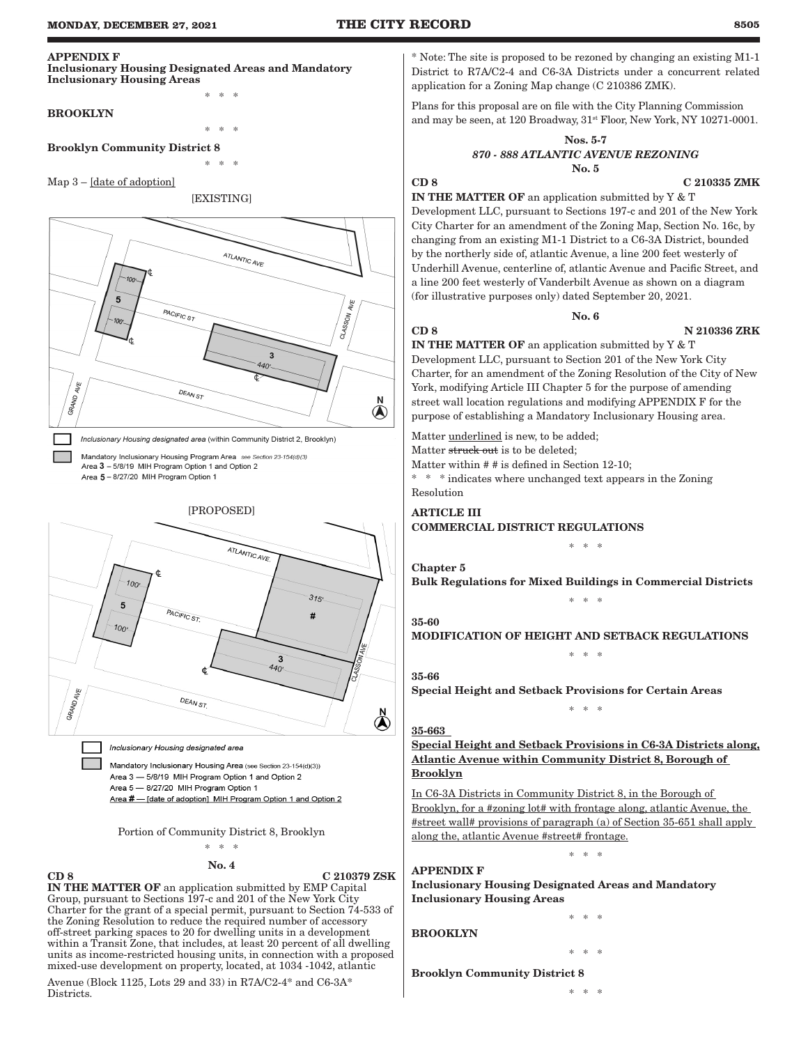**APPENDIX F**
**Inclusionary Housing Designated Areas and Mandatory Inclusionary Housing Areas**

\* \* \*

**BROOKLYN**

\* \* \*

**Brooklyn Community District 8**

\* \* \*

Map 3 – [date of adoption]

[EXISTING]

ATLANTIC AVE — PACIFIC ST — DEAN ST — GRAND AVE — CLASSON AVE — 100' — 100' — 5 — 3 — 440'

Inclusionary Housing designated area (within Community District 2, Brooklyn)

Mandatory Inclusionary Housing Program Area *see Section 23-154(d)(3)*
Area 3 – 5/8/19 MIH Program Option 1 and Option 2
Area 5 – 8/27/20 MIH Program Option 1

[PROPOSED]

ATLANTIC AVE. — PACIFIC ST. — DEAN ST. — GRAND AVE — CLASSON AVE — 100' — 100' — 5 — 315' — # — 3 — 440'

Inclusionary Housing designated area

Mandatory Inclusionary Housing Area (see Section 23-154(d)(3))
Area 3 — 5/8/19 MIH Program Option 1 and Option 2
Area 5 — 8/27/20 MIH Program Option 1
Area # — [date of adoption] MIH Program Option 1 and Option 2

Portion of Community District 8, Brooklyn

\* \* \*

**No. 4**

**CD 8** **C 210379 ZSK**

**IN THE MATTER OF** an application submitted by EMP Capital Group, pursuant to Sections 197-c and 201 of the New York City Charter for the grant of a special permit, pursuant to Section 74-533 of the Zoning Resolution to reduce the required number of accessory off-street parking spaces to 20 for dwelling units in a development within a Transit Zone, that includes, at least 20 percent of all dwelling units as income-restricted housing units, in connection with a proposed mixed-use development on property, located, at 1034 -1042, atlantic Avenue (Block 1125, Lots 29 and 33) in R7A/C2-4\* and C6-3A\* Districts.

\* Note: The site is proposed to be rezoned by changing an existing M1-1 District to R7A/C2-4 and C6-3A Districts under a concurrent related application for a Zoning Map change (C 210386 ZMK).

Plans for this proposal are on file with the City Planning Commission and may be seen, at 120 Broadway, 31st Floor, New York, NY 10271-0001.

**Nos. 5-7**
***870 - 888 ATLANTIC AVENUE REZONING***
**No. 5**

**CD 8** **C 210335 ZMK**

**IN THE MATTER OF** an application submitted by Y & T Development LLC, pursuant to Sections 197-c and 201 of the New York City Charter for an amendment of the Zoning Map, Section No. 16c, by changing from an existing M1-1 District to a C6-3A District, bounded by the northerly side of, atlantic Avenue, a line 200 feet westerly of Underhill Avenue, centerline of, atlantic Avenue and Pacific Street, and a line 200 feet westerly of Vanderbilt Avenue as shown on a diagram (for illustrative purposes only) dated September 20, 2021.

**No. 6**

**CD 8** **N 210336 ZRK**

**IN THE MATTER OF** an application submitted by Y & T Development LLC, pursuant to Section 201 of the New York City Charter, for an amendment of the Zoning Resolution of the City of New York, modifying Article III Chapter 5 for the purpose of amending street wall location regulations and modifying APPENDIX F for the purpose of establishing a Mandatory Inclusionary Housing area.

Matter underlined is new, to be added;
Matter ~~struck out~~ is to be deleted;
Matter within # # is defined in Section 12-10;
\* \* \* indicates where unchanged text appears in the Zoning Resolution

**ARTICLE III**
**COMMERCIAL DISTRICT REGULATIONS**

\* \* \*

**Chapter 5**
**Bulk Regulations for Mixed Buildings in Commercial Districts**

\* \* \*

**35-60**
**MODIFICATION OF HEIGHT AND SETBACK REGULATIONS**

\* \* \*

**35-66**
**Special Height and Setback Provisions for Certain Areas**

\* \* \*

**35-663**
**Special Height and Setback Provisions in C6-3A Districts along, Atlantic Avenue within Community District 8, Borough of Brooklyn**

In C6-3A Districts in Community District 8, in the Borough of Brooklyn, for a #zoning lot# with frontage along, atlantic Avenue, the #street wall# provisions of paragraph (a) of Section 35-651 shall apply along the, atlantic Avenue #street# frontage.

\* \* \*

**APPENDIX F**
**Inclusionary Housing Designated Areas and Mandatory Inclusionary Housing Areas**

\* \* \*

**BROOKLYN**

\* \* \*

**Brooklyn Community District 8**

\* \* \*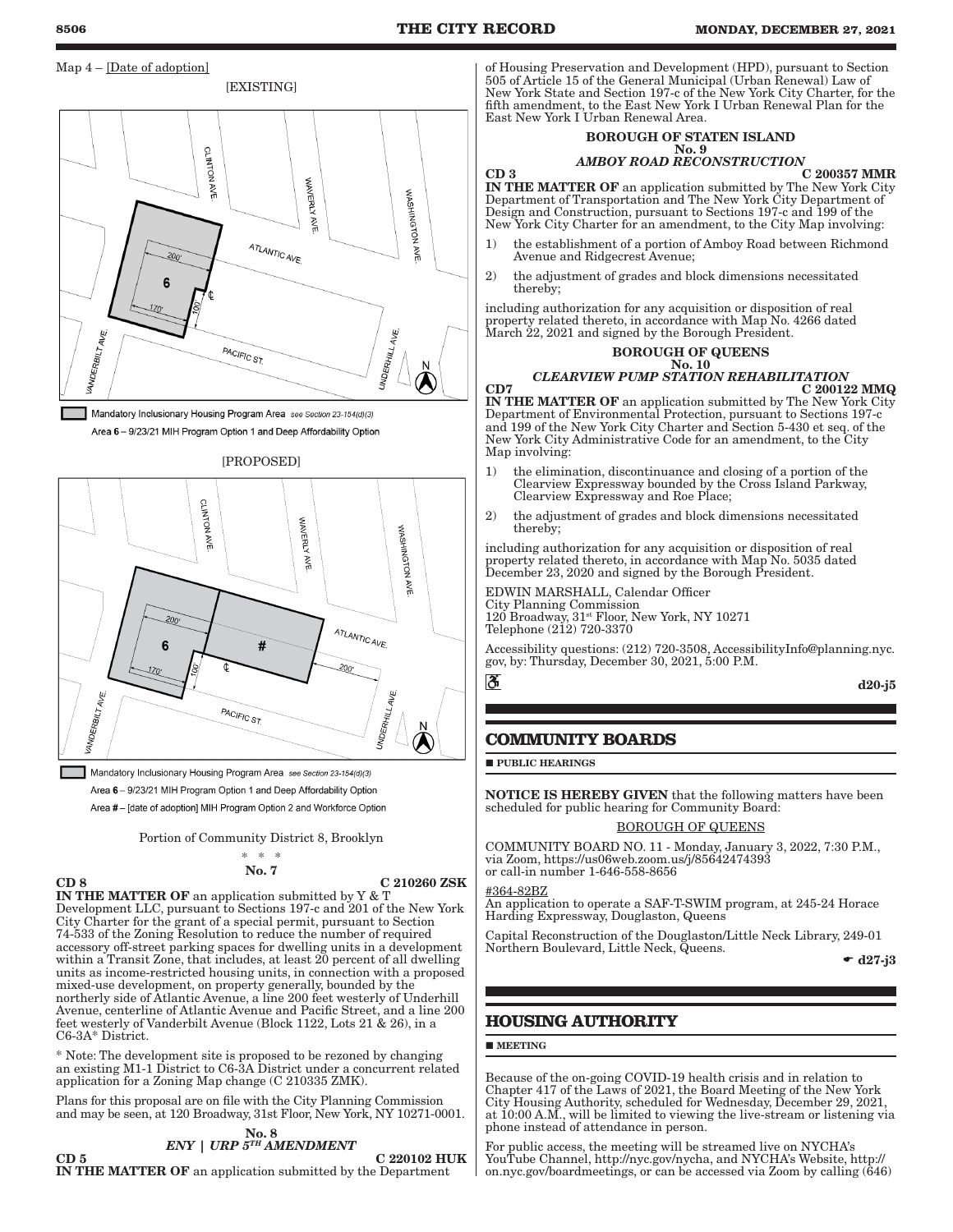Map 4 – [Date of adoption]

[EXISTING]

Mandatory Inclusionary Housing Program Area see Section 23-154(d)(3)

Area 6 – 9/23/21 MIH Program Option 1 and Deep Affordability Option

[PROPOSED]

Mandatory Inclusionary Housing Program Area see Section 23-154(d)(3)

Area 6 – 9/23/21 MIH Program Option 1 and Deep Affordability Option

Area # – [date of adoption] MIH Program Option 2 and Workforce Option

Portion of Community District 8, Brooklyn

\* \* \*

**No. 7**

**CD 8** **C 210260 ZSK**

**IN THE MATTER OF** an application submitted by Y & T Development LLC, pursuant to Sections 197-c and 201 of the New York City Charter for the grant of a special permit, pursuant to Section 74-533 of the Zoning Resolution to reduce the number of required accessory off-street parking spaces for dwelling units in a development within a Transit Zone, that includes, at least 20 percent of all dwelling units as income-restricted housing units, in connection with a proposed mixed-use development, on property generally, bounded by the northerly side of Atlantic Avenue, a line 200 feet westerly of Underhill Avenue, centerline of Atlantic Avenue and Pacific Street, and a line 200 feet westerly of Vanderbilt Avenue (Block 1122, Lots 21 & 26), in a C6-3A\* District.

\* Note: The development site is proposed to be rezoned by changing an existing M1-1 District to C6-3A District under a concurrent related application for a Zoning Map change (C 210335 ZMK).

Plans for this proposal are on file with the City Planning Commission and may be seen, at 120 Broadway, 31st Floor, New York, NY 10271-0001.

**No. 8**
***ENY | URP 5TH AMENDMENT***

**CD 5** **C 220102 HUK**

**IN THE MATTER OF** an application submitted by the Department of Housing Preservation and Development (HPD), pursuant to Section 505 of Article 15 of the General Municipal (Urban Renewal) Law of New York State and Section 197-c of the New York City Charter, for the fifth amendment, to the East New York I Urban Renewal Plan for the East New York I Urban Renewal Area.

**BOROUGH OF STATEN ISLAND**
**No. 9**
***AMBOY ROAD RECONSTRUCTION***

**CD 3** **C 200357 MMR**

**IN THE MATTER OF** an application submitted by The New York City Department of Transportation and The New York City Department of Design and Construction, pursuant to Sections 197-c and 199 of the New York City Charter for an amendment, to the City Map involving:

1) the establishment of a portion of Amboy Road between Richmond Avenue and Ridgecrest Avenue;
2) the adjustment of grades and block dimensions necessitated thereby;

including authorization for any acquisition or disposition of real property related thereto, in accordance with Map No. 4266 dated March 22, 2021 and signed by the Borough President.

**BOROUGH OF QUEENS**
**No. 10**
***CLEARVIEW PUMP STATION REHABILITATION***

**CD7** **C 200122 MMQ**

**IN THE MATTER OF** an application submitted by The New York City Department of Environmental Protection, pursuant to Sections 197-c and 199 of the New York City Charter and Section 5-430 et seq. of the New York City Administrative Code for an amendment, to the City Map involving:

1) the elimination, discontinuance and closing of a portion of the Clearview Expressway bounded by the Cross Island Parkway, Clearview Expressway and Roe Place;
2) the adjustment of grades and block dimensions necessitated thereby;

including authorization for any acquisition or disposition of real property related thereto, in accordance with Map No. 5035 dated December 23, 2020 and signed by the Borough President.

EDWIN MARSHALL, Calendar Officer
City Planning Commission
120 Broadway, 31st Floor, New York, NY 10271
Telephone (212) 720-3370

Accessibility questions: (212) 720-3508, AccessibilityInfo@planning.nyc.gov, by: Thursday, December 30, 2021, 5:00 P.M.

d20-j5

## COMMUNITY BOARDS

**PUBLIC HEARINGS**

**NOTICE IS HEREBY GIVEN** that the following matters have been scheduled for public hearing for Community Board:

BOROUGH OF QUEENS

COMMUNITY BOARD NO. 11 - Monday, January 3, 2022, 7:30 P.M., via Zoom, https://us06web.zoom.us/j/85642474393 or call-in number 1-646-558-8656

#364-82BZ
An application to operate a SAF-T-SWIM program, at 245-24 Horace Harding Expressway, Douglaston, Queens

Capital Reconstruction of the Douglaston/Little Neck Library, 249-01 Northern Boulevard, Little Neck, Queens.

d27-j3

## HOUSING AUTHORITY

**MEETING**

Because of the on-going COVID-19 health crisis and in relation to Chapter 417 of the Laws of 2021, the Board Meeting of the New York City Housing Authority, scheduled for Wednesday, December 29, 2021, at 10:00 A.M., will be limited to viewing the live-stream or listening via phone instead of attendance in person.

For public access, the meeting will be streamed live on NYCHA's YouTube Channel, http://nyc.gov/nycha, and NYCHA's Website, http://on.nyc.gov/boardmeetings, or can be accessed via Zoom by calling (646)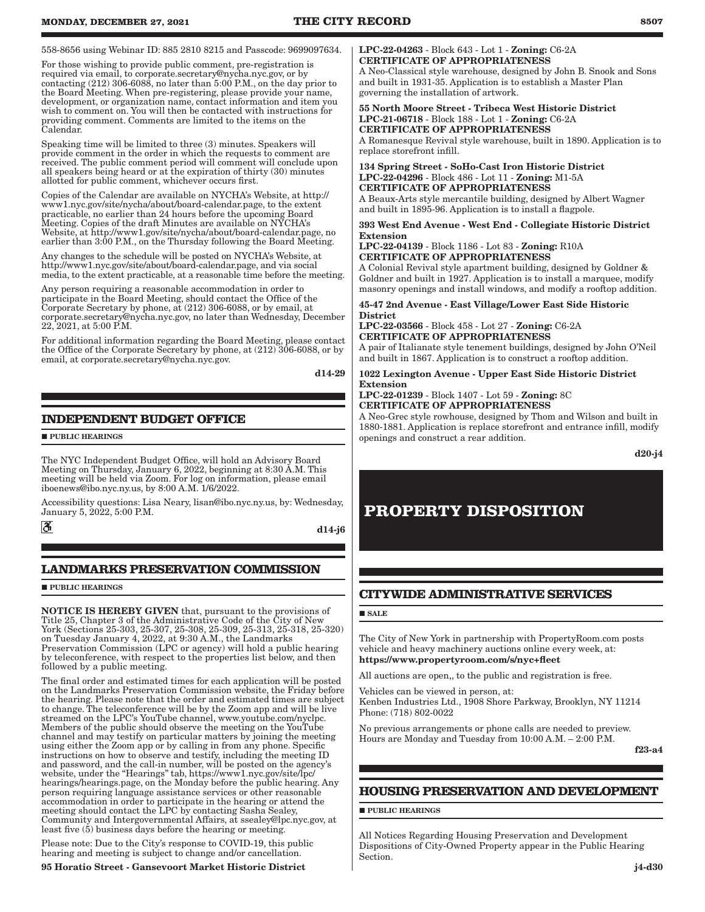558-8656 using Webinar ID: 885 2810 8215 and Passcode: 9699097634.

For those wishing to provide public comment, pre-registration is required via email, to corporate.secretary@nycha.nyc.gov, or by contacting (212) 306-6088, no later than 5:00 P.M., on the day prior to the Board Meeting. When pre-registering, please provide your name, development, or organization name, contact information and item you wish to comment on. You will then be contacted with instructions for providing comment. Comments are limited to the items on the Calendar.

Speaking time will be limited to three (3) minutes. Speakers will provide comment in the order in which the requests to comment are received. The public comment period will comment will conclude upon all speakers being heard or at the expiration of thirty (30) minutes allotted for public comment, whichever occurs first.

Copies of the Calendar are available on NYCHA's Website, at http://www1.nyc.gov/site/nycha/about/board-calendar.page, to the extent practicable, no earlier than 24 hours before the upcoming Board Meeting. Copies of the draft Minutes are available on NYCHA's Website, at http://www1.gov/site/nycha/about/board-calendar.page, no earlier than 3:00 P.M., on the Thursday following the Board Meeting.

Any changes to the schedule will be posted on NYCHA's Website, at http://www1.nyc.gov/site/about/board-calendar.page, and via social media, to the extent practicable, at a reasonable time before the meeting.

Any person requiring a reasonable accommodation in order to participate in the Board Meeting, should contact the Office of the Corporate Secretary by phone, at (212) 306-6088, or by email, at corporate.secretary@nycha.nyc.gov, no later than Wednesday, December 22, 2021, at 5:00 P.M.

For additional information regarding the Board Meeting, please contact the Office of the Corporate Secretary by phone, at (212) 306-6088, or by email, at corporate.secretary@nycha.nyc.gov.

**d14-29**

## INDEPENDENT BUDGET OFFICE

■ **PUBLIC HEARINGS**

The NYC Independent Budget Office, will hold an Advisory Board Meeting on Thursday, January 6, 2022, beginning at 8:30 A.M. This meeting will be held via Zoom. For log on information, please email iboenews@ibo.nyc.ny.us, by 8:00 A.M. 1/6/2022.

Accessibility questions: Lisa Neary, lisan@ibo.nyc.ny.us, by: Wednesday, January 5, 2022, 5:00 P.M.

**d14-j6**

## LANDMARKS PRESERVATION COMMISSION

■ **PUBLIC HEARINGS**

**NOTICE IS HEREBY GIVEN** that, pursuant to the provisions of Title 25, Chapter 3 of the Administrative Code of the City of New York (Sections 25-303, 25-307, 25-308, 25-309, 25-313, 25-318, 25-320) on Tuesday January 4, 2022, at 9:30 A.M., the Landmarks Preservation Commission (LPC or agency) will hold a public hearing by teleconference, with respect to the properties list below, and then followed by a public meeting.

The final order and estimated times for each application will be posted on the Landmarks Preservation Commission website, the Friday before the hearing. Please note that the order and estimated times are subject to change. The teleconference will be by the Zoom app and will be live streamed on the LPC's YouTube channel, www.youtube.com/nyclpc. Members of the public should observe the meeting on the YouTube channel and may testify on particular matters by joining the meeting using either the Zoom app or by calling in from any phone. Specific instructions on how to observe and testify, including the meeting ID and password, and the call-in number, will be posted on the agency's website, under the "Hearings" tab, https://www1.nyc.gov/site/lpc/hearings/hearings.page, on the Monday before the public hearing. Any person requiring language assistance services or other reasonable accommodation in order to participate in the hearing or attend the meeting should contact the LPC by contacting Sasha Sealey, Community and Intergovernmental Affairs, at ssealey@lpc.nyc.gov, at least five (5) business days before the hearing or meeting.

Please note: Due to the City's response to COVID-19, this public hearing and meeting is subject to change and/or cancellation.

**95 Horatio Street - Gansevoort Market Historic District**
**LPC-22-04263** - Block 643 - Lot 1 - **Zoning:** C6-2A
**CERTIFICATE OF APPROPRIATENESS**
A Neo-Classical style warehouse, designed by John B. Snook and Sons and built in 1931-35. Application is to establish a Master Plan governing the installation of artwork.

**55 North Moore Street - Tribeca West Historic District**
**LPC-21-06718** - Block 188 - Lot 1 - **Zoning:** C6-2A
**CERTIFICATE OF APPROPRIATENESS**
A Romanesque Revival style warehouse, built in 1890. Application is to replace storefront infill.

**134 Spring Street - SoHo-Cast Iron Historic District**
**LPC-22-04296** - Block 486 - Lot 11 - **Zoning:** M1-5A
**CERTIFICATE OF APPROPRIATENESS**
A Beaux-Arts style mercantile building, designed by Albert Wagner and built in 1895-96. Application is to install a flagpole.

**393 West End Avenue - West End - Collegiate Historic District Extension**
**LPC-22-04139** - Block 1186 - Lot 83 - **Zoning:** R10A
**CERTIFICATE OF APPROPRIATENESS**
A Colonial Revival style apartment building, designed by Goldner & Goldner and built in 1927. Application is to install a marquee, modify masonry openings and install windows, and modify a rooftop addition.

**45-47 2nd Avenue - East Village/Lower East Side Historic District**
**LPC-22-03566** - Block 458 - Lot 27 - **Zoning:** C6-2A
**CERTIFICATE OF APPROPRIATENESS**
A pair of Italianate style tenement buildings, designed by John O'Neil and built in 1867. Application is to construct a rooftop addition.

**1022 Lexington Avenue - Upper East Side Historic District Extension**
**LPC-22-01239** - Block 1407 - Lot 59 - **Zoning:** 8C
**CERTIFICATE OF APPROPRIATENESS**
A Neo-Grec style rowhouse, designed by Thom and Wilson and built in 1880-1881. Application is replace storefront and entrance infill, modify openings and construct a rear addition.

**d20-j4**

# PROPERTY DISPOSITION

## CITYWIDE ADMINISTRATIVE SERVICES

■ **SALE**

The City of New York in partnership with PropertyRoom.com posts vehicle and heavy machinery auctions online every week, at:
**https://www.propertyroom.com/s/nyc+fleet**

All auctions are open,, to the public and registration is free.

Vehicles can be viewed in person, at:
Kenben Industries Ltd., 1908 Shore Parkway, Brooklyn, NY 11214
Phone: (718) 802-0022

No previous arrangements or phone calls are needed to preview. Hours are Monday and Tuesday from 10:00 A.M. – 2:00 P.M.

**f23-a4**

## HOUSING PRESERVATION AND DEVELOPMENT

■ **PUBLIC HEARINGS**

All Notices Regarding Housing Preservation and Development Dispositions of City-Owned Property appear in the Public Hearing Section.

**j4-d30**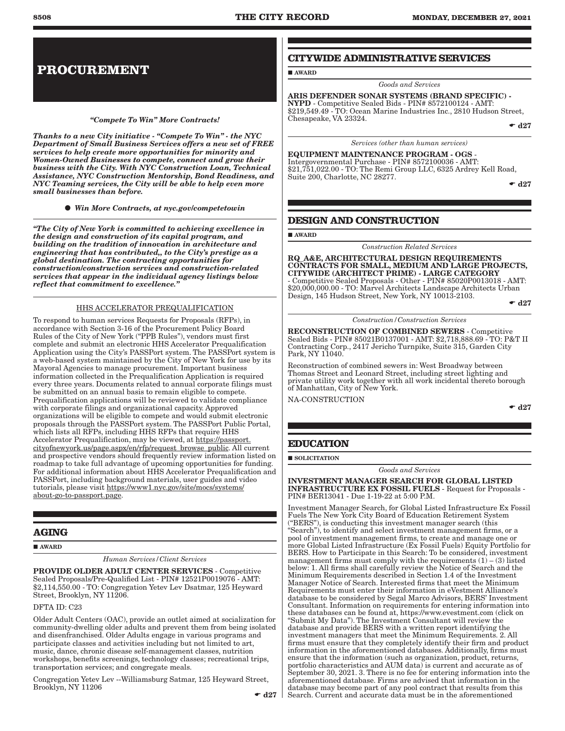# PROCUREMENT

***"Compete To Win" More Contracts!***

***Thanks to a new City initiative - "Compete To Win" - the NYC Department of Small Business Services offers a new set of FREE services to help create more opportunities for minority and Women-Owned Businesses to compete, connect and grow their business with the City. With NYC Construction Loan, Technical Assistance, NYC Construction Mentorship, Bond Readiness, and NYC Teaming services, the City will be able to help even more small businesses than before.***

● ***Win More Contracts, at nyc.gov/competetowin***

***"The City of New York is committed to achieving excellence in the design and construction of its capital program, and building on the tradition of innovation in architecture and engineering that has contributed,, to the City's prestige as a global destination. The contracting opportunities for construction/construction services and construction-related services that appear in the individual agency listings below reflect that commitment to excellence."***

HHS ACCELERATOR PREQUALIFICATION

To respond to human services Requests for Proposals (RFPs), in accordance with Section 3-16 of the Procurement Policy Board Rules of the City of New York ("PPB Rules"), vendors must first complete and submit an electronic HHS Accelerator Prequalification Application using the City's PASSPort system. The PASSPort system is a web-based system maintained by the City of New York for use by its Mayoral Agencies to manage procurement. Important business information collected in the Prequalification Application is required every three years. Documents related to annual corporate filings must be submitted on an annual basis to remain eligible to compete. Prequalification applications will be reviewed to validate compliance with corporate filings and organizational capacity. Approved organizations will be eligible to compete and would submit electronic proposals through the PASSPort system. The PASSPort Public Portal, which lists all RFPs, including HHS RFPs that require HHS Accelerator Prequalification, may be viewed, at https://passport.cityofnewyork.us/page.aspx/en/rfp/request_browse_public. All current and prospective vendors should frequently review information listed on roadmap to take full advantage of upcoming opportunities for funding. For additional information about HHS Accelerator Prequalification and PASSPort, including background materials, user guides and video tutorials, please visit https://www1.nyc.gov/site/mocs/systems/about-go-to-passport.page.

## AGING

■ AWARD

*Human Services/Client Services*

**PROVIDE OLDER ADULT CENTER SERVICES** - Competitive Sealed Proposals/Pre-Qualified List - PIN# 12521P0019076 - AMT: $2,114,550.00 - TO: Congregation Yetev Lev Dsatmar, 125 Heyward Street, Brooklyn, NY 11206.

DFTA ID: C23

Older Adult Centers (OAC), provide an outlet aimed at socialization for community-dwelling older adults and prevent them from being isolated and disenfranchised. Older Adults engage in various programs and participate classes and activities including but not limited to art, music, dance, chronic disease self-management classes, nutrition workshops, benefits screenings, technology classes; recreational trips, transportation services; and congregate meals.

Congregation Yetev Lev --Williamsburg Satmar, 125 Heyward Street, Brooklyn, NY 11206

☛ d27

## CITYWIDE ADMINISTRATIVE SERVICES

■ AWARD

*Goods and Services*

**ARIS DEFENDER SONAR SYSTEMS (BRAND SPECIFIC) - NYPD** - Competitive Sealed Bids - PIN# 8572100124 - AMT: $219,549.49 - TO: Ocean Marine Industries Inc., 2810 Hudson Street, Chesapeake, VA 23324.

☛ d27

*Services (other than human services)*

**EQUIPMENT MAINTENANCE PROGRAM - OGS** - Intergovernmental Purchase - PIN# 8572100036 - AMT: $21,751,022.00 - TO: The Remi Group LLC, 6325 Ardrey Kell Road, Suite 200, Charlotte, NC 28277.

☛ d27

## DESIGN AND CONSTRUCTION

■ AWARD

*Construction Related Services*

**RQ_A&E, ARCHITECTURAL DESIGN REQUIREMENTS CONTRACTS FOR SMALL, MEDIUM AND LARGE PROJECTS, CITYWIDE (ARCHITECT PRIME) - LARGE CATEGORY** - Competitive Sealed Proposals - Other - PIN# 85020P0013018 - AMT: $20,000,000.00 - TO: Marvel Architects Landscape Architects Urban Design, 145 Hudson Street, New York, NY 10013-2103.

☛ d27

*Construction/Construction Services*

**RECONSTRUCTION OF COMBINED SEWERS** - Competitive Sealed Bids - PIN# 85021B0137001 - AMT: $2,718,888.69 - TO: P&T II Contracting Corp., 2417 Jericho Turnpike, Suite 315, Garden City Park, NY 11040.

Reconstruction of combined sewers in: West Broadway between Thomas Street and Leonard Street, including street lighting and private utility work together with all work incidental thereto borough of Manhattan, City of New York.

NA-CONSTRUCTION

☛ d27

## EDUCATION

■ SOLICITATION

*Goods and Services*

**INVESTMENT MANAGER SEARCH FOR GLOBAL LISTED INFRASTRUCTURE EX FOSSIL FUELS** - Request for Proposals - PIN# BER13041 - Due 1-19-22 at 5:00 P.M.

Investment Manager Search, for Global Listed Infrastructure Ex Fossil Fuels The New York City Board of Education Retirement System ("BERS"), is conducting this investment manager search (this "Search"), to identify and select investment management firms, or a pool of investment management firms, to create and manage one or more Global Listed Infrastructure (Ex Fossil Fuels) Equity Portfolio for BERS. How to Participate in this Search: To be considered, investment management firms must comply with the requirements (1) – (3) listed below: 1. All firms shall carefully review the Notice of Search and the Minimum Requirements described in Section 1.4 of the Investment Manager Notice of Search. Interested firms that meet the Minimum Requirements must enter their information in eVestment Alliance's database to be considered by Segal Marco Advisors, BERS' Investment Consultant. Information on requirements for entering information into these databases can be found at, https://www.evestment.com (click on "Submit My Data"). The Investment Consultant will review the database and provide BERS with a written report identifying the investment managers that meet the Minimum Requirements. 2. All firms must ensure that they completely identify their firm and product information in the aforementioned databases. Additionally, firms must ensure that the information (such as organization, product, returns, portfolio characteristics and AUM data) is current and accurate as of September 30, 2021. 3. There is no fee for entering information into the aforementioned database. Firms are advised that information in the database may become part of any pool contract that results from this Search. Current and accurate data must be in the aforementioned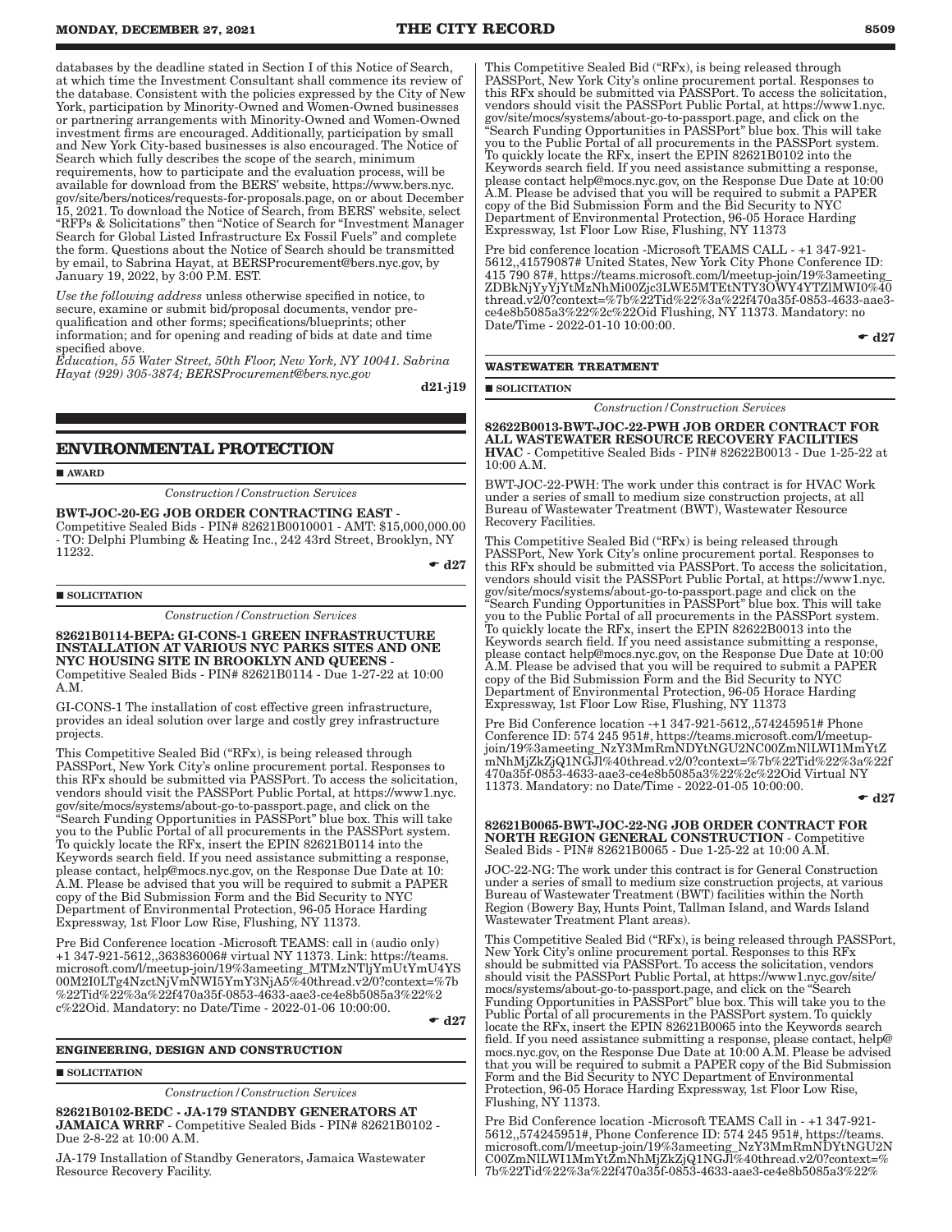databases by the deadline stated in Section I of this Notice of Search, at which time the Investment Consultant shall commence its review of the database. Consistent with the policies expressed by the City of New York, participation by Minority-Owned and Women-Owned businesses or partnering arrangements with Minority-Owned and Women-Owned investment firms are encouraged. Additionally, participation by small and New York City-based businesses is also encouraged. The Notice of Search which fully describes the scope of the search, minimum requirements, how to participate and the evaluation process, will be available for download from the BERS' website, https://www.bers.nyc.gov/site/bers/notices/requests-for-proposals.page, on or about December 15, 2021. To download the Notice of Search, from BERS' website, select "RFPs & Solicitations" then "Notice of Search for "Investment Manager Search for Global Listed Infrastructure Ex Fossil Fuels" and complete the form. Questions about the Notice of Search should be transmitted by email, to Sabrina Hayat, at BERSProcurement@bers.nyc.gov, by January 19, 2022, by 3:00 P.M. EST.

*Use the following address* unless otherwise specified in notice, to secure, examine or submit bid/proposal documents, vendor pre-qualification and other forms; specifications/blueprints; other information; and for opening and reading of bids at date and time specified above.

*Education, 55 Water Street, 50th Floor, New York, NY 10041. Sabrina Hayat (929) 305-3874; BERSProcurement@bers.nyc.gov*

**d21-j19**

## ENVIRONMENTAL PROTECTION

■ **AWARD**

*Construction/Construction Services*

**BWT-JOC-20-EG JOB ORDER CONTRACTING EAST** - Competitive Sealed Bids - PIN# 82621B0010001 - AMT: $15,000,000.00 - TO: Delphi Plumbing & Heating Inc., 242 43rd Street, Brooklyn, NY 11232.

☛ **d27**

■ **SOLICITATION**

*Construction/Construction Services*

**82621B0114-BEPA: GI-CONS-1 GREEN INFRASTRUCTURE INSTALLATION AT VARIOUS NYC PARKS SITES AND ONE NYC HOUSING SITE IN BROOKLYN AND QUEENS** - Competitive Sealed Bids - PIN# 82621B0114 - Due 1-27-22 at 10:00 A.M.

GI-CONS-1 The installation of cost effective green infrastructure, provides an ideal solution over large and costly grey infrastructure projects.

This Competitive Sealed Bid ("RFx), is being released through PASSPort, New York City's online procurement portal. Responses to this RFx should be submitted via PASSPort. To access the solicitation, vendors should visit the PASSPort Public Portal, at https://www1.nyc.gov/site/mocs/systems/about-go-to-passport.page, and click on the "Search Funding Opportunities in PASSPort" blue box. This will take you to the Public Portal of all procurements in the PASSPort system. To quickly locate the RFx, insert the EPIN 82621B0114 into the Keywords search field. If you need assistance submitting a response, please contact, help@mocs.nyc.gov, on the Response Due Date at 10: A.M. Please be advised that you will be required to submit a PAPER copy of the Bid Submission Form and the Bid Security to NYC Department of Environmental Protection, 96-05 Horace Harding Expressway, 1st Floor Low Rise, Flushing, NY 11373.

Pre Bid Conference location -Microsoft TEAMS: call in (audio only) +1 347-921-5612,,363836006# virtual NY 11373. Link: https://teams.microsoft.com/l/meetup-join/19%3ameeting_MTMzNTljYmUtYmU4YS00M2I0LTg4NzctNjVmNWI5YmY3NjA5%40thread.v2/0?context=%7b%22Tid%22%3a%22f470a35f-0853-4633-aae3-ce4e8b5085a3%22%2c%22Oid. Mandatory: no Date/Time - 2022-01-06 10:00:00.

☛ **d27**

### ENGINEERING, DESIGN AND CONSTRUCTION

■ **SOLICITATION**

*Construction/Construction Services*

**82621B0102-BEDC - JA-179 STANDBY GENERATORS AT JAMAICA WRRF** - Competitive Sealed Bids - PIN# 82621B0102 - Due 2-8-22 at 10:00 A.M.

JA-179 Installation of Standby Generators, Jamaica Wastewater Resource Recovery Facility.

This Competitive Sealed Bid ("RFx), is being released through PASSPort, New York City's online procurement portal. Responses to this RFx should be submitted via PASSPort. To access the solicitation, vendors should visit the PASSPort Public Portal, at https://www1.nyc.gov/site/mocs/systems/about-go-to-passport.page, and click on the "Search Funding Opportunities in PASSPort" blue box. This will take you to the Public Portal of all procurements in the PASSPort system. To quickly locate the RFx, insert the EPIN 82621B0102 into the Keywords search field. If you need assistance submitting a response, please contact help@mocs.nyc.gov, on the Response Due Date at 10:00 A.M. Please be advised that you will be required to submit a PAPER copy of the Bid Submission Form and the Bid Security to NYC Department of Environmental Protection, 96-05 Horace Harding Expressway, 1st Floor Low Rise, Flushing, NY 11373

Pre bid conference location -Microsoft TEAMS CALL - +1 347-921-5612,,41579087# United States, New York City Phone Conference ID: 415 790 87#, https://teams.microsoft.com/l/meetup-join/19%3ameeting_ZDBkNjYyYjYtMzNhMi00Zjc3LWE5MTEtNTY3OWY4YTZlMWI0%40thread.v2/0?context=%7b%22Tid%22%3a%22f470a35f-0853-4633-aae3-ce4e8b5085a3%22%2c%22Oid Flushing, NY 11373. Mandatory: no Date/Time - 2022-01-10 10:00:00.

☛ **d27**

### WASTEWATER TREATMENT

■ **SOLICITATION**

*Construction/Construction Services*

**82622B0013-BWT-JOC-22-PWH JOB ORDER CONTRACT FOR ALL WASTEWATER RESOURCE RECOVERY FACILITIES HVAC** - Competitive Sealed Bids - PIN# 82622B0013 - Due 1-25-22 at 10:00 A.M.

BWT-JOC-22-PWH: The work under this contract is for HVAC Work under a series of small to medium size construction projects, at all Bureau of Wastewater Treatment (BWT), Wastewater Resource Recovery Facilities.

This Competitive Sealed Bid ("RFx), is being released through PASSPort, New York City's online procurement portal. Responses to this RFx should be submitted via PASSPort. To access the solicitation, vendors should visit the PASSPort Public Portal, at https://www1.nyc.gov/site/mocs/systems/about-go-to-passport.page and click on the "Search Funding Opportunities in PASSPort" blue box. This will take you to the Public Portal of all procurements in the PASSPort system. To quickly locate the RFx, insert the EPIN 82622B0013 into the Keywords search field. If you need assistance submitting a response, please contact help@mocs.nyc.gov, on the Response Due Date at 10:00 A.M. Please be advised that you will be required to submit a PAPER copy of the Bid Submission Form and the Bid Security to NYC Department of Environmental Protection, 96-05 Horace Harding Expressway, 1st Floor Low Rise, Flushing, NY 11373

Pre Bid Conference location -+1 347-921-5612,,574245951# Phone Conference ID: 574 245 951#, https://teams.microsoft.com/l/meetup-join/19%3ameeting_NzY3MmRmNDYtNGU2NC00ZmNlLWI1MmYtZmNhMjZkZjQ1NGJl%40thread.v2/0?context=%7b%22Tid%22%3a%22f470a35f-0853-4633-aae3-ce4e8b5085a3%22%2c%22Oid Virtual NY 11373. Mandatory: no Date/Time - 2022-01-05 10:00:00.

☛ **d27**

**82621B0065-BWT-JOC-22-NG JOB ORDER CONTRACT FOR NORTH REGION GENERAL CONSTRUCTION** - Competitive Sealed Bids - PIN# 82621B0065 - Due 1-25-22 at 10:00 A.M.

JOC-22-NG: The work under this contract is for General Construction under a series of small to medium size construction projects, at various Bureau of Wastewater Treatment (BWT) facilities within the North Region (Bowery Bay, Hunts Point, Tallman Island, and Wards Island Wastewater Treatment Plant areas).

This Competitive Sealed Bid ("RFx), is being released through PASSPort, New York City's online procurement portal. Responses to this RFx should be submitted via PASSPort. To access the solicitation, vendors should visit the PASSPort Public Portal, at https://www1.nyc.gov/site/mocs/systems/about-go-to-passport.page, and click on the "Search Funding Opportunities in PASSPort" blue box. This will take you to the Public Portal of all procurements in the PASSPort system. To quickly locate the RFx, insert the EPIN 82621B0065 into the Keywords search field. If you need assistance submitting a response, please contact, help@mocs.nyc.gov, on the Response Due Date at 10:00 A.M. Please be advised that you will be required to submit a PAPER copy of the Bid Submission Form and the Bid Security to NYC Department of Environmental Protection, 96-05 Horace Harding Expressway, 1st Floor Low Rise, Flushing, NY 11373.

Pre Bid Conference location -Microsoft TEAMS Call in - +1 347-921-5612,,574245951#, Phone Conference ID: 574 245 951#, https://teams.microsoft.com/l/meetup-join/19%3ameeting_NzY3MmRmNDYtNGU2NC00ZmNlLWI1MmYtZmNhMjZkZjQ1NGJl%40thread.v2/0?context=%7b%22Tid%22%3a%22f470a35f-0853-4633-aae3-ce4e8b5085a3%22%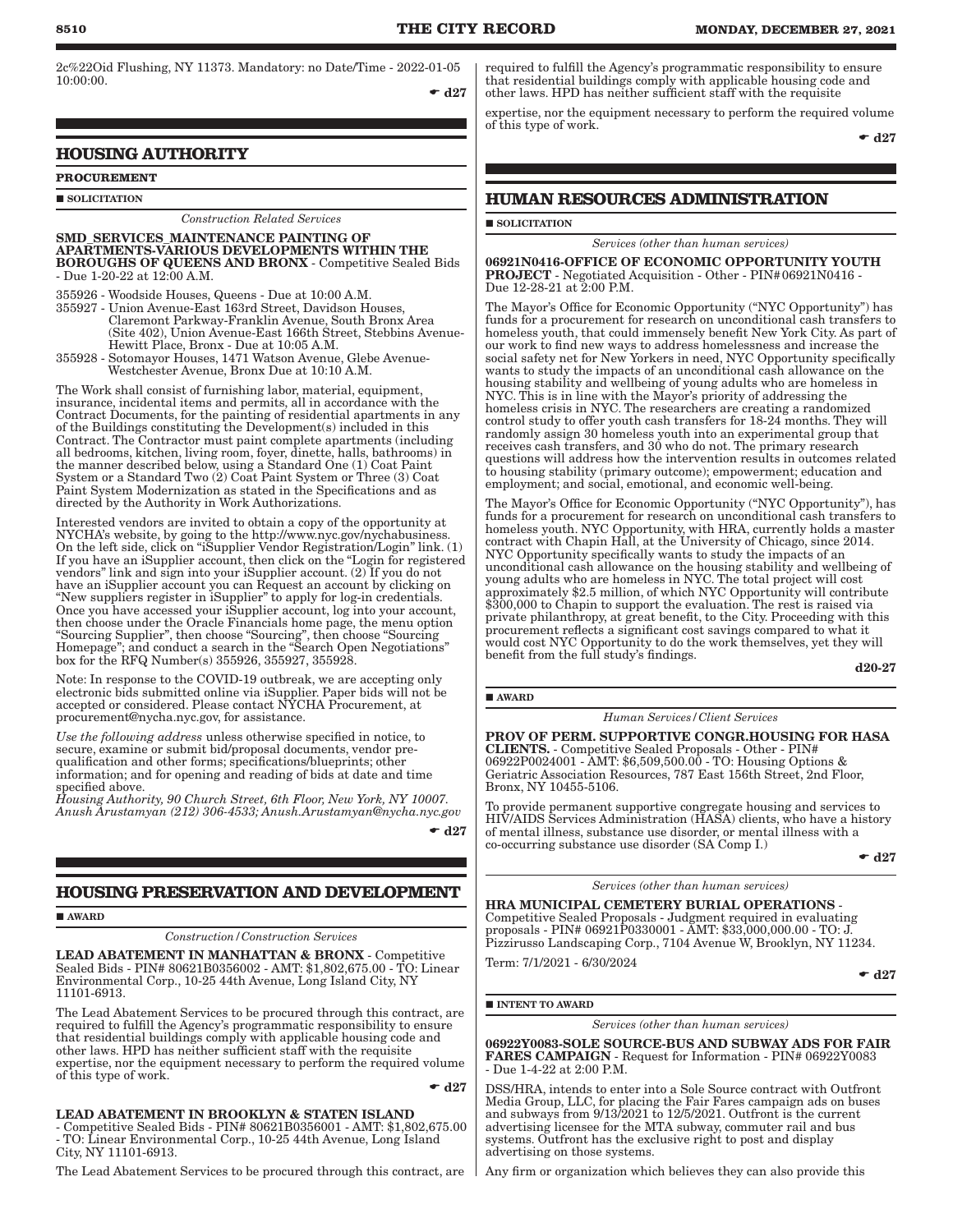2c%22Oid Flushing, NY 11373. Mandatory: no Date/Time - 2022-01-05 10:00:00.

☛ d27

## HOUSING AUTHORITY

### PROCUREMENT

■ SOLICITATION

*Construction Related Services*

**SMD_SERVICES_MAINTENANCE PAINTING OF APARTMENTS-VARIOUS DEVELOPMENTS WITHIN THE BOROUGHS OF QUEENS AND BRONX** - Competitive Sealed Bids - Due 1-20-22 at 12:00 A.M.

355926 - Woodside Houses, Queens - Due at 10:00 A.M.
355927 - Union Avenue-East 163rd Street, Davidson Houses, Claremont Parkway-Franklin Avenue, South Bronx Area (Site 402), Union Avenue-East 166th Street, Stebbins Avenue-Hewitt Place, Bronx - Due at 10:05 A.M.
355928 - Sotomayor Houses, 1471 Watson Avenue, Glebe Avenue-Westchester Avenue, Bronx Due at 10:10 A.M.

The Work shall consist of furnishing labor, material, equipment, insurance, incidental items and permits, all in accordance with the Contract Documents, for the painting of residential apartments in any of the Buildings constituting the Development(s) included in this Contract. The Contractor must paint complete apartments (including all bedrooms, kitchen, living room, foyer, dinette, halls, bathrooms) in the manner described below, using a Standard One (1) Coat Paint System or a Standard Two (2) Coat Paint System or Three (3) Coat Paint System Modernization as stated in the Specifications and as directed by the Authority in Work Authorizations.

Interested vendors are invited to obtain a copy of the opportunity at NYCHA's website, by going to the http://www.nyc.gov/nychabusiness. On the left side, click on "iSupplier Vendor Registration/Login" link. (1) If you have an iSupplier account, then click on the "Login for registered vendors" link and sign into your iSupplier account. (2) If you do not have an iSupplier account you can Request an account by clicking on "New suppliers register in iSupplier" to apply for log-in credentials. Once you have accessed your iSupplier account, log into your account, then choose under the Oracle Financials home page, the menu option "Sourcing Supplier", then choose "Sourcing", then choose "Sourcing Homepage"; and conduct a search in the "Search Open Negotiations" box for the RFQ Number(s) 355926, 355927, 355928.

Note: In response to the COVID-19 outbreak, we are accepting only electronic bids submitted online via iSupplier. Paper bids will not be accepted or considered. Please contact NYCHA Procurement, at procurement@nycha.nyc.gov, for assistance.

*Use the following address* unless otherwise specified in notice, to secure, examine or submit bid/proposal documents, vendor pre-qualification and other forms; specifications/blueprints; other information; and for opening and reading of bids at date and time specified above.
*Housing Authority, 90 Church Street, 6th Floor, New York, NY 10007. Anush Arustamyan (212) 306-4533; Anush.Arustamyan@nycha.nyc.gov*

☛ d27

## HOUSING PRESERVATION AND DEVELOPMENT

■ AWARD

*Construction/Construction Services*

**LEAD ABATEMENT IN MANHATTAN & BRONX** - Competitive Sealed Bids - PIN# 80621B0356002 - AMT: $1,802,675.00 - TO: Linear Environmental Corp., 10-25 44th Avenue, Long Island City, NY 11101-6913.

The Lead Abatement Services to be procured through this contract, are required to fulfill the Agency's programmatic responsibility to ensure that residential buildings comply with applicable housing code and other laws. HPD has neither sufficient staff with the requisite expertise, nor the equipment necessary to perform the required volume of this type of work.

☛ d27

**LEAD ABATEMENT IN BROOKLYN & STATEN ISLAND** - Competitive Sealed Bids - PIN# 80621B0356001 - AMT: $1,802,675.00 - TO: Linear Environmental Corp., 10-25 44th Avenue, Long Island City, NY 11101-6913.

The Lead Abatement Services to be procured through this contract, are required to fulfill the Agency's programmatic responsibility to ensure that residential buildings comply with applicable housing code and other laws. HPD has neither sufficient staff with the requisite expertise, nor the equipment necessary to perform the required volume of this type of work.

☛ d27

## HUMAN RESOURCES ADMINISTRATION

■ SOLICITATION

*Services (other than human services)*

**06921N0416-OFFICE OF ECONOMIC OPPORTUNITY YOUTH PROJECT** - Negotiated Acquisition - Other - PIN# 06921N0416 - Due 12-28-21 at 2:00 P.M.

The Mayor's Office for Economic Opportunity ("NYC Opportunity") has funds for a procurement for research on unconditional cash transfers to homeless youth, that could immensely benefit New York City. As part of our work to find new ways to address homelessness and increase the social safety net for New Yorkers in need, NYC Opportunity specifically wants to study the impacts of an unconditional cash allowance on the housing stability and wellbeing of young adults who are homeless in NYC. This is in line with the Mayor's priority of addressing the homeless crisis in NYC. The researchers are creating a randomized control study to offer youth cash transfers for 18-24 months. They will randomly assign 30 homeless youth into an experimental group that receives cash transfers, and 30 who do not. The primary research questions will address how the intervention results in outcomes related to housing stability (primary outcome); empowerment; education and employment; and social, emotional, and economic well-being.

The Mayor's Office for Economic Opportunity ("NYC Opportunity"), has funds for a procurement for research on unconditional cash transfers to homeless youth. NYC Opportunity, with HRA, currently holds a master contract with Chapin Hall, at the University of Chicago, since 2014. NYC Opportunity specifically wants to study the impacts of an unconditional cash allowance on the housing stability and wellbeing of young adults who are homeless in NYC. The total project will cost approximately $2.5 million, of which NYC Opportunity will contribute $300,000 to Chapin to support the evaluation. The rest is raised via private philanthropy, at great benefit, to the City. Proceeding with this procurement reflects a significant cost savings compared to what it would cost NYC Opportunity to do the work themselves, yet they will benefit from the full study's findings.

d20-27

■ AWARD

*Human Services/Client Services*

**PROV OF PERM. SUPPORTIVE CONGR.HOUSING FOR HASA CLIENTS.** - Competitive Sealed Proposals - Other - PIN# 06922P0024001 - AMT: $6,509,500.00 - TO: Housing Options & Geriatric Association Resources, 787 East 156th Street, 2nd Floor, Bronx, NY 10455-5106.

To provide permanent supportive congregate housing and services to HIV/AIDS Services Administration (HASA) clients, who have a history of mental illness, substance use disorder, or mental illness with a co-occurring substance use disorder (SA Comp I.)

☛ d27

*Services (other than human services)*

**HRA MUNICIPAL CEMETERY BURIAL OPERATIONS** - Competitive Sealed Proposals - Judgment required in evaluating proposals - PIN# 06921P0330001 - AMT: $33,000,000.00 - TO: J. Pizzirusso Landscaping Corp., 7104 Avenue W, Brooklyn, NY 11234.

Term: 7/1/2021 - 6/30/2024

☛ d27

■ INTENT TO AWARD

*Services (other than human services)*

**06922Y0083-SOLE SOURCE-BUS AND SUBWAY ADS FOR FAIR FARES CAMPAIGN** - Request for Information - PIN# 06922Y0083 - Due 1-4-22 at 2:00 P.M.

DSS/HRA, intends to enter into a Sole Source contract with Outfront Media Group, LLC, for placing the Fair Fares campaign ads on buses and subways from 9/13/2021 to 12/5/2021. Outfront is the current advertising licensee for the MTA subway, commuter rail and bus systems. Outfront has the exclusive right to post and display advertising on those systems.

Any firm or organization which believes they can also provide this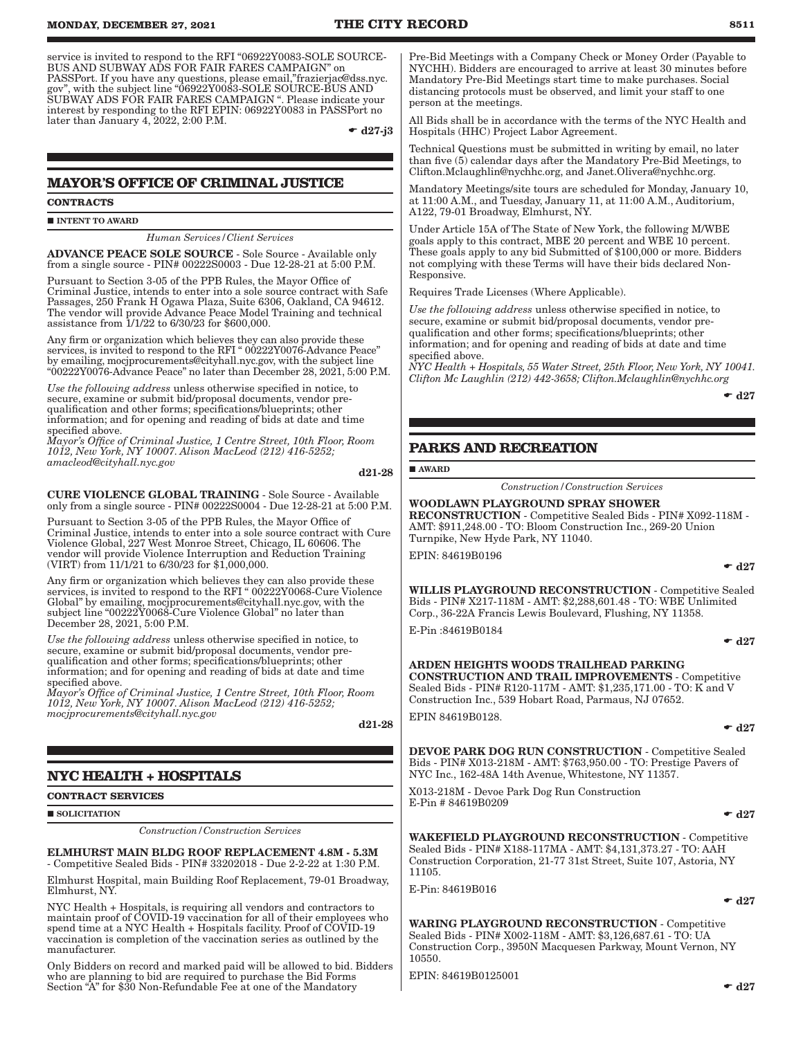service is invited to respond to the RFI "06922Y0083-SOLE SOURCE-BUS AND SUBWAY ADS FOR FAIR FARES CAMPAIGN" on PASSPort. If you have any questions, please email,"frazierjac@dss.nyc.gov", with the subject line "06922Y0083-SOLE SOURCE-BUS AND SUBWAY ADS FOR FAIR FARES CAMPAIGN ". Please indicate your interest by responding to the RFI EPIN: 06922Y0083 in PASSPort no later than January 4, 2022, 2:00 P.M.

☛ d27-j3

## MAYOR'S OFFICE OF CRIMINAL JUSTICE

**CONTRACTS**

■ **INTENT TO AWARD**

*Human Services/Client Services*

**ADVANCE PEACE SOLE SOURCE** - Sole Source - Available only from a single source - PIN# 00222S0003 - Due 12-28-21 at 5:00 P.M.

Pursuant to Section 3-05 of the PPB Rules, the Mayor Office of Criminal Justice, intends to enter into a sole source contract with Safe Passages, 250 Frank H Ogawa Plaza, Suite 6306, Oakland, CA 94612. The vendor will provide Advance Peace Model Training and technical assistance from 1/1/22 to 6/30/23 for $600,000.

Any firm or organization which believes they can also provide these services, is invited to respond to the RFI " 00222Y0076-Advance Peace" by emailing, mocjprocurements@cityhall.nyc.gov, with the subject line "00222Y0076-Advance Peace" no later than December 28, 2021, 5:00 P.M.

*Use the following address* unless otherwise specified in notice, to secure, examine or submit bid/proposal documents, vendor pre-qualification and other forms; specifications/blueprints; other information; and for opening and reading of bids at date and time specified above.
*Mayor's Office of Criminal Justice, 1 Centre Street, 10th Floor, Room 1012, New York, NY 10007. Alison MacLeod (212) 416-5252; amacleod@cityhall.nyc.gov*

d21-28

**CURE VIOLENCE GLOBAL TRAINING** - Sole Source - Available only from a single source - PIN# 00222S0004 - Due 12-28-21 at 5:00 P.M.

Pursuant to Section 3-05 of the PPB Rules, the Mayor Office of Criminal Justice, intends to enter into a sole source contract with Cure Violence Global, 227 West Monroe Street, Chicago, IL 60606. The vendor will provide Violence Interruption and Reduction Training (VIRT) from 11/1/21 to 6/30/23 for $1,000,000.

Any firm or organization which believes they can also provide these services, is invited to respond to the RFI " 00222Y0068-Cure Violence Global" by emailing, mocjprocurements@cityhall.nyc.gov, with the subject line "00222Y0068-Cure Violence Global" no later than December 28, 2021, 5:00 P.M.

*Use the following address* unless otherwise specified in notice, to secure, examine or submit bid/proposal documents, vendor pre-qualification and other forms; specifications/blueprints; other information; and for opening and reading of bids at date and time specified above.
*Mayor's Office of Criminal Justice, 1 Centre Street, 10th Floor, Room 1012, New York, NY 10007. Alison MacLeod (212) 416-5252; mocjprocurements@cityhall.nyc.gov*

d21-28

## NYC HEALTH + HOSPITALS

**CONTRACT SERVICES**

■ **SOLICITATION**

*Construction/Construction Services*

**ELMHURST MAIN BLDG ROOF REPLACEMENT 4.8M - 5.3M** - Competitive Sealed Bids - PIN# 33202018 - Due 2-2-22 at 1:30 P.M.

Elmhurst Hospital, main Building Roof Replacement, 79-01 Broadway, Elmhurst, NY.

NYC Health + Hospitals, is requiring all vendors and contractors to maintain proof of COVID-19 vaccination for all of their employees who spend time at a NYC Health + Hospitals facility. Proof of COVID-19 vaccination is completion of the vaccination series as outlined by the manufacturer.

Only Bidders on record and marked paid will be allowed to bid. Bidders who are planning to bid are required to purchase the Bid Forms Section "A" for $30 Non-Refundable Fee at one of the Mandatory Pre-Bid Meetings with a Company Check or Money Order (Payable to NYCHH). Bidders are encouraged to arrive at least 30 minutes before Mandatory Pre-Bid Meetings start time to make purchases. Social distancing protocols must be observed, and limit your staff to one person at the meetings.

All Bids shall be in accordance with the terms of the NYC Health and Hospitals (HHC) Project Labor Agreement.

Technical Questions must be submitted in writing by email, no later than five (5) calendar days after the Mandatory Pre-Bid Meetings, to Clifton.Mclaughlin@nychhc.org, and Janet.Olivera@nychhc.org.

Mandatory Meetings/site tours are scheduled for Monday, January 10, at 11:00 A.M., and Tuesday, January 11, at 11:00 A.M., Auditorium, A122, 79-01 Broadway, Elmhurst, NY.

Under Article 15A of The State of New York, the following M/WBE goals apply to this contract, MBE 20 percent and WBE 10 percent. These goals apply to any bid Submitted of $100,000 or more. Bidders not complying with these Terms will have their bids declared Non-Responsive.

Requires Trade Licenses (Where Applicable).

*Use the following address* unless otherwise specified in notice, to secure, examine or submit bid/proposal documents, vendor pre-qualification and other forms; specifications/blueprints; other information; and for opening and reading of bids at date and time specified above.
*NYC Health + Hospitals, 55 Water Street, 25th Floor, New York, NY 10041. Clifton Mc Laughlin (212) 442-3658; Clifton.Mclaughlin@nychhc.org*

☛ d27

## PARKS AND RECREATION

■ **AWARD**

*Construction/Construction Services*

**WOODLAWN PLAYGROUND SPRAY SHOWER RECONSTRUCTION** - Competitive Sealed Bids - PIN# X092-118M - AMT: $911,248.00 - TO: Bloom Construction Inc., 269-20 Union Turnpike, New Hyde Park, NY 11040.

EPIN: 84619B0196

☛ d27

**WILLIS PLAYGROUND RECONSTRUCTION** - Competitive Sealed Bids - PIN# X217-118M - AMT: $2,288,601.48 - TO: WBE Unlimited Corp., 36-22A Francis Lewis Boulevard, Flushing, NY 11358.

E-Pin :84619B0184

☛ d27

**ARDEN HEIGHTS WOODS TRAILHEAD PARKING CONSTRUCTION AND TRAIL IMPROVEMENTS** - Competitive Sealed Bids - PIN# R120-117M - AMT: $1,235,171.00 - TO: K and V Construction Inc., 539 Hobart Road, Parmaus, NJ 07652.

EPIN 84619B0128.

☛ d27

**DEVOE PARK DOG RUN CONSTRUCTION** - Competitive Sealed Bids - PIN# X013-218M - AMT: $763,950.00 - TO: Prestige Pavers of NYC Inc., 162-48A 14th Avenue, Whitestone, NY 11357.

X013-218M - Devoe Park Dog Run Construction
E-Pin # 84619B0209

☛ d27

**WAKEFIELD PLAYGROUND RECONSTRUCTION** - Competitive Sealed Bids - PIN# X188-117MA - AMT: $4,131,373.27 - TO: AAH Construction Corporation, 21-77 31st Street, Suite 107, Astoria, NY 11105.

E-Pin: 84619B016

☛ d27

**WARING PLAYGROUND RECONSTRUCTION** - Competitive Sealed Bids - PIN# X002-118M - AMT: $3,126,687.61 - TO: UA Construction Corp., 3950N Macquesen Parkway, Mount Vernon, NY 10550.

EPIN: 84619B0125001

☛ d27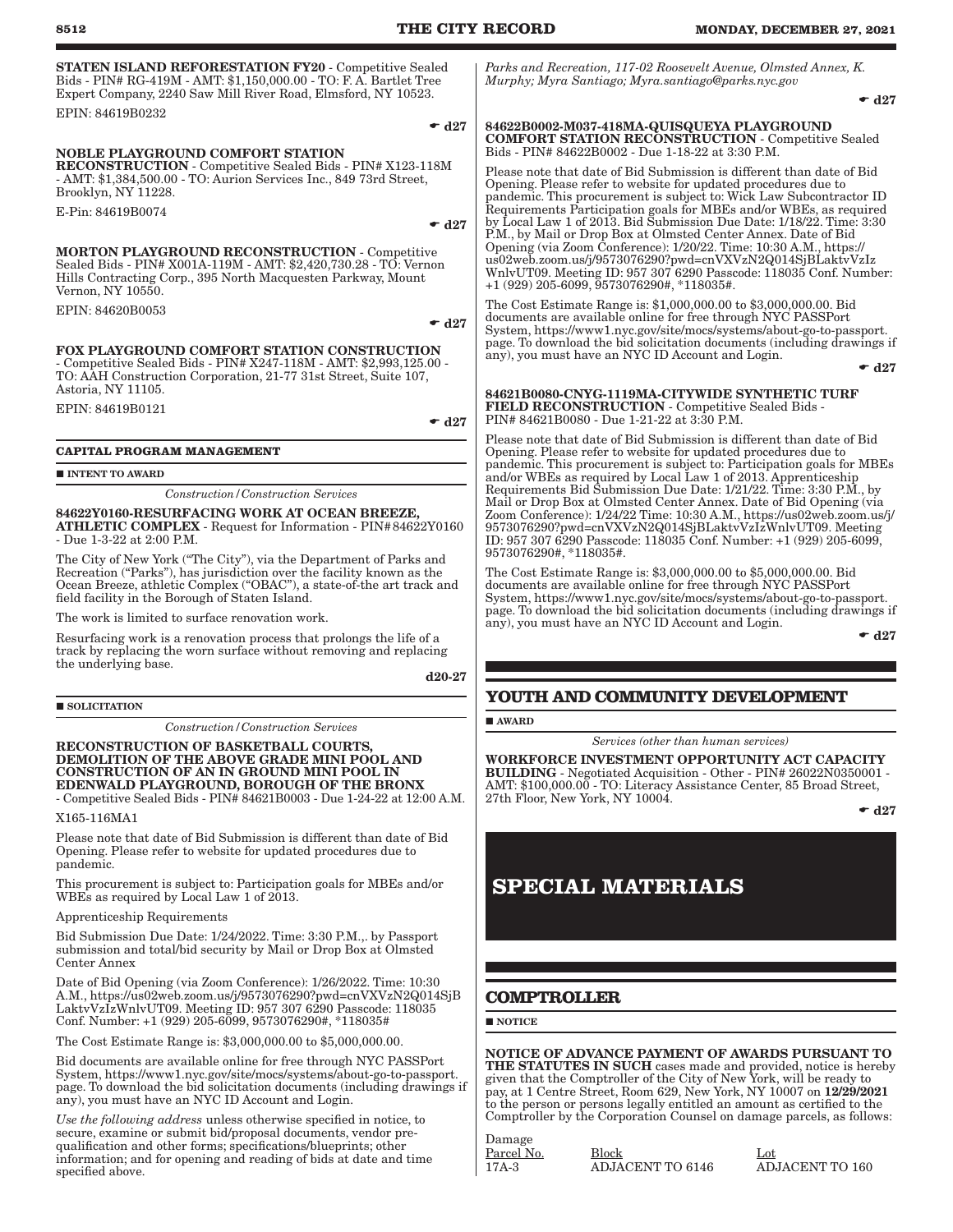**STATEN ISLAND REFORESTATION FY20** - Competitive Sealed Bids - PIN# RG-419M - AMT: $1,150,000.00 - TO: F. A. Bartlet Tree Expert Company, 2240 Saw Mill River Road, Elmsford, NY 10523.

EPIN: 84619B0232

☛ d27

**NOBLE PLAYGROUND COMFORT STATION RECONSTRUCTION** - Competitive Sealed Bids - PIN# X123-118M - AMT: $1,384,500.00 - TO: Aurion Services Inc., 849 73rd Street, Brooklyn, NY 11228.

E-Pin: 84619B0074

☛ d27

**MORTON PLAYGROUND RECONSTRUCTION** - Competitive Sealed Bids - PIN# X001A-119M - AMT: $2,420,730.28 - TO: Vernon Hills Contracting Corp., 395 North Macquesten Parkway, Mount Vernon, NY 10550.

EPIN: 84620B0053

☛ d27

**FOX PLAYGROUND COMFORT STATION CONSTRUCTION** - Competitive Sealed Bids - PIN# X247-118M - AMT: $2,993,125.00 - TO: AAH Construction Corporation, 21-77 31st Street, Suite 107, Astoria, NY 11105.

EPIN: 84619B0121

☛ d27

### CAPITAL PROGRAM MANAGEMENT

■ **INTENT TO AWARD**

*Construction/Construction Services*

**84622Y0160-RESURFACING WORK AT OCEAN BREEZE, ATHLETIC COMPLEX** - Request for Information - PIN#84622Y0160 - Due 1-3-22 at 2:00 P.M.

The City of New York ("The City"), via the Department of Parks and Recreation ("Parks"), has jurisdiction over the facility known as the Ocean Breeze, athletic Complex ("OBAC"), a state-of-the art track and field facility in the Borough of Staten Island.

The work is limited to surface renovation work.

Resurfacing work is a renovation process that prolongs the life of a track by replacing the worn surface without removing and replacing the underlying base.

d20-27

■ **SOLICITATION**

*Construction/Construction Services*

**RECONSTRUCTION OF BASKETBALL COURTS, DEMOLITION OF THE ABOVE GRADE MINI POOL AND CONSTRUCTION OF AN IN GROUND MINI POOL IN EDENWALD PLAYGROUND, BOROUGH OF THE BRONX** - Competitive Sealed Bids - PIN# 84621B0003 - Due 1-24-22 at 12:00 A.M.

X165-116MA1

Please note that date of Bid Submission is different than date of Bid Opening. Please refer to website for updated procedures due to pandemic.

This procurement is subject to: Participation goals for MBEs and/or WBEs as required by Local Law 1 of 2013.

Apprenticeship Requirements

Bid Submission Due Date: 1/24/2022. Time: 3:30 P.M.,. by Passport submission and total/bid security by Mail or Drop Box at Olmsted Center Annex

Date of Bid Opening (via Zoom Conference): 1/26/2022. Time: 10:30 A.M., https://us02web.zoom.us/j/9573076290?pwd=cnVXVzN2Q014SjBLaktvVzIzWnlvUT09. Meeting ID: 957 307 6290 Passcode: 118035 Conf. Number: +1 (929) 205-6099, 9573076290#, *118035#

The Cost Estimate Range is: $3,000,000.00 to $5,000,000.00.

Bid documents are available online for free through NYC PASSPort System, https://www1.nyc.gov/site/mocs/systems/about-go-to-passport. page. To download the bid solicitation documents (including drawings if any), you must have an NYC ID Account and Login.

*Use the following address* unless otherwise specified in notice, to secure, examine or submit bid/proposal documents, vendor pre-qualification and other forms; specifications/blueprints; other information; and for opening and reading of bids at date and time specified above.

*Parks and Recreation, 117-02 Roosevelt Avenue, Olmsted Annex, K. Murphy; Myra Santiago; Myra.santiago@parks.nyc.gov*

☛ d27

**84622B0002-M037-418MA-QUISQUEYA PLAYGROUND COMFORT STATION RECONSTRUCTION** - Competitive Sealed Bids - PIN# 84622B0002 - Due 1-18-22 at 3:30 P.M.

Please note that date of Bid Submission is different than date of Bid Opening. Please refer to website for updated procedures due to pandemic. This procurement is subject to: Wick Law Subcontractor ID Requirements Participation goals for MBEs and/or WBEs, as required by Local Law 1 of 2013. Bid Submission Due Date: 1/18/22. Time: 3:30 P.M., by Mail or Drop Box at Olmsted Center Annex. Date of Bid Opening (via Zoom Conference): 1/20/22. Time: 10:30 A.M., https://us02web.zoom.us/j/9573076290?pwd=cnVXVzN2Q014SjBLaktvVzIzWnlvUT09. Meeting ID: 957 307 6290 Passcode: 118035 Conf. Number: +1 (929) 205-6099, 9573076290#, *118035#.

The Cost Estimate Range is: $1,000,000.00 to $3,000,000.00. Bid documents are available online for free through NYC PASSPort System, https://www1.nyc.gov/site/mocs/systems/about-go-to-passport. page. To download the bid solicitation documents (including drawings if any), you must have an NYC ID Account and Login.

☛ d27

**84621B0080-CNYG-1119MA-CITYWIDE SYNTHETIC TURF FIELD RECONSTRUCTION** - Competitive Sealed Bids - PIN# 84621B0080 - Due 1-21-22 at 3:30 P.M.

Please note that date of Bid Submission is different than date of Bid Opening. Please refer to website for updated procedures due to pandemic. This procurement is subject to: Participation goals for MBEs and/or WBEs as required by Local Law 1 of 2013. Apprenticeship Requirements Bid Submission Due Date: 1/21/22. Time: 3:30 P.M., by Mail or Drop Box at Olmsted Center Annex. Date of Bid Opening (via Zoom Conference): 1/24/22 Time: 10:30 A.M., https://us02web.zoom.us/j/9573076290?pwd=cnVXVzN2Q014SjBLaktvVzIzWnlvUT09. Meeting ID: 957 307 6290 Passcode: 118035 Conf. Number: +1 (929) 205-6099, 9573076290#, *118035#.

The Cost Estimate Range is: $3,000,000.00 to $5,000,000.00. Bid documents are available online for free through NYC PASSPort System, https://www1.nyc.gov/site/mocs/systems/about-go-to-passport. page. To download the bid solicitation documents (including drawings if any), you must have an NYC ID Account and Login.

☛ d27

## YOUTH AND COMMUNITY DEVELOPMENT

■ **AWARD**

*Services (other than human services)*

**WORKFORCE INVESTMENT OPPORTUNITY ACT CAPACITY BUILDING** - Negotiated Acquisition - Other - PIN# 26022N0350001 - AMT: $100,000.00 - TO: Literacy Assistance Center, 85 Broad Street, 27th Floor, New York, NY 10004.

☛ d27

# SPECIAL MATERIALS

## COMPTROLLER

■ **NOTICE**

**NOTICE OF ADVANCE PAYMENT OF AWARDS PURSUANT TO THE STATUTES IN SUCH** cases made and provided, notice is hereby given that the Comptroller of the City of New York, will be ready to pay, at 1 Centre Street, Room 629, New York, NY 10007 on **12/29/2021** to the person or persons legally entitled an amount as certified to the Comptroller by the Corporation Counsel on damage parcels, as follows:

| Damage Parcel No. | Block | Lot |
|---|---|---|
| 17A-3 | ADJACENT TO 6146 | ADJACENT TO 160 |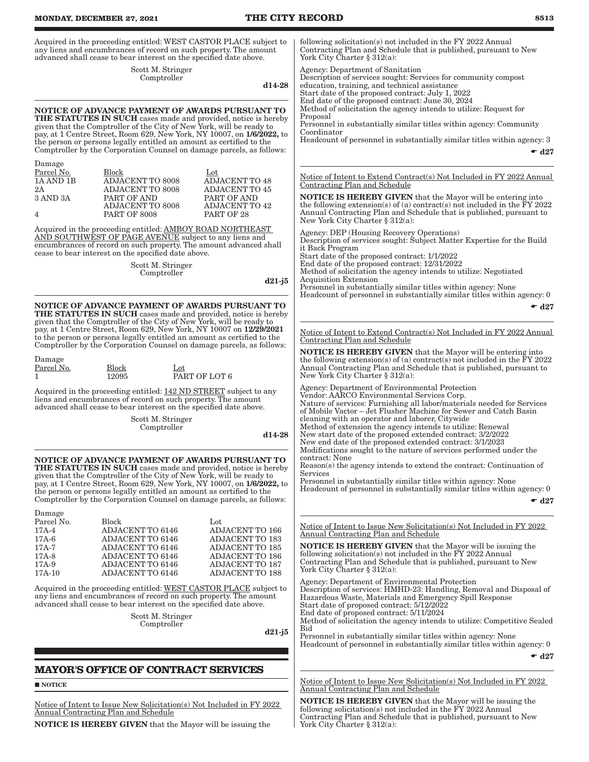Acquired in the proceeding entitled: WEST CASTOR PLACE subject to any liens and encumbrances of record on such property. The amount advanced shall cease to bear interest on the specified date above.

Scott M. Stringer
Comptroller

d14-28

**NOTICE OF ADVANCE PAYMENT OF AWARDS PURSUANT TO THE STATUTES IN SUCH** cases made and provided, notice is hereby given that the Comptroller of the City of New York, will be ready to pay, at 1 Centre Street, Room 629, New York, NY 10007, on **1/6/2022,** to the person or persons legally entitled an amount as certified to the Comptroller by the Corporation Counsel on damage parcels, as follows:

| Damage Parcel No. | Block | Lot |
|---|---|---|
| 1A AND 1B | ADJACENT TO 8008 | ADJACENT TO 48 |
| 2A | ADJACENT TO 8008 | ADJACENT TO 45 |
| 3 AND 3A | PART OF AND ADJACENT TO 8008 | PART OF AND ADJACENT TO 42 |
| 4 | PART OF 8008 | PART OF 28 |

Acquired in the proceeding entitled: AMBOY ROAD NORTHEAST AND SOUTHWEST OF PAGE AVENUE subject to any liens and encumbrances of record on such property. The amount advanced shall cease to bear interest on the specified date above.

Scott M. Stringer
Comptroller

d21-j5

**NOTICE OF ADVANCE PAYMENT OF AWARDS PURSUANT TO THE STATUTES IN SUCH** cases made and provided, notice is hereby given that the Comptroller of the City of New York, will be ready to pay, at 1 Centre Street, Room 629, New York, NY 10007 on **12/29/2021** to the person or persons legally entitled an amount as certified to the Comptroller by the Corporation Counsel on damage parcels, as follows:

| Damage Parcel No. | Block | Lot |
|---|---|---|
| 1 | 12095 | PART OF LOT 6 |

Acquired in the proceeding entitled: 142 ND STREET subject to any liens and encumbrances of record on such property. The amount advanced shall cease to bear interest on the specified date above.

Scott M. Stringer
Comptroller

d14-28

**NOTICE OF ADVANCE PAYMENT OF AWARDS PURSUANT TO THE STATUTES IN SUCH** cases made and provided, notice is hereby given that the Comptroller of the City of New York, will be ready to pay, at 1 Centre Street, Room 629, New York, NY 10007, on **1/6/2022,** to the person or persons legally entitled an amount as certified to the Comptroller by the Corporation Counsel on damage parcels, as follows:

| Damage Parcel No. | Block | Lot |
|---|---|---|
| 17A-4 | ADJACENT TO 6146 | ADJACENT TO 166 |
| 17A-6 | ADJACENT TO 6146 | ADJACENT TO 183 |
| 17A-7 | ADJACENT TO 6146 | ADJACENT TO 185 |
| 17A-8 | ADJACENT TO 6146 | ADJACENT TO 186 |
| 17A-9 | ADJACENT TO 6146 | ADJACENT TO 187 |
| 17A-10 | ADJACENT TO 6146 | ADJACENT TO 188 |

Acquired in the proceeding entitled: WEST CASTOR PLACE subject to any liens and encumbrances of record on such property. The amount advanced shall cease to bear interest on the specified date above.

Scott M. Stringer
Comptroller

d21-j5

## MAYOR'S OFFICE OF CONTRACT SERVICES

■ NOTICE

Notice of Intent to Issue New Solicitation(s) Not Included in FY 2022 Annual Contracting Plan and Schedule

**NOTICE IS HEREBY GIVEN** that the Mayor will be issuing the following solicitation(s) not included in the FY 2022 Annual Contracting Plan and Schedule that is published, pursuant to New York City Charter § 312(a):

Agency: Department of Sanitation
Description of services sought: Services for community compost education, training, and technical assistance
Start date of the proposed contract: July 1, 2022
End date of the proposed contract: June 30, 2024
Method of solicitation the agency intends to utilize: Request for Proposal
Personnel in substantially similar titles within agency: Community Coordinator
Headcount of personnel in substantially similar titles within agency: 3

☛ d27

Notice of Intent to Extend Contract(s) Not Included in FY 2022 Annual Contracting Plan and Schedule

**NOTICE IS HEREBY GIVEN** that the Mayor will be entering into the following extension(s) of (a) contract(s) not included in the FY 2022 Annual Contracting Plan and Schedule that is published, pursuant to New York City Charter § 312(a):

Agency: DEP (Housing Recovery Operations)
Description of services sought: Subject Matter Expertise for the Build it Back Program
Start date of the proposed contract: 1/1/2022
End date of the proposed contract: 12/31/2022
Method of solicitation the agency intends to utilize: Negotiated Acquisition Extension
Personnel in substantially similar titles within agency: None
Headcount of personnel in substantially similar titles within agency: 0

☛ d27

Notice of Intent to Extend Contract(s) Not Included in FY 2022 Annual Contracting Plan and Schedule

**NOTICE IS HEREBY GIVEN** that the Mayor will be entering into the following extension(s) of (a) contract(s) not included in the FY 2022 Annual Contracting Plan and Schedule that is published, pursuant to New York City Charter § 312(a):

Agency: Department of Environmental Protection
Vendor: AARCO Environmental Services Corp.
Nature of services: Furnishing all labor/materials needed for Services of Mobile Vactor – Jet Flusher Machine for Sewer and Catch Basin cleaning with an operator and laborer, Citywide
Method of extension the agency intends to utilize: Renewal
New start date of the proposed extended contract: 3/2/2022
New end date of the proposed extended contract: 3/1/2023
Modifications sought to the nature of services performed under the contract: None
Reason(s) the agency intends to extend the contract: Continuation of Services
Personnel in substantially similar titles within agency: None
Headcount of personnel in substantially similar titles within agency: 0

☛ d27

Notice of Intent to Issue New Solicitation(s) Not Included in FY 2022 Annual Contracting Plan and Schedule

**NOTICE IS HEREBY GIVEN** that the Mayor will be issuing the following solicitation(s) not included in the FY 2022 Annual Contracting Plan and Schedule that is published, pursuant to New York City Charter § 312(a):

Agency: Department of Environmental Protection
Description of services: HMHD-23: Handling, Removal and Disposal of Hazardous Waste, Materials and Emergency Spill Response
Start date of proposed contract: 5/12/2022
End date of proposed contract: 5/11/2024
Method of solicitation the agency intends to utilize: Competitive Sealed Bid
Personnel in substantially similar titles within agency: None
Headcount of personnel in substantially similar titles within agency: 0

☛ d27

Notice of Intent to Issue New Solicitation(s) Not Included in FY 2022 Annual Contracting Plan and Schedule

**NOTICE IS HEREBY GIVEN** that the Mayor will be issuing the following solicitation(s) not included in the FY 2022 Annual Contracting Plan and Schedule that is published, pursuant to New York City Charter § 312(a):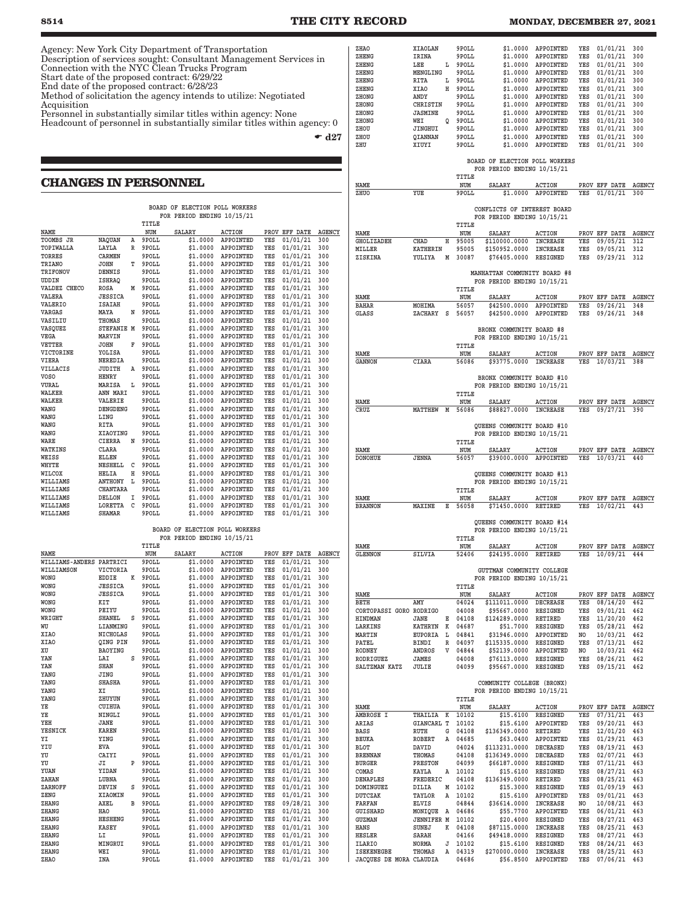Agency: New York City Department of Transportation
Description of services sought: Consultant Management Services in Connection with the NYC Clean Trucks Program
Start date of the proposed contract: 6/29/22
End date of the proposed contract: 6/28/23
Method of solicitation the agency intends to utilize: Negotiated Acquisition
Personnel in substantially similar titles within agency: None
Headcount of personnel in substantially similar titles within agency: 0

☛ d27

## CHANGES IN PERSONNEL

BOARD OF ELECTION POLL WORKERS
FOR PERIOD ENDING 10/15/21

| NAME | | | TITLE NUM | SALARY | ACTION | PROV | EFF DATE | AGENCY |
|---|---|---|---|---|---|---|---|---|
| TOOMBS JR | NAQUAN | A | 9POLL | $1.0000 | APPOINTED | YES | 01/01/21 | 300 |
| TOPIWALLA | LAYLA | R | 9POLL | $1.0000 | APPOINTED | YES | 01/01/21 | 300 |
| TORRES | CARMEN | | 9POLL | $1.0000 | APPOINTED | YES | 01/01/21 | 300 |
| TRIANO | JOHN | T | 9POLL | $1.0000 | APPOINTED | YES | 01/01/21 | 300 |
| TRIFONOV | DENNIS | | 9POLL | $1.0000 | APPOINTED | YES | 01/01/21 | 300 |
| UDDIN | ISHRAQ | | 9POLL | $1.0000 | APPOINTED | YES | 01/01/21 | 300 |
| VALDEZ CHECO | ROSA | M | 9POLL | $1.0000 | APPOINTED | YES | 01/01/21 | 300 |
| VALERA | JESSICA | | 9POLL | $1.0000 | APPOINTED | YES | 01/01/21 | 300 |
| VALERIO | ISAIAH | | 9POLL | $1.0000 | APPOINTED | YES | 01/01/21 | 300 |
| VARGAS | MAYA | N | 9POLL | $1.0000 | APPOINTED | YES | 01/01/21 | 300 |
| VASILIU | THOMAS | | 9POLL | $1.0000 | APPOINTED | YES | 01/01/21 | 300 |
| VASQUEZ | STEFANIE | M | 9POLL | $1.0000 | APPOINTED | YES | 01/01/21 | 300 |
| VEGA | MARVIN | | 9POLL | $1.0000 | APPOINTED | YES | 01/01/21 | 300 |
| VETTER | JOHN | F | 9POLL | $1.0000 | APPOINTED | YES | 01/01/21 | 300 |
| VICTORINE | YOLISA | | 9POLL | $1.0000 | APPOINTED | YES | 01/01/21 | 300 |
| VIERA | NEREDIA | | 9POLL | $1.0000 | APPOINTED | YES | 01/01/21 | 300 |
| VILLACIS | JUDITH | A | 9POLL | $1.0000 | APPOINTED | YES | 01/01/21 | 300 |
| VOSO | HENRY | | 9POLL | $1.0000 | APPOINTED | YES | 01/01/21 | 300 |
| VURAL | MARISA | L | 9POLL | $1.0000 | APPOINTED | YES | 01/01/21 | 300 |
| WALKER | ANN MARI | | 9POLL | $1.0000 | APPOINTED | YES | 01/01/21 | 300 |
| WALKER | VALERIE | | 9POLL | $1.0000 | APPOINTED | YES | 01/01/21 | 300 |
| WANG | DENGDENG | | 9POLL | $1.0000 | APPOINTED | YES | 01/01/21 | 300 |
| WANG | LING | | 9POLL | $1.0000 | APPOINTED | YES | 01/01/21 | 300 |
| WANG | RITA | | 9POLL | $1.0000 | APPOINTED | YES | 01/01/21 | 300 |
| WANG | XIAOYING | | 9POLL | $1.0000 | APPOINTED | YES | 01/01/21 | 300 |
| WARE | CIERRA | N | 9POLL | $1.0000 | APPOINTED | YES | 01/01/21 | 300 |
| WATKINS | CLARA | | 9POLL | $1.0000 | APPOINTED | YES | 01/01/21 | 300 |
| WEISS | ELLEN | | 9POLL | $1.0000 | APPOINTED | YES | 01/01/21 | 300 |
| WHYTE | NESHELL | C | 9POLL | $1.0000 | APPOINTED | YES | 01/01/21 | 300 |
| WILCOX | HELIA | H | 9POLL | $1.0000 | APPOINTED | YES | 01/01/21 | 300 |
| WILLIAMS | ANTHONY | L | 9POLL | $1.0000 | APPOINTED | YES | 01/01/21 | 300 |
| WILLIAMS | CHANTARA | | 9POLL | $1.0000 | APPOINTED | YES | 01/01/21 | 300 |
| WILLIAMS | DELLON | I | 9POLL | $1.0000 | APPOINTED | YES | 01/01/21 | 300 |
| WILLIAMS | LORETTA | C | 9POLL | $1.0000 | APPOINTED | YES | 01/01/21 | 300 |
| WILLIAMS | SHAMAR | | 9POLL | $1.0000 | APPOINTED | YES | 01/01/21 | 300 |

BOARD OF ELECTION POLL WORKERS
FOR PERIOD ENDING 10/15/21

| NAME | | | TITLE NUM | SALARY | ACTION | PROV | EFF DATE | AGENCY |
|---|---|---|---|---|---|---|---|---|
| WILLIAMS-ANDERS | PARTRICI | | 9POLL | $1.0000 | APPOINTED | YES | 01/01/21 | 300 |
| WILLIAMSON | VICTORIA | | 9POLL | $1.0000 | APPOINTED | YES | 01/01/21 | 300 |
| WONG | EDDIE | K | 9POLL | $1.0000 | APPOINTED | YES | 01/01/21 | 300 |
| WONG | JESSICA | | 9POLL | $1.0000 | APPOINTED | YES | 01/01/21 | 300 |
| WONG | JESSICA | | 9POLL | $1.0000 | APPOINTED | YES | 01/01/21 | 300 |
| WONG | KIT | | 9POLL | $1.0000 | APPOINTED | YES | 01/01/21 | 300 |
| WONG | PEIYU | | 9POLL | $1.0000 | APPOINTED | YES | 01/01/21 | 300 |
| WRIGHT | SHANEL | S | 9POLL | $1.0000 | APPOINTED | YES | 01/01/21 | 300 |
| WU | LIANMING | | 9POLL | $1.0000 | APPOINTED | YES | 01/01/21 | 300 |
| XIAO | NICHOLAS | | 9POLL | $1.0000 | APPOINTED | YES | 01/01/21 | 300 |
| XIAO | QING PIN | | 9POLL | $1.0000 | APPOINTED | YES | 01/01/21 | 300 |
| XU | BAOYING | | 9POLL | $1.0000 | APPOINTED | YES | 01/01/21 | 300 |
| YAN | LAI | S | 9POLL | $1.0000 | APPOINTED | YES | 01/01/21 | 300 |
| YAN | SHAN | | 9POLL | $1.0000 | APPOINTED | YES | 01/01/21 | 300 |
| YANG | JING | | 9POLL | $1.0000 | APPOINTED | YES | 01/01/21 | 300 |
| YANG | SHASHA | | 9POLL | $1.0000 | APPOINTED | YES | 01/01/21 | 300 |
| YANG | XI | | 9POLL | $1.0000 | APPOINTED | YES | 01/01/21 | 300 |
| YANG | ZHUYUN | | 9POLL | $1.0000 | APPOINTED | YES | 01/01/21 | 300 |
| YE | CUIHUA | | 9POLL | $1.0000 | APPOINTED | YES | 01/01/21 | 300 |
| YE | NINGLI | | 9POLL | $1.0000 | APPOINTED | YES | 01/01/21 | 300 |
| YEH | JANE | | 9POLL | $1.0000 | APPOINTED | YES | 01/01/21 | 300 |
| YESNICK | KAREN | | 9POLL | $1.0000 | APPOINTED | YES | 01/01/21 | 300 |
| YI | YING | | 9POLL | $1.0000 | APPOINTED | YES | 01/01/21 | 300 |
| YIU | EVA | | 9POLL | $1.0000 | APPOINTED | YES | 01/01/21 | 300 |
| YU | CAIYI | | 9POLL | $1.0000 | APPOINTED | YES | 01/01/21 | 300 |
| YU | JI | P | 9POLL | $1.0000 | APPOINTED | YES | 01/01/21 | 300 |
| YUAN | YIDAN | | 9POLL | $1.0000 | APPOINTED | YES | 01/01/21 | 300 |
| ZAHAN | LUBNA | | 9POLL | $1.0000 | APPOINTED | YES | 01/01/21 | 300 |
| ZARNOFF | DEVIN | S | 9POLL | $1.0000 | APPOINTED | YES | 01/01/21 | 300 |
| ZENG | XIAOMIN | | 9POLL | $1.0000 | APPOINTED | YES | 01/01/21 | 300 |
| ZHANG | AXEL | B | 9POLL | $1.0000 | APPOINTED | YES | 09/28/21 | 300 |
| ZHANG | HAO | | 9POLL | $1.0000 | APPOINTED | YES | 01/01/21 | 300 |
| ZHANG | HESHENG | | 9POLL | $1.0000 | APPOINTED | YES | 01/01/21 | 300 |
| ZHANG | KASEY | | 9POLL | $1.0000 | APPOINTED | YES | 01/01/21 | 300 |
| ZHANG | LI | | 9POLL | $1.0000 | APPOINTED | YES | 01/01/21 | 300 |
| ZHANG | MINGRUI | | 9POLL | $1.0000 | APPOINTED | YES | 01/01/21 | 300 |
| ZHANG | WEI | | 9POLL | $1.0000 | APPOINTED | YES | 01/01/21 | 300 |
| ZHAO | INA | | 9POLL | $1.0000 | APPOINTED | YES | 01/01/21 | 300 |
| ZHAO | XIAOLAN | | 9POLL | $1.0000 | APPOINTED | YES | 01/01/21 | 300 |
| ZHENG | IRINA | | 9POLL | $1.0000 | APPOINTED | YES | 01/01/21 | 300 |
| ZHENG | LEE | L | 9POLL | $1.0000 | APPOINTED | YES | 01/01/21 | 300 |
| ZHENG | MENGLING | | 9POLL | $1.0000 | APPOINTED | YES | 01/01/21 | 300 |
| ZHENG | RITA | L | 9POLL | $1.0000 | APPOINTED | YES | 01/01/21 | 300 |
| ZHENG | XIAO | H | 9POLL | $1.0000 | APPOINTED | YES | 01/01/21 | 300 |
| ZHONG | ANDY | | 9POLL | $1.0000 | APPOINTED | YES | 01/01/21 | 300 |
| ZHONG | CHRISTIN | | 9POLL | $1.0000 | APPOINTED | YES | 01/01/21 | 300 |
| ZHONG | JASMINE | | 9POLL | $1.0000 | APPOINTED | YES | 01/01/21 | 300 |
| ZHONG | WEI | Q | 9POLL | $1.0000 | APPOINTED | YES | 01/01/21 | 300 |
| ZHOU | JINGHUI | | 9POLL | $1.0000 | APPOINTED | YES | 01/01/21 | 300 |
| ZHOU | QIANNAN | | 9POLL | $1.0000 | APPOINTED | YES | 01/01/21 | 300 |
| ZHU | XIUYI | | 9POLL | $1.0000 | APPOINTED | YES | 01/01/21 | 300 |

BOARD OF ELECTION POLL WORKERS
FOR PERIOD ENDING 10/15/21

| NAME | | | TITLE NUM | SALARY | ACTION | PROV | EFF DATE | AGENCY |
|---|---|---|---|---|---|---|---|---|
| ZHUO | YUE | | 9POLL | $1.0000 | APPOINTED | YES | 01/01/21 | 300 |

CONFLICTS OF INTEREST BOARD
FOR PERIOD ENDING 10/15/21

| NAME | | | TITLE NUM | SALARY | ACTION | PROV | EFF DATE | AGENCY |
|---|---|---|---|---|---|---|---|---|
| GHOLIZADEH | CHAD | H | 95005 | $110000.0000 | INCREASE | YES | 09/05/21 | 312 |
| MILLER | KATHERIN | | 95005 | $150952.0000 | INCREASE | YES | 09/05/21 | 312 |
| ZISKINA | YULIYA | M | 30087 | $76405.0000 | RESIGNED | YES | 09/29/21 | 312 |

MANHATTAN COMMUNITY BOARD #8
FOR PERIOD ENDING 10/15/21

| NAME | | | TITLE NUM | SALARY | ACTION | PROV | EFF DATE | AGENCY |
|---|---|---|---|---|---|---|---|---|
| BAHAR | MOHIMA | | 56057 | $42500.0000 | APPOINTED | YES | 09/26/21 | 348 |
| GLASS | ZACHARY | S | 56057 | $42500.0000 | APPOINTED | YES | 09/26/21 | 348 |

BRONX COMMUNITY BOARD #8
FOR PERIOD ENDING 10/15/21

| NAME | | | TITLE NUM | SALARY | ACTION | PROV | EFF DATE | AGENCY |
|---|---|---|---|---|---|---|---|---|
| GANNON | CIARA | | 56086 | $93775.0000 | INCREASE | YES | 10/03/21 | 388 |

BRONX COMMUNITY BOARD #10
FOR PERIOD ENDING 10/15/21

| NAME | | | TITLE NUM | SALARY | ACTION | PROV | EFF DATE | AGENCY |
|---|---|---|---|---|---|---|---|---|
| CRUZ | MATTHEW | M | 56086 | $88827.0000 | INCREASE | YES | 09/27/21 | 390 |

QUEENS COMMUNITY BOARD #10
FOR PERIOD ENDING 10/15/21

| NAME | | | TITLE NUM | SALARY | ACTION | PROV | EFF DATE | AGENCY |
|---|---|---|---|---|---|---|---|---|
| DONOHUE | JENNA | | 56057 | $39000.0000 | APPOINTED | YES | 10/03/21 | 440 |

QUEENS COMMUNITY BOARD #13
FOR PERIOD ENDING 10/15/21

| NAME | | | TITLE NUM | SALARY | ACTION | PROV | EFF DATE | AGENCY |
|---|---|---|---|---|---|---|---|---|
| BRANNON | MAXINE | E | 56058 | $71450.0000 | RETIRED | YES | 10/02/21 | 443 |

QUEENS COMMUNITY BOARD #14
FOR PERIOD ENDING 10/15/21

| NAME | | | TITLE NUM | SALARY | ACTION | PROV | EFF DATE | AGENCY |
|---|---|---|---|---|---|---|---|---|
| GLENNON | SILVIA | | 52406 | $24195.0000 | RETIRED | YES | 10/09/21 | 444 |

GUTTMAN COMMUNITY COLLEGE
FOR PERIOD ENDING 10/15/21

| NAME | | | TITLE NUM | SALARY | ACTION | PROV | EFF DATE | AGENCY |
|---|---|---|---|---|---|---|---|---|
| BETH | AMY | | 04024 | $111011.0000 | DECREASE | YES | 08/14/20 | 462 |
| CORTOPASSI GORO | RODRIGO | | 04008 | $95667.0000 | RESIGNED | YES | 09/01/21 | 462 |
| HINDMAN | JANE | E | 04108 | $124289.0000 | RETIRED | YES | 11/20/20 | 462 |
| LARKINS | KATHRYN | K | 04687 | $51.7000 | RESIGNED | YES | 05/28/21 | 462 |
| MARTIN | EUPORIA | L | 04841 | $31946.0000 | APPOINTED | NO | 10/03/21 | 462 |
| PATEL | BINDI | R | 04097 | $115335.0000 | RESIGNED | YES | 07/13/21 | 462 |
| RODNEY | ANDROS | V | 04844 | $52139.0000 | APPOINTED | NO | 10/03/21 | 462 |
| RODRIGUEZ | JAMES | | 04008 | $76113.0000 | RESIGNED | YES | 08/26/21 | 462 |
| SALTZMAN KATZ | JULIE | | 04099 | $95667.0000 | RESIGNED | YES | 09/15/21 | 462 |

COMMUNITY COLLEGE (BRONX)
FOR PERIOD ENDING 10/15/21

| NAME | | | TITLE NUM | SALARY | ACTION | PROV | EFF DATE | AGENCY |
|---|---|---|---|---|---|---|---|---|
| AMBROSE I | THAILIA | K | 10102 | $15.6100 | RESIGNED | YES | 07/31/21 | 463 |
| ARIAS | GIANCARL | T | 10102 | $15.6100 | APPOINTED | YES | 09/20/21 | 463 |
| BASS | RUTH | G | 04108 | $136349.0000 | RETIRED | YES | 12/01/20 | 463 |
| BEUKA | ROBERT | A | 04685 | $63.0400 | APPOINTED | YES | 01/29/21 | 463 |
| BLOT | DAVID | | 04024 | $113231.0000 | DECEASED | YES | 08/19/21 | 463 |
| BRENNAN | THOMAS | | 04108 | $136349.0000 | DECEASED | YES | 02/07/21 | 463 |
| BURGER | PRESTON | | 04099 | $66187.0000 | RESIGNED | YES | 07/11/21 | 463 |
| COMAS | KAYLA | A | 10102 | $15.6100 | RESIGNED | YES | 08/27/21 | 463 |
| DENAPLES | FREDERIC | | 04108 | $136349.0000 | RETIRED | YES | 08/25/21 | 463 |
| DOMINGUEZ | DILIA | M | 10102 | $15.3000 | RESIGNED | YES | 01/09/19 | 463 |
| DUTCZAK | TAYLOR | A | 10102 | $15.6100 | APPOINTED | YES | 09/01/21 | 463 |
| FARFAN | ELVIS | | 04844 | $36614.0000 | INCREASE | NO | 10/08/21 | 463 |
| GUISHARD | MONIQUE | A | 04686 | $55.7700 | APPOINTED | YES | 06/01/21 | 463 |
| GUZMAN | JENNIFER | M | 10102 | $20.4000 | RESIGNED | YES | 08/27/21 | 463 |
| HANS | SUNEJ | K | 04108 | $87115.0000 | INCREASE | YES | 08/25/21 | 463 |
| HESLER | SARAH | | 04166 | $49418.0000 | RESIGNED | YES | 08/27/21 | 463 |
| ILARIO | NORMA | J | 10102 | $15.6100 | RESIGNED | YES | 08/24/21 | 463 |
| ISEKENEGBE | THOMAS | A | 04319 | $270000.0000 | INCREASE | YES | 08/25/21 | 463 |
| JACQUES DE MORA | CLAUDIA | | 04686 | $56.8500 | APPOINTED | YES | 07/06/21 | 463 |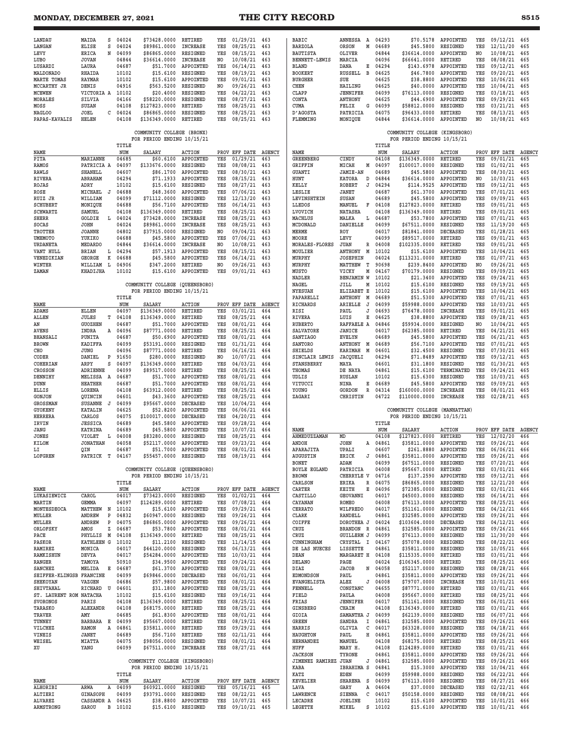| NAME | | | TITLE NUM | SALARY | ACTION | PROV | EFF DATE | AGENCY |
|---|---|---|---|---|---|---|---|---|
| LANDAU | MAIDA | S | 04024 | $73428.0000 | RETIRED | YES | 01/29/21 | 463 |
| LANGAN | ELISE | S | 04024 | $89861.0000 | INCREASE | YES | 08/25/21 | 463 |
| LEVY | ERICA | N | 04099 | $86865.0000 | RESIGNED | YES | 08/15/21 | 463 |
| LUBO | JOVAN | | 04844 | $36614.0000 | INCREASE | NO | 10/08/21 | 463 |
| LUSARDI | LAURA | | 04687 | $51.7000 | APPOINTED | YES | 06/14/21 | 463 |
| MALDONADO | RHAIDA | | 10102 | $15.6100 | RESIGNED | YES | 08/19/21 | 463 |
| MARTE TOMAS | RAYMAR | | 10102 | $15.6100 | APPOINTED | YES | 09/01/21 | 463 |
| MCCARTHY JR | DENIS | | 04916 | $563.5200 | RESIGNED | NO | 09/26/21 | 463 |
| MCEWEN | VICTORIA A | | 10102 | $20.4000 | RESIGNED | YES | 04/22/21 | 463 |
| MORALES | SILVIA | | 04166 | $58220.0000 | RESIGNED | YES | 08/27/21 | 463 |
| MOSS | SUZAN | | 04108 | $127823.0000 | RETIRED | YES | 08/25/21 | 463 |
| NAGLOO | JOEL | C | 04024 | $86865.0000 | RESIGNED | YES | 08/25/21 | 463 |
| PAPAS-KAVALIS | HELEN | | 04108 | $136349.0000 | RETIRED | YES | 08/25/21 | 463 |

COMMUNITY COLLEGE (BRONX)
FOR PERIOD ENDING 10/15/21

| NAME | | | TITLE NUM | SALARY | ACTION | PROV | EFF DATE | AGENCY |
|---|---|---|---|---|---|---|---|---|
| PITA | MARIANNE | | 04685 | $60.6100 | APPOINTED | YES | 01/29/21 | 463 |
| RAMOS | PATRICIA A | | 04097 | $133676.0000 | RESIGNED | YES | 08/08/21 | 463 |
| RAWLS | SHANELL | | 04607 | $86.1700 | APPOINTED | YES | 08/30/21 | 463 |
| RIVERA | ABRAHAM | | 04294 | $71.1933 | APPOINTED | YES | 08/15/21 | 463 |
| ROJAS | ADRY | | 10102 | $15.6100 | RESIGNED | YES | 08/27/21 | 463 |
| ROSE | MICHAEL | J | 04688 | $48.3600 | APPOINTED | YES | 07/06/21 | 463 |
| RUIZ JR | WILLIAM | | 04099 | $71112.0000 | RESIGNED | YES | 12/13/20 | 463 |
| SCHUBERT | MONIQUE | | 04688 | $56.7100 | APPOINTED | YES | 06/14/21 | 463 |
| SCHWARTZ | SAMUEL | | 04108 | $136349.0000 | RETIRED | YES | 08/25/21 | 463 |
| SHERR | GOLDIE | L | 04024 | $73428.0000 | INCREASE | YES | 08/25/21 | 463 |
| SOCAS | JOHN | | 04024 | $89861.0000 | INCREASE | YES | 08/25/21 | 463 |
| TROTTER | JOANNE | | 04802 | $37915.0000 | RESIGNED | NO | 09/04/21 | 463 |
| UMEMOTO | YUKIKO | | 04688 | $45.5800 | APPOINTED | YES | 07/06/21 | 463 |
| URDANETA | MEDARDO | | 04844 | $36614.0000 | INCREASE | NO | 10/08/21 | 463 |
| VANT HULL | BRIAN | L | 04294 | $57.1913 | APPOINTED | YES | 08/15/21 | 463 |
| VENEDIKIAN | GEORGE | K | 04688 | $45.5800 | APPOINTED | YES | 06/14/21 | 463 |
| WINTER | WILLIAM | L | 04906 | $347.2000 | RETIRED | NO | 09/26/21 | 463 |
| ZAMAN | KHADIJHA | | 10102 | $15.6100 | APPOINTED | YES | 09/01/21 | 463 |

COMMUNITY COLLEGE (QUEENSBORO)
FOR PERIOD ENDING 10/15/21

| NAME | | | TITLE NUM | SALARY | ACTION | PROV | EFF DATE | AGENCY |
|---|---|---|---|---|---|---|---|---|
| ADAMS | ELLEN | | 04097 | $136349.0000 | RETIRED | YES | 03/01/21 | 464 |
| ALLEN | JULES | T | 04108 | $136349.0000 | RETIRED | YES | 08/25/21 | 464 |
| AN | GUOZHEN | | 04687 | $51.7000 | APPOINTED | YES | 08/01/21 | 464 |
| AVENS | INDRA | A | 04096 | $87771.0000 | RETIRED | YES | 08/25/21 | 464 |
| BHANSALI | PUNITA | | 04687 | $50.6900 | APPOINTED | YES | 08/01/21 | 464 |
| BROWN | KADIFFA | | 04099 | $53191.0000 | RESIGNED | YES | 01/31/21 | 464 |
| CHO | JUNG | | 04096 | $87771.0000 | RETIRED | YES | 06/16/21 | 464 |
| CODER | DANIEL | P | 91650 | $280.0000 | RESIGNED | NO | 10/07/21 | 464 |
| COHERIAN | ARPY | S | 04097 | $136349.0000 | RETIRED | YES | 04/03/21 | 464 |
| CROSSON | ADRIENNE | | 04099 | $89517.0000 | RETIRED | YES | 08/25/21 | 464 |
| DENNIHY | MELISSA | A | 04687 | $51.7000 | APPOINTED | YES | 08/01/21 | 464 |
| DUNN | HEATHER | | 04687 | $51.7000 | APPOINTED | YES | 08/01/21 | 464 |
| ELLIS | LORENA | | 04108 | $63912.0000 | RETIRED | YES | 08/25/21 | 464 |
| GONJON | QUINCIN | | 04601 | $43.3600 | APPOINTED | YES | 08/25/21 | 464 |
| GROSSMAN | SUSANNE | J | 04099 | $95667.0000 | DECEASED | YES | 10/04/21 | 464 |
| GYOKENY | KATALIN | | 04625 | $52.8200 | APPOINTED | YES | 06/06/21 | 464 |
| HERRERA | CARLOS | | 04075 | $100017.0000 | DECEASED | YES | 04/20/21 | 464 |
| IRVIN | JESSICA | | 04689 | $45.5800 | APPOINTED | YES | 09/28/21 | 464 |
| JANG | KATRINA | | 04689 | $45.5800 | APPOINTED | YES | 10/07/21 | 464 |
| JONES | VIOLET | L | 04008 | $83280.0000 | RESIGNED | YES | 08/25/21 | 464 |
| KILOM | JONATHAN | | 04058 | $52117.0000 | APPOINTED | YES | 09/23/21 | 464 |
| LI | QIN | | 04687 | $51.7000 | APPOINTED | YES | 08/01/21 | 464 |
| LOFGREN | PATRICK | T | 04167 | $55457.0000 | RESIGNED | YES | 08/19/21 | 464 |

COMMUNITY COLLEGE (QUEENSBORO)
FOR PERIOD ENDING 10/15/21

| NAME | | | TITLE NUM | SALARY | ACTION | PROV | EFF DATE | AGENCY |
|---|---|---|---|---|---|---|---|---|
| LUKASIEWICZ | CAROL | | 04017 | $73423.0000 | RESIGNED | YES | 01/02/21 | 464 |
| MARTIN | GEMMA | | 04097 | $124289.0000 | RETIRED | YES | 07/08/21 | 464 |
| MONTESDEOCA | MATTHEW | N | 10102 | $15.6100 | APPOINTED | YES | 09/29/21 | 464 |
| MULLER | ANDREW | P | 04832 | $60947.0000 | RESIGNED | YES | 09/26/21 | 464 |
| MULLER | ANDREW | P | 04075 | $86865.0000 | APPOINTED | YES | 09/26/21 | 464 |
| ORLOFSKY | AMOS | Z | 04687 | $53.7800 | APPOINTED | YES | 08/01/21 | 464 |
| PACE | PHYLLIS | M | 04108 | $136349.0000 | RETIRED | YES | 08/25/21 | 464 |
| PASKOR | KATHLEEN G | | 10102 | $11.2100 | RESIGNED | YES | 11/14/15 | 464 |
| RAMIREZ | MONICA | | 04017 | $44120.0000 | RESIGNED | YES | 06/13/21 | 464 |
| RAMKISHUN | DEVYA | | 04017 | $54284.0000 | APPOINTED | YES | 10/03/21 | 464 |
| RANGER | TAMOYA | | 50910 | $34.9500 | APPOINTED | YES | 09/24/21 | 464 |
| SANCHEZ | MELIDA | E | 04687 | $61.3700 | APPOINTED | YES | 08/01/21 | 464 |
| SEIFFER-KLINGSB | FRANCINE | | 04099 | $69846.0000 | DECEASED | YES | 06/01/21 | 464 |
| SHEKOYAN | VAZGEN | | 04686 | $57.9800 | APPOINTED | YES | 08/01/21 | 464 |
| SHIVTAHAL | RICHARD | U | 04601 | $31.1800 | APPOINTED | YES | 08/25/21 | 464 |
| ST. LAURENT ROM | NATACHA | | 10102 | $15.6100 | RESIGNED | YES | 09/16/21 | 464 |
| SVORONOS | PARIS | | 04108 | $136349.0000 | RETIRED | YES | 08/25/21 | 464 |
| TARASKO | ALEXANDR | | 04108 | $68175.0000 | RETIRED | YES | 08/25/21 | 464 |
| TRAVER | AMY | | 04685 | $61.8300 | APPOINTED | YES | 08/01/21 | 464 |
| TUNNEY | BARBARA | E | 04099 | $95667.0000 | RETIRED | YES | 08/19/21 | 464 |
| VILCHEZ | RAMON | A | 04861 | $35811.0000 | RETIRED | YES | 09/29/21 | 464 |
| VINEIS | JANET | | 04689 | $56.7100 | RETIRED | YES | 02/11/21 | 464 |
| WEISEL | MIATTA | | 04075 | $98056.0000 | RESIGNED | YES | 08/01/21 | 464 |
| XU | YANG | | 04099 | $67511.0000 | INCREASE | YES | 08/27/21 | 464 |

COMMUNITY COLLEGE (KINGSBORO)
FOR PERIOD ENDING 10/15/21

| NAME | | | TITLE NUM | SALARY | ACTION | PROV | EFF DATE | AGENCY |
|---|---|---|---|---|---|---|---|---|
| ALHORIBI | ARWA | A | 04099 | $60921.0000 | RESIGNED | YES | 05/16/21 | 465 |
| ALTIERI | GINASOPH | | 04099 | $93791.0000 | RESIGNED | YES | 08/22/21 | 465 |
| ALVAREZ | CASSANDR A | | 04625 | $38.8800 | APPOINTED | YES | 10/07/21 | 465 |
| ARMSTRONG | SAROU | B | 10102 | $15.6100 | RESIGNED | YES | 09/10/21 | 465 |
| BABIC | ANNESSA | A | 04293 | $70.5178 | APPOINTED | YES | 09/12/21 | 465 |
| BARZOLA | ORSON | M | 04689 | $45.5800 | RESIGNED | YES | 12/11/20 | 465 |
| BAUTISTA | OLIVER | | 04844 | $36614.0000 | APPOINTED | NO | 10/08/21 | 465 |
| BENNETT-LEWIS | MARCIA | | 04096 | $66641.0000 | RETIRED | YES | 08/08/21 | 465 |
| BLAND | DANA | E | 04294 | $143.6978 | APPOINTED | YES | 09/12/21 | 465 |
| BOOKERT | RUSSELL | B | 04625 | $46.7800 | APPOINTED | YES | 09/20/21 | 465 |
| BURGHER | SUE | | 04625 | $38.8800 | APPOINTED | YES | 10/06/21 | 465 |
| CHEN | HAILING | | 04625 | $40.0000 | APPOINTED | YES | 10/04/21 | 465 |
| CLAPP | JENNIFER | | 04099 | $76113.0000 | RESIGNED | YES | 03/18/21 | 465 |
| CONTA | ANTHONY | | 04625 | $44.6900 | APPOINTED | YES | 09/29/21 | 465 |
| CUMA | FELIX | G | 04099 | $58812.0000 | RESIGNED | YES | 03/21/21 | 465 |
| D'AGOSTA | PATRICIA | | 04075 | $96433.0000 | RETIRED | YES | 08/13/21 | 465 |
| FLEMMING | MONIQUE | | 04844 | $36614.0000 | APPOINTED | NO | 10/08/21 | 465 |

COMMUNITY COLLEGE (KINGSBORO)
FOR PERIOD ENDING 10/15/21

| NAME | | | TITLE NUM | SALARY | ACTION | PROV | EFF DATE | AGENCY |
|---|---|---|---|---|---|---|---|---|
| GREENBERG | CINDY | | 04108 | $136349.0000 | RETIRED | YES | 09/01/21 | 465 |
| GRIFFIN | MICAH | M | 04097 | $100017.0000 | RESIGNED | YES | 01/02/21 | 465 |
| GUANTI | JAMIE-AN | | 04689 | $45.5800 | APPOINTED | YES | 08/30/21 | 465 |
| HUNT | KATORA | D | 04844 | $36614.0000 | APPOINTED | NO | 10/03/21 | 465 |
| KELLY | ROBERT | J | 04294 | $114.9525 | APPOINTED | YES | 09/12/21 | 465 |
| LESLIE | JANET | | 04687 | $61.3700 | APPOINTED | YES | 07/01/21 | 465 |
| LEVINSHTEIN | SUSAN | | 04689 | $45.5800 | APPOINTED | YES | 09/09/21 | 465 |
| LLEDOS | MANUEL | F | 04108 | $127823.0000 | RETIRED | YES | 09/01/21 | 465 |
| LVOVICH | NATASHA | | 04108 | $136349.0000 | RETIRED | YES | 09/01/21 | 465 |
| MACHLUS | MALKA | L | 04687 | $53.7800 | APPOINTED | YES | 07/01/21 | 465 |
| MCDONALD | DANIELLE | | 04099 | $67511.0000 | RESIGNED | YES | 11/19/20 | 465 |
| MERME | ROY | | 04017 | $81841.0000 | DECEASED | YES | 01/28/21 | 465 |
| MOORE | LEVY | | 04099 | $89517.0000 | RETIRED | YES | 09/01/21 | 465 |
| MORALES-FLORES | JUAN | R | 04008 | $102335.0000 | RETIRED | YES | 09/01/21 | 465 |
| MOULIER | ANTHONY | M | 10102 | $15.6100 | APPOINTED | YES | 10/04/21 | 465 |
| MURPHY | JOSEPHIN | | 04024 | $113231.0000 | RETIRED | YES | 01/07/21 | 465 |
| MURPHY | MATTHEW | T | 90698 | $239.8400 | APPOINTED | NO | 09/26/21 | 465 |
| MUSTO | VICKY | M | 04167 | $70179.0000 | RESIGNED | YES | 09/09/21 | 465 |
| NADLER | BENJAMIN W | | 10102 | $21.3400 | APPOINTED | YES | 09/24/21 | 465 |
| NAGEL | JILL | M | 10102 | $15.6100 | RESIGNED | YES | 09/19/21 | 465 |
| NYESUAH | ELIZABET E | | 10102 | $15.6100 | APPOINTED | YES | 10/04/21 | 465 |
| PAPARELLI | ANTHONY | M | 04689 | $51.5300 | APPOINTED | YES | 07/01/21 | 465 |
| RICHARDS | ARIELLE | J | 04099 | $59988.0000 | APPOINTED | YES | 10/03/21 | 465 |
| RISI | PAUL | J | 04693 | $76478.0000 | INCREASE | YES | 09/01/21 | 465 |
| RIVERA | LUIS | E | 04625 | $38.8800 | APPOINTED | YES | 09/28/21 | 465 |
| RUBERTO | RAFFAELE A | | 04846 | $59934.0000 | RESIGNED | NO | 10/04/21 | 465 |
| SALVATORE | JANICE | | 04017 | $62385.0000 | RETIRED | YES | 04/21/21 | 465 |
| SANTIAGO | EVELYN | | 04689 | $45.5800 | APPOINTED | YES | 06/21/21 | 465 |
| SANTORO | ANTHONY | M | 04689 | $56.7100 | APPOINTED | YES | 07/01/21 | 465 |
| SHIELDS | KARIMAH | M | 04601 | $32.4500 | RESIGNED | YES | 07/30/21 | 465 |
| SINCLAIR LEWIS | JACQUELI | | 04294 | $71.8489 | APPOINTED | YES | 09/12/21 | 465 |
| STANSBERRY | MAYA | | 04601 | $31.1800 | RESIGNED | YES | 01/30/21 | 465 |
| THOMAS | DE NAYA | | 04861 | $15.6100 | TERMINATED | YES | 09/24/21 | 465 |
| UDLIS | RUSLAN | | 10102 | $15.6300 | RESIGNED | YES | 10/03/21 | 465 |
| VITUCCI | NINA | E | 04689 | $45.5800 | APPOINTED | YES | 09/09/21 | 465 |
| YOUNG | GORDON | R | 04314 | $160000.0000 | INCREASE | YES | 08/01/21 | 465 |
| ZAGARI | CHRISTIN | | 04722 | $110000.0000 | INCREASE | YES | 02/28/21 | 465 |

COMMUNITY COLLEGE (MANHATTAN)
FOR PERIOD ENDING 10/15/21

| NAME | | | TITLE NUM | SALARY | ACTION | PROV | EFF DATE | AGENCY |
|---|---|---|---|---|---|---|---|---|
| AHMEDUZZAMAN | MD | | 04108 | $127823.0000 | RETIRED | YES | 12/02/20 | 466 |
| ANDOH | JOHN | A | 04861 | $35811.0000 | APPOINTED | YES | 09/26/21 | 466 |
| APARAJITA | UPALI | | 04607 | $261.8880 | APPOINTED | YES | 06/06/21 | 466 |
| AUGUSTIN | ERICK | J | 04861 | $35811.0000 | APPOINTED | YES | 09/26/21 | 466 |
| BONET | ADAM | | 04099 | $67511.0000 | RESIGNED | YES | 07/20/21 | 466 |
| BOYLE EGLAND | PATRICIA | | 04008 | $95667.0000 | RETIRED | YES | 03/01/21 | 466 |
| BROWN | CHERRYLE V | | 04716 | $137.2590 | APPOINTED | YES | 09/12/21 | 466 |
| CARLSON | ERIKA | R | 04075 | $86865.0000 | RESIGNED | YES | 12/21/20 | 466 |
| CARTER | KEITH | E | 04096 | $72385.0000 | RESIGNED | YES | 03/01/21 | 466 |
| CASTILLO | GEOVANNI | | 04017 | $45003.0000 | RESIGNED | YES | 06/14/21 | 466 |
| CAYANAN | ROMEO | | 04008 | $76113.0000 | APPOINTED | YES | 08/25/21 | 466 |
| CERRATO | WILFREDO | | 04017 | $51161.0000 | RESIGNED | YES | 04/12/21 | 466 |
| CLARK | RANDELL | | 04861 | $32585.0000 | APPOINTED | YES | 09/26/21 | 466 |
| COIFFE | DOROTHEA J | | 04024 | $103604.0000 | DECEASED | YES | 04/12/21 | 466 |
| CRUZ | BRANDON | R | 04861 | $32585.0000 | APPOINTED | YES | 09/26/21 | 466 |
| CRUZ | GUILLERM J | | 04099 | $76113.0000 | RESIGNED | YES | 11/30/20 | 466 |
| CUNNINGHAM | CRYSTAL | I | 04167 | $57078.0000 | RESIGNED | YES | 08/22/21 | 466 |
| DE LAS NUECES | LISSETTE | | 04861 | $35811.0000 | RESIGNED | YES | 10/05/21 | 466 |
| DEAN | MARGARET H | | 04108 | $115335.0000 | RETIRED | YES | 03/01/21 | 466 |
| DELANO | PAGE | | 04024 | $106345.0000 | RETIRED | YES | 08/25/21 | 466 |
| DIAZ | JACOB | N | 04058 | $52117.0000 | RESIGNED | YES | 08/28/21 | 466 |
| EDMONDSON | PAUL | | 04861 | $35811.0000 | APPOINTED | YES | 09/26/21 | 466 |
| EVANGELISTA | ALEX | J | 04008 | $79707.0000 | INCREASE | YES | 10/01/21 | 466 |
| FENNELL | CONSTANC | | 04655 | $87771.0000 | RETIRED | YES | 03/01/21 | 466 |
| FIELD | PAULA | | 04008 | $95667.0000 | RETIRED | YES | 08/25/21 | 466 |
| FRIAS | JENNIFER | | 04017 | $51161.0000 | RESIGNED | YES | 06/01/21 | 466 |
| GINSBERG | CHAIM | | 04108 | $136349.0000 | RETIRED | YES | 03/01/21 | 466 |
| GIOIA | SAMANTHA J | | 04099 | $62139.0000 | RESIGNED | YES | 06/07/21 | 466 |
| GREEN | SANDRA | I | 04861 | $32585.0000 | APPOINTED | YES | 09/26/21 | 466 |
| HARRIS | OLIVIA | C | 04017 | $63328.0000 | RESIGNED | YES | 04/18/21 | 466 |
| HAUGHTON | PAUL | H | 04861 | $35811.0000 | APPOINTED | YES | 09/26/21 | 466 |
| HERNANDEZ | MANUEL | | 04108 | $68175.0000 | RETIRED | YES | 08/25/21 | 466 |
| HUFF | MARY H. | | 04108 | $124289.0000 | RETIRED | YES | 03/01/21 | 466 |
| JACKSON | TYRONE | | 04861 | $35811.0000 | APPOINTED | YES | 09/26/21 | 466 |
| JIMENEZ RAMIREZ | JUAN | J | 04861 | $32585.0000 | APPOINTED | YES | 09/26/21 | 466 |
| KABA | IBRAHIMA S | | 04841 | $15.3000 | APPOINTED | YES | 10/04/21 | 466 |
| KATZ | EDEN | | 04099 | $59988.0000 | RESIGNED | YES | 06/22/21 | 466 |
| KEVELIER | SHARENA | S | 04099 | $76113.0000 | RESIGNED | YES | 08/27/21 | 466 |
| LAVA | GARY | A | 04604 | $37.0000 | DECEASED | YES | 02/22/21 | 466 |
| LAWRENCE | SIENNA | C | 04017 | $50158.0000 | RESIGNED | YES | 08/08/21 | 466 |
| LECADRE | JOELINE | | 10102 | $15.6100 | APPOINTED | YES | 10/01/21 | 466 |
| LEGETTE | MIKEL | S | 10102 | $15.6100 | APPOINTED | YES | 10/01/21 | 466 |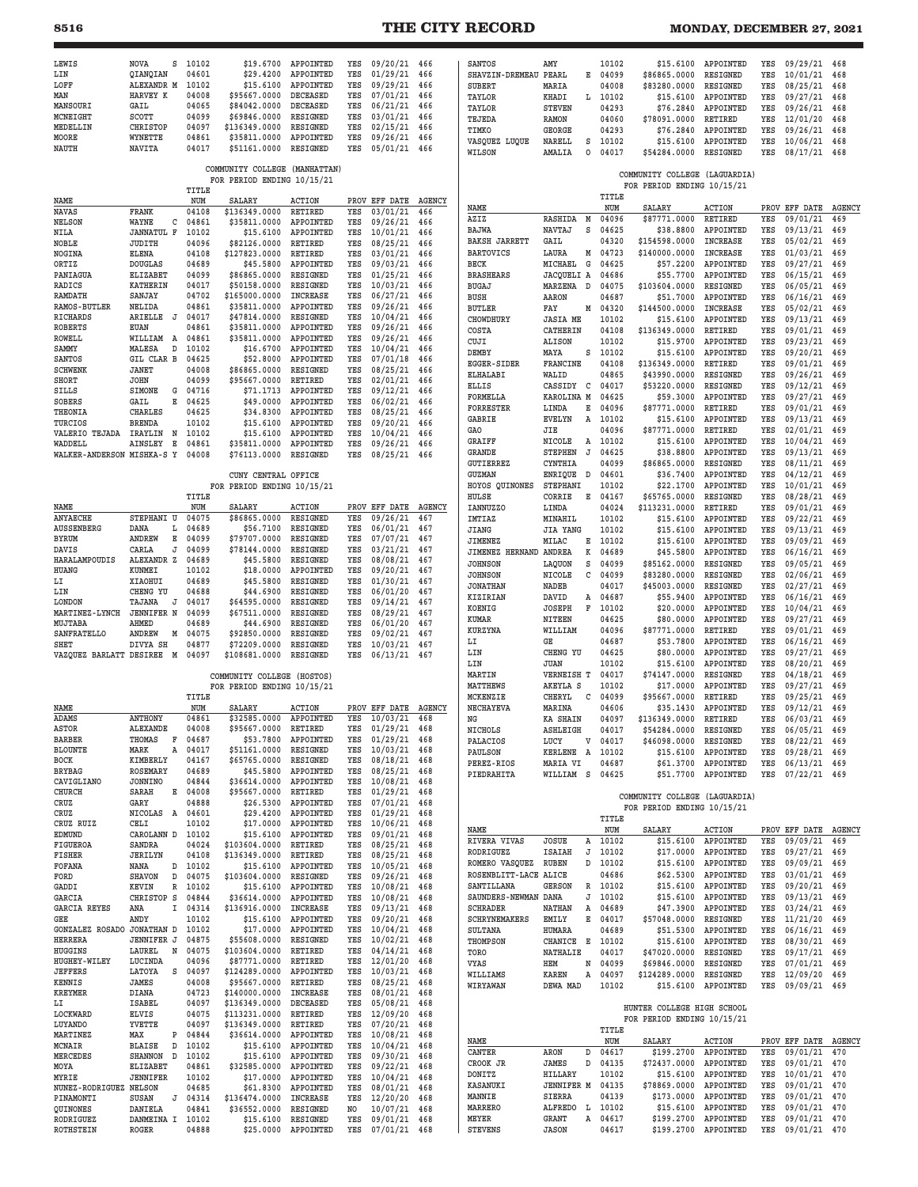| NAME | | | TITLE NUM | SALARY | ACTION | PROV | EFF DATE | AGENCY |
|---|---|---|---|---|---|---|---|---|
| LEWIS | NOVA | S | 10102 | $19.6700 | APPOINTED | YES | 09/20/21 | 466 |
| LIN | QIANQIAN | | 04601 | $29.4200 | APPOINTED | YES | 01/29/21 | 466 |
| LOFF | ALEXANDR | M | 10102 | $15.6100 | APPOINTED | YES | 09/29/21 | 466 |
| MAN | HARVEY | K | 04008 | $95667.0000 | DECEASED | YES | 07/01/21 | 466 |
| MANSOURI | GAIL | | 04065 | $84042.0000 | DECEASED | YES | 06/21/21 | 466 |
| MCNEIGHT | SCOTT | | 04099 | $69846.0000 | RESIGNED | YES | 03/01/21 | 466 |
| MEDELLIN | CHRISTOP | | 04097 | $136349.0000 | RESIGNED | YES | 02/15/21 | 466 |
| MOORE | WYNETTE | | 04861 | $35811.0000 | APPOINTED | YES | 09/26/21 | 466 |
| NAUTH | NAVITA | | 04017 | $51161.0000 | RESIGNED | YES | 05/01/21 | 466 |

COMMUNITY COLLEGE (MANHATTAN)
FOR PERIOD ENDING 10/15/21

| NAME | | | TITLE NUM | SALARY | ACTION | PROV | EFF DATE | AGENCY |
|---|---|---|---|---|---|---|---|---|
| NAVAS | FRANK | | 04108 | $136349.0000 | RETIRED | YES | 03/01/21 | 466 |
| NELSON | WAYNE | C | 04861 | $35811.0000 | APPOINTED | YES | 09/26/21 | 466 |
| NILA | JANNATUL | F | 10102 | $15.6100 | APPOINTED | YES | 10/01/21 | 466 |
| NOBLE | JUDITH | | 04096 | $82126.0000 | RETIRED | YES | 08/25/21 | 466 |
| NOGINA | ELENA | | 04108 | $127823.0000 | RETIRED | YES | 03/01/21 | 466 |
| ORTIZ | DOUGLAS | | 04689 | $45.5800 | APPOINTED | YES | 09/03/21 | 466 |
| PANIAGUA | ELIZABET | | 04099 | $86865.0000 | RESIGNED | YES | 01/25/21 | 466 |
| RADICS | KATHERIN | | 04017 | $50158.0000 | RESIGNED | YES | 10/03/21 | 466 |
| RAMDATH | SANJAY | | 04702 | $165000.0000 | INCREASE | YES | 06/27/21 | 466 |
| RAMOS-BUTLER | NELIDA | | 04861 | $35811.0000 | APPOINTED | YES | 09/26/21 | 466 |
| RICHARDS | ARIELLE | J | 04017 | $47814.0000 | RESIGNED | YES | 10/04/21 | 466 |
| ROBERTS | EUAN | | 04861 | $35811.0000 | APPOINTED | YES | 09/26/21 | 466 |
| ROWELL | WILLIAM | A | 04861 | $35811.0000 | APPOINTED | YES | 09/26/21 | 466 |
| SAMMY | MALESA | D | 10102 | $16.6700 | APPOINTED | YES | 10/04/21 | 466 |
| SANTOS | GIL CLAR | B | 04625 | $52.8000 | APPOINTED | YES | 07/01/18 | 466 |
| SCHWENK | JANET | | 04008 | $86865.0000 | RESIGNED | YES | 08/25/21 | 466 |
| SHORT | JOHN | | 04099 | $95667.0000 | RETIRED | YES | 02/01/21 | 466 |
| SILLS | SIMONE | G | 04716 | $71.1713 | APPOINTED | YES | 09/12/21 | 466 |
| SOBERS | GAIL | E | 04625 | $49.0000 | APPOINTED | YES | 06/02/21 | 466 |
| THEONIA | CHARLES | | 04625 | $34.8300 | APPOINTED | YES | 08/25/21 | 466 |
| TURCIOS | BRENDA | | 10102 | $15.6100 | APPOINTED | YES | 09/20/21 | 466 |
| VALERIO TEJADA | IRAYLIN | N | 10102 | $15.6100 | APPOINTED | YES | 10/04/21 | 466 |
| WADDELL | AINSLEY | E | 04861 | $35811.0000 | APPOINTED | YES | 09/26/21 | 466 |
| WALKER-ANDERSON | MISHKA-S | Y | 04008 | $76113.0000 | RESIGNED | YES | 08/25/21 | 466 |

CUNY CENTRAL OFFICE
FOR PERIOD ENDING 10/15/21

| NAME | | | TITLE NUM | SALARY | ACTION | PROV | EFF DATE | AGENCY |
|---|---|---|---|---|---|---|---|---|
| ANYAECHE | STEPHANI | U | 04075 | $86865.0000 | RESIGNED | YES | 09/26/21 | 467 |
| AUSSENBERG | DANA | L | 04689 | $56.7100 | RESIGNED | YES | 06/01/21 | 467 |
| BYRUM | ANDREW | E | 04099 | $79707.0000 | RESIGNED | YES | 07/07/21 | 467 |
| DAVIS | CARLA | J | 04099 | $78144.0000 | RESIGNED | YES | 03/21/21 | 467 |
| HARALAMPOUDIS | ALEXANDR | Z | 04689 | $45.5800 | RESIGNED | YES | 08/08/21 | 467 |
| HUANG | KUNMEI | | 10102 | $18.0000 | APPOINTED | YES | 09/20/21 | 467 |
| LI | XIAOHUI | | 04689 | $45.5800 | RESIGNED | YES | 01/30/21 | 467 |
| LIN | CHENG YU | | 04688 | $44.6900 | RESIGNED | YES | 06/01/20 | 467 |
| LONDON | TAJANA | J | 04017 | $64595.0000 | RESIGNED | YES | 09/14/21 | 467 |
| MARTINEZ-LYNCH | JENNIFER | N | 04099 | $67511.0000 | RESIGNED | YES | 08/29/21 | 467 |
| MUJTABA | AHMED | | 04689 | $44.6900 | RESIGNED | YES | 06/01/20 | 467 |
| SANFRATELLO | ANDREW | M | 04075 | $92850.0000 | RESIGNED | YES | 09/02/21 | 467 |
| SHET | DIVYA SH | | 04877 | $72209.0000 | RESIGNED | YES | 10/03/21 | 467 |
| VAZQUEZ BARLATT | DESIREE | M | 04097 | $108681.0000 | RESIGNED | YES | 06/13/21 | 467 |

COMMUNITY COLLEGE (HOSTOS)
FOR PERIOD ENDING 10/15/21

| NAME | | | TITLE NUM | SALARY | ACTION | PROV | EFF DATE | AGENCY |
|---|---|---|---|---|---|---|---|---|
| ADAMS | ANTHONY | | 04861 | $32585.0000 | APPOINTED | YES | 10/03/21 | 468 |
| ASTOR | ALEXANDE | | 04008 | $95667.0000 | RETIRED | YES | 01/29/21 | 468 |
| BARBER | THOMAS | F | 04687 | $53.7800 | APPOINTED | YES | 01/29/21 | 468 |
| BLOUNTE | MARK | A | 04017 | $51161.0000 | RESIGNED | YES | 10/03/21 | 468 |
| BOCK | KIMBERLY | | 04167 | $65765.0000 | RESIGNED | YES | 08/18/21 | 468 |
| BRYBAG | ROSEMARY | | 04689 | $45.5800 | APPOINTED | YES | 08/25/21 | 468 |
| CAVIGLIANO | JONNINO | | 04844 | $36614.0000 | APPOINTED | YES | 10/08/21 | 468 |
| CHURCH | SARAH | E | 04008 | $95667.0000 | RETIRED | YES | 01/29/21 | 468 |
| CRUZ | GARY | | 04888 | $26.5300 | APPOINTED | YES | 07/01/21 | 468 |
| CRUZ | NICOLAS | A | 04601 | $29.4200 | APPOINTED | YES | 01/29/21 | 468 |
| CRUZ RUIZ | CELI | | 10102 | $17.0000 | APPOINTED | YES | 10/06/21 | 468 |
| EDMUND | CAROLANN | D | 10102 | $15.6100 | APPOINTED | YES | 09/01/21 | 468 |
| FIGUEROA | SANDRA | | 04024 | $103604.0000 | RETIRED | YES | 08/25/21 | 468 |
| FISHER | JERILYN | | 04108 | $136349.0000 | RETIRED | YES | 08/25/21 | 468 |
| FOFANA | NANA | D | 10102 | $15.6100 | APPOINTED | YES | 10/05/21 | 468 |
| FORD | SHAVON | D | 04075 | $103604.0000 | RESIGNED | YES | 09/26/21 | 468 |
| GADDI | KEVIN | R | 10102 | $15.6100 | APPOINTED | YES | 10/08/21 | 468 |
| GARCIA | CHRISTOP | S | 04844 | $36614.0000 | APPOINTED | YES | 10/08/21 | 468 |
| GARCIA REYES | ANA | I | 04314 | $136916.0000 | INCREASE | YES | 09/13/21 | 468 |
| GEE | ANDY | | 10102 | $15.6100 | APPOINTED | YES | 09/20/21 | 468 |
| GONZALEZ ROSADO | JONATHAN | D | 10102 | $17.0000 | APPOINTED | YES | 10/04/21 | 468 |
| HERRERA | JENNIFER | J | 04875 | $55608.0000 | RESIGNED | YES | 10/02/21 | 468 |
| HUGGINS | LAUREL | N | 04075 | $103604.0000 | RETIRED | YES | 04/14/21 | 468 |
| HUGHEY-WILEY | LUCINDA | | 04096 | $87771.0000 | RETIRED | YES | 12/01/20 | 468 |
| JEFFERS | LATOYA | S | 04097 | $124289.0000 | APPOINTED | YES | 10/03/21 | 468 |
| KENNIS | JAMES | | 04008 | $95667.0000 | RETIRED | YES | 08/25/21 | 468 |
| KREYMER | DIANA | | 04723 | $140000.0000 | INCREASE | YES | 08/01/21 | 468 |
| LI | ISABEL | | 04097 | $136349.0000 | DECEASED | YES | 05/08/21 | 468 |
| LOCKWARD | ELVIS | | 04075 | $113231.0000 | RETIRED | YES | 12/09/20 | 468 |
| LUYANDO | YVETTE | | 04097 | $136349.0000 | RETIRED | YES | 07/20/21 | 468 |
| MARTINEZ | MAX | P | 04844 | $36614.0000 | APPOINTED | YES | 10/08/21 | 468 |
| MCNAIR | BLAISE | D | 10102 | $15.6100 | APPOINTED | YES | 10/04/21 | 468 |
| MERCEDES | SHANNON | D | 10102 | $15.6100 | APPOINTED | YES | 09/30/21 | 468 |
| MOYA | ELIZABET | | 04861 | $32585.0000 | APPOINTED | YES | 09/22/21 | 468 |
| MYRIE | JENNIFER | | 10102 | $17.0000 | APPOINTED | YES | 10/04/21 | 468 |
| NUNEZ-RODRIGUEZ | NELSON | | 04685 | $61.8300 | APPOINTED | YES | 08/01/21 | 468 |
| PINAMONTI | SUSAN | J | 04314 | $136474.0000 | INCREASE | YES | 12/20/20 | 468 |
| QUINONES | DANIELA | | 04841 | $36552.0000 | RESIGNED | NO | 10/07/21 | 468 |
| RODRIGUEZ | DANMEINA | I | 10102 | $15.6100 | RESIGNED | YES | 09/01/21 | 468 |
| ROTHSTEIN | ROGER | | 04888 | $25.0000 | APPOINTED | YES | 07/01/21 | 468 |
| SANTOS | AMY | | 10102 | $15.6100 | APPOINTED | YES | 09/29/21 | 468 |
| SHAVZIN-DREMEAU | PEARL | E | 04099 | $86865.0000 | RESIGNED | YES | 10/01/21 | 468 |
| SUBERT | MARIA | | 04008 | $83280.0000 | RESIGNED | YES | 08/25/21 | 468 |
| TAYLOR | KHADI | L | 10102 | $15.6100 | APPOINTED | YES | 09/27/21 | 468 |
| TAYLOR | STEVEN | | 04293 | $76.2840 | APPOINTED | YES | 09/26/21 | 468 |
| TEJEDA | RAMON | | 04060 | $78091.0000 | RETIRED | YES | 12/01/20 | 468 |
| TIMKO | GEORGE | | 04293 | $76.2840 | APPOINTED | YES | 09/26/21 | 468 |
| VASQUEZ LUQUE | NARELL | S | 10102 | $15.6100 | APPOINTED | YES | 10/06/21 | 468 |
| WILSON | AMALIA | O | 04017 | $54284.0000 | RESIGNED | YES | 08/17/21 | 468 |

COMMUNITY COLLEGE (LAGUARDIA)
FOR PERIOD ENDING 10/15/21

| NAME | | | TITLE NUM | SALARY | ACTION | PROV | EFF DATE | AGENCY |
|---|---|---|---|---|---|---|---|---|
| AZIZ | RASHIDA | M | 04096 | $87771.0000 | RETIRED | YES | 09/01/21 | 469 |
| BAJWA | NAVTAJ | S | 04625 | $38.8800 | APPOINTED | YES | 09/13/21 | 469 |
| BAKSH JARRETT | GAIL | | 04320 | $154598.0000 | INCREASE | YES | 05/02/21 | 469 |
| BARTOVICS | LAURA | M | 04723 | $140000.0000 | INCREASE | YES | 01/03/21 | 469 |
| BECK | MICHAEL | G | 04625 | $57.2200 | APPOINTED | YES | 09/27/21 | 469 |
| BRASHEARS | JACQUELI | A | 04686 | $55.7700 | APPOINTED | YES | 06/15/21 | 469 |
| BUGAJ | MARZENA | D | 04075 | $103604.0000 | RESIGNED | YES | 06/05/21 | 469 |
| BUSH | AARON | | 04687 | $51.7000 | APPOINTED | YES | 06/16/21 | 469 |
| BUTLER | FAY | M | 04320 | $144500.0000 | INCREASE | YES | 05/02/21 | 469 |
| CHOWDHURY | JASIA ME | | 10102 | $15.6100 | APPOINTED | YES | 09/13/21 | 469 |
| COSTA | CATHERIN | | 04108 | $136349.0000 | RETIRED | YES | 09/01/21 | 469 |
| CUJI | ALISON | | 10102 | $15.9700 | APPOINTED | YES | 09/23/21 | 469 |
| DEMBY | MAYA | S | 10102 | $15.6100 | APPOINTED | YES | 09/20/21 | 469 |
| EGGER-SIDER | FRANCINE | | 04108 | $136349.0000 | RETIRED | YES | 09/01/21 | 469 |
| ELHALABI | WALID | | 04865 | $43990.0000 | RESIGNED | YES | 09/26/21 | 469 |
| ELLIS | CASSIDY | C | 04017 | $53220.0000 | RESIGNED | YES | 09/12/21 | 469 |
| FORMELLA | KAROLINA | M | 04625 | $59.3000 | APPOINTED | YES | 09/27/21 | 469 |
| FORRESTER | LINDA | E | 04096 | $87771.0000 | RETIRED | YES | 09/01/21 | 469 |
| GABRIE | EVELYN | A | 10102 | $15.6100 | APPOINTED | YES | 09/13/21 | 469 |
| GAO | JIE | | 04096 | $87771.0000 | RETIRED | YES | 02/01/21 | 469 |
| GRAIFF | NICOLE | A | 10102 | $15.6100 | APPOINTED | YES | 10/04/21 | 469 |
| GRANDE | STEPHEN | J | 04625 | $38.8800 | APPOINTED | YES | 09/13/21 | 469 |
| GUTIERREZ | CYNTHIA | | 04099 | $86865.0000 | RESIGNED | YES | 08/11/21 | 469 |
| GUZMAN | ENRIQUE | D | 04601 | $36.7400 | APPOINTED | YES | 04/12/21 | 469 |
| HOYOS QUINONES | STEPHANI | | 10102 | $22.1700 | APPOINTED | YES | 10/01/21 | 469 |
| HULSE | CORRIE | E | 04167 | $65765.0000 | RESIGNED | YES | 08/28/21 | 469 |
| IANNUZZO | LINDA | | 04024 | $113231.0000 | RETIRED | YES | 09/01/21 | 469 |
| IMTIAZ | MINAHIL | | 10102 | $15.6100 | APPOINTED | YES | 09/22/21 | 469 |
| JIANG | JIA YANG | | 10102 | $15.6100 | APPOINTED | YES | 09/13/21 | 469 |
| JIMENEZ | MILAC | E | 10102 | $15.6100 | APPOINTED | YES | 09/09/21 | 469 |
| JIMENEZ HERNAND | ANDREA | K | 04689 | $45.5800 | APPOINTED | YES | 06/16/21 | 469 |
| JOHNSON | LAQUON | S | 04099 | $85162.0000 | RESIGNED | YES | 09/05/21 | 469 |
| JOHNSON | NICOLE | C | 04099 | $83280.0000 | RESIGNED | YES | 02/06/21 | 469 |
| JONATHAN | NADEB | | 04017 | $45003.0000 | RESIGNED | YES | 02/27/21 | 469 |
| KIZIRIAN | DAVID | A | 04687 | $55.9400 | APPOINTED | YES | 06/16/21 | 469 |
| KOENIG | JOSEPH | F | 10102 | $20.0000 | APPOINTED | YES | 10/04/21 | 469 |
| KUMAR | NITEEN | | 04625 | $80.0000 | APPOINTED | YES | 09/27/21 | 469 |
| KURZYNA | WILLIAM | | 04096 | $87771.0000 | RETIRED | YES | 09/01/21 | 469 |
| LI | GE | | 04687 | $53.7800 | APPOINTED | YES | 06/16/21 | 469 |
| LIN | CHENG YU | | 04625 | $80.0000 | APPOINTED | YES | 09/27/21 | 469 |
| LIN | JUAN | | 10102 | $15.6100 | APPOINTED | YES | 08/20/21 | 469 |
| MARTIN | VERNEISH | T | 04017 | $74147.0000 | RESIGNED | YES | 04/18/21 | 469 |
| MATTHEWS | AKEYLA S | | 10102 | $17.0000 | APPOINTED | YES | 09/27/21 | 469 |
| MCKENZIE | CHERYL | C | 04099 | $95667.0000 | RETIRED | YES | 09/25/21 | 469 |
| NECHAYEVA | MARINA | | 04606 | $35.1430 | APPOINTED | YES | 09/12/21 | 469 |
| NG | KA SHAIN | | 04097 | $136349.0000 | RETIRED | YES | 06/03/21 | 469 |
| NICHOLS | ASHLEIGH | | 04017 | $54284.0000 | RESIGNED | YES | 06/05/21 | 469 |
| PALACIOS | LUCY | V | 04017 | $46098.0000 | RESIGNED | YES | 08/22/21 | 469 |
| PAULSON | KERLENE | A | 10102 | $15.6100 | APPOINTED | YES | 09/28/21 | 469 |
| PEREZ-RIOS | MARIA VI | | 04687 | $61.3700 | APPOINTED | YES | 06/13/21 | 469 |
| PIEDRAHITA | WILLIAM | S | 04625 | $51.7700 | APPOINTED | YES | 07/22/21 | 469 |

COMMUNITY COLLEGE (LAGUARDIA)
FOR PERIOD ENDING 10/15/21

| NAME | | | TITLE NUM | SALARY | ACTION | PROV | EFF DATE | AGENCY |
|---|---|---|---|---|---|---|---|---|
| RIVERA VIVAS | JOSUE | A | 10102 | $15.6100 | APPOINTED | YES | 09/09/21 | 469 |
| RODRIGUEZ | ISAIAH | J | 10102 | $17.0000 | APPOINTED | YES | 09/27/21 | 469 |
| ROMERO VASQUEZ | RUBEN | D | 10102 | $15.6100 | APPOINTED | YES | 09/09/21 | 469 |
| ROSENBLITT-LACE | ALICE | | 04686 | $62.5300 | APPOINTED | YES | 03/01/21 | 469 |
| SANTILLANA | GERSON | R | 10102 | $15.6100 | APPOINTED | YES | 09/20/21 | 469 |
| SAUNDERS-NEWMAN | DANA | J | 10102 | $15.6100 | APPOINTED | YES | 09/13/21 | 469 |
| SCHRADER | NATHAN | A | 04689 | $47.3900 | APPOINTED | YES | 03/24/21 | 469 |
| SCHRYNEMAKERS | EMILY | E | 04017 | $57048.0000 | RESIGNED | YES | 11/20/20 | 469 |
| SULTANA | HUMARA | | 04689 | $51.5300 | APPOINTED | YES | 06/16/21 | 469 |
| THOMPSON | CHANICE | E | 10102 | $15.6100 | APPOINTED | YES | 08/30/21 | 469 |
| TORO | NATHALIE | | 04017 | $47020.0000 | RESIGNED | YES | 09/17/21 | 469 |
| VYAS | HEM | N | 04099 | $69846.0000 | RESIGNED | YES | 07/01/21 | 469 |
| WILLIAMS | KAREN | A | 04097 | $124289.0000 | RESIGNED | YES | 12/09/20 | 469 |
| WIRYAWAN | DEWA MAD | | 10102 | $15.6100 | APPOINTED | YES | 09/09/21 | 469 |

HUNTER COLLEGE HIGH SCHOOL
FOR PERIOD ENDING 10/15/21

| NAME | | | TITLE NUM | SALARY | ACTION | PROV | EFF DATE | AGENCY |
|---|---|---|---|---|---|---|---|---|
| CANTER | ARON | D | 04617 | $199.2700 | APPOINTED | YES | 09/01/21 | 470 |
| CROOK JR | JAMES | D | 04135 | $72437.0000 | APPOINTED | YES | 09/01/21 | 470 |
| DONITZ | HILLARY | | 10102 | $15.6100 | APPOINTED | YES | 10/01/21 | 470 |
| KASANUKI | JENNIFER | M | 04135 | $78869.0000 | APPOINTED | YES | 09/01/21 | 470 |
| MANNIE | SIERRA | | 04139 | $173.0000 | APPOINTED | YES | 09/01/21 | 470 |
| MARRERO | ALFREDO | L | 10102 | $15.6100 | APPOINTED | YES | 09/01/21 | 470 |
| MEYER | GRANT | A | 04617 | $199.2700 | APPOINTED | YES | 09/01/21 | 470 |
| STEVENS | JASON | | 04617 | $199.2700 | APPOINTED | YES | 09/01/21 | 470 |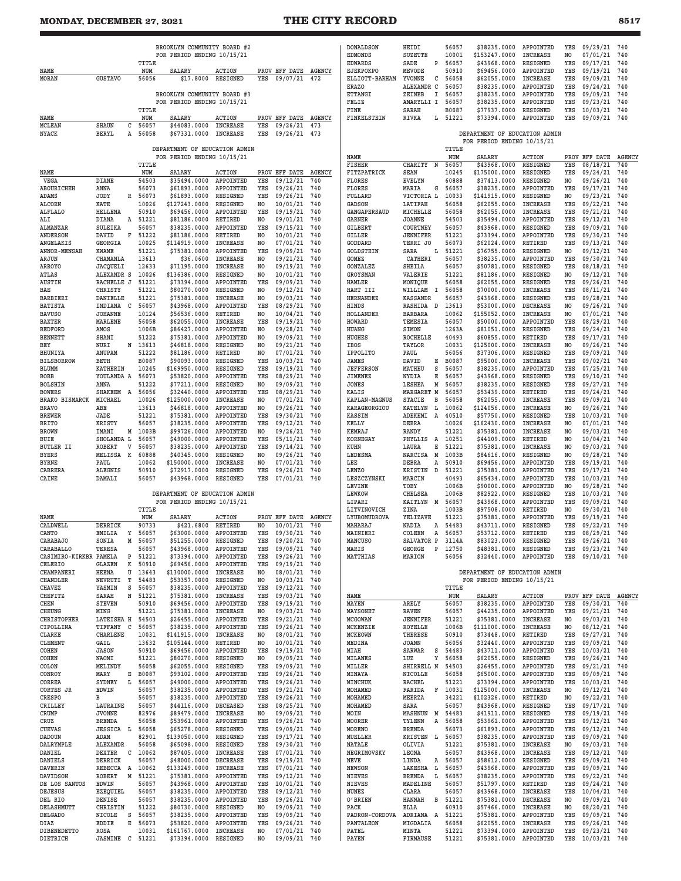BROOKLYN COMMUNITY BOARD #2
FOR PERIOD ENDING 10/15/21

| NAME | | | TITLE NUM | SALARY | ACTION | PROV | EFF DATE | AGENCY |
|---|---|---|---|---|---|---|---|---|
| MORAN | GUSTAVO | | 56056 | $17.8000 | RESIGNED | YES | 09/07/21 | 472 |

BROOKLYN COMMUNITY BOARD #3
FOR PERIOD ENDING 10/15/21

| NAME | | | TITLE NUM | SALARY | ACTION | PROV | EFF DATE | AGENCY |
|---|---|---|---|---|---|---|---|---|
| MCLEAN | SHAUN | C | 56057 | $44083.0000 | INCREASE | YES | 09/26/21 | 473 |
| NYACK | BERYL | A | 56058 | $67331.0000 | INCREASE | YES | 09/26/21 | 473 |

DEPARTMENT OF EDUCATION ADMIN
FOR PERIOD ENDING 10/15/21

| NAME | | | TITLE NUM | SALARY | ACTION | PROV | EFF DATE | AGENCY |
|---|---|---|---|---|---|---|---|---|
| VEGA | DIANE | | 54503 | $35494.0000 | APPOINTED | YES | 09/12/21 | 740 |
| ABOURICHEH | ANNA | | 56073 | $61893.0000 | APPOINTED | YES | 09/26/21 | 740 |
| ADAMS | JODY | R | 56073 | $61893.0000 | RESIGNED | YES | 09/26/21 | 740 |
| ALCORN | KATE | | 10026 | $127243.0000 | RESIGNED | NO | 10/01/21 | 740 |
| ALFLALO | HELLENA | | 50910 | $69456.0000 | APPOINTED | YES | 09/19/21 | 740 |
| ALI | DIANA | A | 51221 | $81186.0000 | RETIRED | NO | 09/01/21 | 740 |
| ALMANZAR | SULEIKA | | 56057 | $38235.0000 | APPOINTED | YES | 09/15/21 | 740 |
| ANDERSON | DAVID | F | 51222 | $81186.0000 | RETIRED | NO | 10/01/21 | 740 |
| ANGELAKIS | GEORGIA | | 10025 | $114919.0000 | INCREASE | NO | 07/01/21 | 740 |
| ANNOR-MENSAH | KWAME | | 51221 | $75381.0000 | APPOINTED | YES | 09/09/21 | 740 |
| ARJUN | CHAMANLA | | 13613 | $36.0600 | INCREASE | NO | 09/21/21 | 740 |
| ARROYO | JACQUELI | | 12633 | $71195.0000 | INCREASE | NO | 09/19/21 | 740 |
| ATLAS | ALEXANDR | S | 10026 | $136386.0000 | RESIGNED | NO | 10/01/21 | 740 |
| AUSTIN | RACHELLE | J | 51221 | $73394.0000 | APPOINTED | YES | 09/09/21 | 740 |
| BAE | CHRISTY | | 51221 | $80270.0000 | RESIGNED | NO | 09/12/21 | 740 |
| BARBIERI | DANIELLE | | 51221 | $75381.0000 | INCREASE | NO | 09/03/21 | 740 |
| BATISTA | INDIANA | C | 56057 | $43968.0000 | APPOINTED | YES | 08/29/21 | 740 |
| BAVUSO | JOHANNE | | 10124 | $56536.0000 | RETIRED | NO | 10/04/21 | 740 |
| BAXTER | MARLENE | | 56058 | $62055.0000 | INCREASE | YES | 09/19/21 | 740 |
| BEDFORD | AMOS | | 1006B | $86427.0000 | APPOINTED | NO | 09/28/21 | 740 |
| BENNETT | SHANI | | 51222 | $75381.0000 | APPOINTED | NO | 09/09/21 | 740 |
| BEY | NURI | N | 13613 | $46818.0000 | RESIGNED | NO | 09/21/21 | 740 |
| BHUNIYA | ANUPAM | | 51222 | $81186.0000 | RETIRED | NO | 07/01/21 | 740 |
| BILSBORROW | BETH | | B0087 | $90093.0000 | RESIGNED | YES | 10/03/21 | 740 |
| BLUMM | KATHERIN | | 10245 | $169950.0000 | RESIGNED | YES | 09/19/21 | 740 |
| BOBB | YOULANDA | A | 56073 | $53820.0000 | APPOINTED | YES | 08/29/21 | 740 |
| BOLSHIN | ANNA | | 51222 | $77211.0000 | RESIGNED | NO | 09/09/21 | 740 |
| BOWERS | SHAKEEM | A | 56056 | $32440.0000 | APPOINTED | YES | 08/29/21 | 740 |
| BRAKO BISMARCK | MICHAEL | | 10026 | $125000.0000 | INCREASE | NO | 07/01/21 | 740 |
| BRAVO | ABE | | 13613 | $46818.0000 | APPOINTED | NO | 09/26/21 | 740 |
| BREWER | JADE | | 51221 | $75381.0000 | APPOINTED | YES | 09/30/21 | 740 |
| BRITO | KRISTY | | 56057 | $38235.0000 | APPOINTED | YES | 09/12/21 | 740 |
| BROWN | IMANI | M | 1003B | $99726.0000 | APPOINTED | NO | 09/26/21 | 740 |
| BUIE | SHOLANDA | L | 56057 | $49000.0000 | APPOINTED | YES | 05/11/21 | 740 |
| BUTLER II | ROBERT | V | 56057 | $38235.0000 | APPOINTED | YES | 09/14/21 | 740 |
| BYERS | MELISSA | K | 60888 | $40345.0000 | RESIGNED | NO | 09/26/21 | 740 |
| BYRNE | PAUL | | 10062 | $150000.0000 | INCREASE | NO | 07/01/21 | 740 |
| CABRERA | ALEGNIS | | 50910 | $72917.0000 | RESIGNED | YES | 09/26/21 | 740 |
| CAINE | DAMALI | | 56057 | $43968.0000 | RESIGNED | YES | 07/01/21 | 740 |

DEPARTMENT OF EDUCATION ADMIN
FOR PERIOD ENDING 10/15/21

| NAME | | | TITLE NUM | SALARY | ACTION | PROV | EFF DATE | AGENCY |
|---|---|---|---|---|---|---|---|---|
| CALDWELL | DERRICK | | 90733 | $421.6800 | RETIRED | NO | 10/01/21 | 740 |
| CANTO | EMILIA | Y | 56057 | $63000.0000 | APPOINTED | YES | 09/30/21 | 740 |
| CARABAJO | SONIA | M | 56057 | $51255.0000 | RESIGNED | YES | 09/20/21 | 740 |
| CARABALLO | TERESA | | 56057 | $43968.0000 | APPOINTED | YES | 09/09/21 | 740 |
| CASIMIRO-KIRKBR | PAMELA | P | 51221 | $73394.0000 | APPOINTED | YES | 09/26/21 | 740 |
| CELERIO | GLAZEN | K | 50910 | $69456.0000 | APPOINTED | YES | 09/19/21 | 740 |
| CHAMPANERI | HEENA | U | 13643 | $130000.0000 | INCREASE | NO | 08/01/21 | 740 |
| CHANDLER | NEVRUTI | T | 54483 | $53357.0000 | RESIGNED | NO | 10/03/21 | 740 |
| CHAVEZ | YASMIN | S | 56057 | $38235.0000 | APPOINTED | YES | 09/12/21 | 740 |
| CHEFITZ | SARAH | N | 51221 | $75381.0000 | INCREASE | YES | 09/03/21 | 740 |
| CHEN | STEVEN | | 50910 | $69456.0000 | APPOINTED | YES | 09/19/21 | 740 |
| CHEUNG | MING | | 51221 | $75381.0000 | INCREASE | NO | 09/03/21 | 740 |
| CHRISTOPHER | LATEISHA | H | 54503 | $26455.0000 | APPOINTED | YES | 09/21/21 | 740 |
| CIPOLLINA | TIFFANY | C | 56057 | $38235.0000 | APPOINTED | YES | 09/26/21 | 740 |
| CLARKE | CHARLENE | | 10031 | $141915.0000 | INCREASE | NO | 08/01/21 | 740 |
| CLEMENT | GAIL | | 13632 | $105144.0000 | RETIRED | NO | 10/01/21 | 740 |
| COHEN | JASON | | 50910 | $69456.0000 | APPOINTED | YES | 09/19/21 | 740 |
| COHEN | NAOMI | | 51221 | $80270.0000 | RESIGNED | NO | 09/09/21 | 740 |
| COLON | MELINDY | | 56058 | $62055.0000 | RESIGNED | YES | 09/09/21 | 740 |
| CONROY | MARY | E | B0087 | $99102.0000 | APPOINTED | YES | 09/26/21 | 740 |
| CORREA | SYDNEY | L | 56057 | $49000.0000 | APPOINTED | YES | 09/26/21 | 740 |
| CORTES JR | EDWIN | | 56057 | $38235.0000 | APPOINTED | YES | 09/21/21 | 740 |
| CRESPO | B | | 56057 | $38235.0000 | APPOINTED | YES | 09/26/21 | 740 |
| CRILLEY | LAURAINE | | 56057 | $44116.0000 | DECEASED | YES | 08/25/21 | 740 |
| CRUMP | JVONNE | | 82976 | $89479.0000 | INCREASE | NO | 09/09/21 | 740 |
| CRUZ | BRENDA | | 56058 | $53961.0000 | APPOINTED | YES | 09/26/21 | 740 |
| CUEVAS | JESSICA | L | 56058 | $65278.0000 | RESIGNED | YES | 09/09/21 | 740 |
| DADOUN | ADAM | | 82901 | $139050.0000 | RESIGNED | YES | 09/17/21 | 740 |
| DALRYMPLE | ALEXANDR | | 56058 | $65098.0000 | RESIGNED | YES | 09/30/21 | 740 |
| DANIEL | DEXTER | C | 10062 | $87405.0000 | INCREASE | YES | 07/01/21 | 740 |
| DANIELS | DERRICK | | 56057 | $48000.0000 | DECREASE | YES | 09/19/21 | 740 |
| DAVERIN | REBECCA | A | 10062 | $133249.0000 | INCREASE | YES | 07/01/21 | 740 |
| DAVIDSON | ROBERT | M | 51221 | $75381.0000 | APPOINTED | YES | 09/12/21 | 740 |
| DE LOS SANTOS | EDWIN | | 56057 | $43968.0000 | APPOINTED | YES | 10/01/21 | 740 |
| DEJESUS | EZEQUIEL | | 56057 | $38235.0000 | APPOINTED | YES | 09/12/21 | 740 |
| DEL RIO | DENISE | | 56057 | $38235.0000 | APPOINTED | YES | 09/26/21 | 740 |
| DELASHMUTT | CHRISTIN | | 51222 | $80730.0000 | RESIGNED | NO | 09/09/21 | 740 |
| DELGADO | NICOLE | S | 56057 | $38235.0000 | APPOINTED | YES | 09/09/21 | 740 |
| DIAZ | EDDIE | E | 56073 | $53820.0000 | APPOINTED | YES | 09/26/21 | 740 |
| DIBENEDETTO | ROSA | | 10031 | $161767.0000 | INCREASE | NO | 07/01/21 | 740 |
| DIETRICH | JASMINE | C | 51221 | $73394.0000 | RESIGNED | NO | 09/09/21 | 740 |
| DONALDSON | HEIDI | | 56057 | $38235.0000 | APPOINTED | YES | 09/29/21 | 740 |
| EDMONDS | SUZETTE | | 10001 | $153247.0000 | INCREASE | NO | 07/01/21 | 740 |
| EDWARDS | SADE | P | 56057 | $43968.0000 | RESIGNED | YES | 09/17/21 | 740 |
| EJEKPOKPO | MEVODE | | 50910 | $69456.0000 | APPOINTED | YES | 09/19/21 | 740 |
| ELLIOTT-BARHAM | YVONNE | C | 56058 | $62055.0000 | INCREASE | YES | 09/09/21 | 740 |
| ERAZO | ALEXANDR | C | 56057 | $38235.0000 | APPOINTED | YES | 09/24/21 | 740 |
| ETTANGI | ZEINEB | I | 56057 | $38235.0000 | APPOINTED | YES | 09/09/21 | 740 |
| FELIZ | AMARYLLI | I | 56057 | $38235.0000 | APPOINTED | YES | 09/23/21 | 740 |
| FINE | SARAH | | B0087 | $77937.0000 | RESIGNED | YES | 10/03/21 | 740 |
| FINKELSTEIN | RIVKA | L | 51221 | $73394.0000 | APPOINTED | YES | 09/09/21 | 740 |

DEPARTMENT OF EDUCATION ADMIN
FOR PERIOD ENDING 10/15/21

| NAME | | | TITLE NUM | SALARY | ACTION | PROV | EFF DATE | AGENCY |
|---|---|---|---|---|---|---|---|---|
| FISHER | CHARITY | N | 56057 | $43968.0000 | RESIGNED | YES | 08/18/21 | 740 |
| FITZPATRICK | SEAN | | 10245 | $175000.0000 | RESIGNED | YES | 09/24/21 | 740 |
| FLORES | EVELYN | | 60888 | $37413.0000 | RESIGNED | NO | 09/26/21 | 740 |
| FLORES | MARIA | G | 56057 | $38235.0000 | APPOINTED | YES | 09/17/21 | 740 |
| FULLARD | VICTORIA | L | 10033 | $141915.0000 | RESIGNED | NO | 09/23/21 | 740 |
| GADSON | LATIFAH | | 56058 | $62055.0000 | INCREASE | YES | 09/22/21 | 740 |
| GANGAPERSAUD | MICHELLE | | 56058 | $62055.0000 | INCREASE | YES | 09/21/21 | 740 |
| GARNER | JOANNE | | 54503 | $35494.0000 | APPOINTED | YES | 09/12/21 | 740 |
| GILBERT | COURTNEY | | 56057 | $43968.0000 | RESIGNED | YES | 09/09/21 | 740 |
| GILLER | JENNIFER | | 51221 | $73394.0000 | APPOINTED | YES | 09/30/21 | 740 |
| GODDARD | TERRI JO | | 56073 | $62024.0000 | RETIRED | YES | 09/13/21 | 740 |
| GOLDSTEIN | SARA | L | 51221 | $76755.0000 | RESIGNED | NO | 09/12/21 | 740 |
| GOMEZ | CATHERI | | 56057 | $38235.0000 | APPOINTED | YES | 09/30/21 | 740 |
| GONZALEZ | SHEILA | | 56057 | $50781.0000 | RESIGNED | YES | 08/18/21 | 740 |
| GROYSMAN | VALERIE | | 51221 | $81186.0000 | RESIGNED | NO | 09/12/21 | 740 |
| HAMLER | MONIQUE | | 56058 | $62055.0000 | RESIGNED | YES | 09/26/21 | 740 |
| HART III | WILLIAM | I | 56058 | $70000.0000 | INCREASE | YES | 08/11/21 | 740 |
| HERNANDEZ | KASSANDR | | 56057 | $43968.0000 | RESIGNED | YES | 09/28/21 | 740 |
| HINDS | RASHIDA | D | 13613 | $53000.0000 | DECREASE | NO | 09/26/21 | 740 |
| HOLLANDER | BARBARA | | 10062 | $155052.0000 | INCREASE | NO | 07/01/21 | 740 |
| HOWARD | TEMESIA | | 56057 | $50000.0000 | APPOINTED | YES | 08/29/21 | 740 |
| HUANG | SIMON | | 1263A | $81051.0000 | RESIGNED | YES | 09/24/21 | 740 |
| HUGHES | ROCHELLE | | 40493 | $60855.0000 | RETIRED | YES | 09/17/21 | 740 |
| IBOS | TAYLOR | | 10031 | $125000.0000 | INCREASE | NO | 09/26/21 | 740 |
| IPPOLITO | PAUL | | 56056 | $37306.0000 | RESIGNED | YES | 09/09/21 | 740 |
| JAMES | DAVID | E | B0087 | $95000.0000 | INCREASE | YES | 09/02/21 | 740 |
| JEFFERSON | MATHEU | S | 56057 | $38235.0000 | APPOINTED | YES | 07/25/21 | 740 |
| JIMENEZ | NYDIA | E | 56057 | $43968.0000 | RESIGNED | YES | 09/10/21 | 740 |
| JONES | LESHEA | M | 56057 | $38235.0000 | RESIGNED | YES | 09/27/21 | 740 |
| KALIS | MARGARET | M | 56057 | $53439.0000 | RETIRED | YES | 09/24/21 | 740 |
| KAPLAN-MAGNUS | STACIE | B | 56058 | $62055.0000 | INCREASE | YES | 09/09/21 | 740 |
| KARAGEORGIOU | KATELYN | L | 10062 | $124056.0000 | INCREASE | NO | 09/26/21 | 740 |
| KASSIM | ADEKEMI | A | 40510 | $57750.0000 | RESIGNED | YES | 10/03/21 | 740 |
| KELLY | DEBRA | | 10026 | $162430.0000 | INCREASE | NO | 07/01/21 | 740 |
| KEMRAJ | RANDY | | 51221 | $75381.0000 | INCREASE | NO | 09/03/21 | 740 |
| KORNEGAY | PHYLLIS | A | 10251 | $44109.0000 | RETIRED | NO | 10/04/21 | 740 |
| KUHN | LAURA | E | 51221 | $75381.0000 | INCREASE | NO | 09/03/21 | 740 |
| LEDESMA | NARCISA | M | 1003B | $84616.0000 | RESIGNED | NO | 09/28/21 | 740 |
| LEE | DEBRA | A | 50910 | $69456.0000 | APPOINTED | YES | 09/19/21 | 740 |
| LENZO | KRISTIN | D | 51221 | $75381.0000 | APPOINTED | YES | 09/17/21 | 740 |
| LESZCZYNSKI | MARCIN | | 40493 | $65434.0000 | APPOINTED | YES | 10/03/21 | 740 |
| LEVINE | TOBY | | 1006B | $90000.0000 | APPOINTED | NO | 09/28/21 | 740 |
| LEWKOW | CHELSEA | | 1006B | $82922.0000 | RESIGNED | YES | 10/03/21 | 740 |
| LIPARI | KAITLYN | M | 56057 | $43968.0000 | APPOINTED | YES | 09/09/21 | 740 |
| LITVINOVICH | ZINA | | 1003B | $97508.0000 | RETIRED | NO | 09/30/21 | 740 |
| LYUBOMUDROVA | YELIZAVE | | 51221 | $75381.0000 | APPOINTED | YES | 09/19/21 | 740 |
| MAHARAJ | NADIA | A | 54483 | $43711.0000 | RESIGNED | YES | 09/22/21 | 740 |
| MAINIERI | COLEEN | A | 56057 | $53712.0000 | RETIRED | YES | 08/29/21 | 740 |
| MANCUSO | SALVATOR | P | 3114A | $83023.0000 | RESIGNED | YES | 09/26/21 | 740 |
| MARIS | GEORGE | P | 12750 | $48381.0000 | RESIGNED | YES | 09/23/21 | 740 |
| MATTHIAS | MARION | | 56056 | $32440.0000 | APPOINTED | YES | 09/10/21 | 740 |

DEPARTMENT OF EDUCATION ADMIN
FOR PERIOD ENDING 10/15/21

| NAME | | | TITLE NUM | SALARY | ACTION | PROV | EFF DATE | AGENCY |
|---|---|---|---|---|---|---|---|---|
| MAYEN | ARELY | | 56057 | $38235.0000 | APPOINTED | YES | 09/30/21 | 740 |
| MAYSONET | RAVEN | | 56057 | $44235.0000 | APPOINTED | YES | 09/21/21 | 740 |
| MCGOWAN | JENNIFER | | 51221 | $75381.0000 | INCREASE | NO | 09/03/21 | 740 |
| MCKENZIE | ROYELLE | | 1006B | $111000.0000 | INCREASE | NO | 08/12/21 | 740 |
| MCKEOWN | THERESE | | 50910 | $73448.0000 | RETIRED | YES | 09/27/21 | 740 |
| MEDINA | JOANN | | 56056 | $32440.0000 | APPOINTED | YES | 09/09/21 | 740 |
| MIAH | SARWAR | S | 54483 | $43711.0000 | APPOINTED | YES | 10/03/21 | 740 |
| MILANES | LUZ | Y | 56058 | $62055.0000 | RESIGNED | YES | 09/26/21 | 740 |
| MILLER | SHIRRELL | N | 54503 | $26455.0000 | APPOINTED | YES | 09/21/21 | 740 |
| MINAYA | NICOLLE | | 56058 | $65000.0000 | APPOINTED | YES | 09/09/21 | 740 |
| MINCHUK | RACHEL | | 51221 | $73394.0000 | APPOINTED | YES | 10/03/21 | 740 |
| MOHAMED | FARIDA | F | 10031 | $125000.0000 | INCREASE | NO | 09/12/21 | 740 |
| MOHAMED | MEERZA | | 34221 | $102326.0000 | RETIRED | NO | 09/22/21 | 740 |
| MOHAMED | SARA | | 56057 | $43968.0000 | RESIGNED | YES | 09/17/21 | 740 |
| MOIN | MASHNUN | M | 54483 | $41911.0000 | RESIGNED | YES | 09/19/21 | 740 |
| MOORER | TYLENN | A | 56058 | $53961.0000 | APPOINTED | YES | 09/12/21 | 740 |
| MORENO | BRENDA | | 56073 | $61893.0000 | APPOINTED | YES | 09/12/21 | 740 |
| MUELLER | KRISTEN | L | 56057 | $38235.0000 | APPOINTED | YES | 09/09/21 | 740 |
| NATALE | OLIVIA | | 51221 | $75381.0000 | INCREASE | NO | 09/03/21 | 740 |
| NEGRIMOVSKY | LEONA | | 56057 | $43968.0000 | INCREASE | YES | 09/12/21 | 740 |
| NEVE | LINDA | A | 56057 | $58612.0000 | RESIGNED | YES | 09/09/21 | 740 |
| NEWSON | LAKESHA | L | 56057 | $43968.0000 | APPOINTED | YES | 09/09/21 | 740 |
| NIEVES | BRENDA | L | 56057 | $38235.0000 | APPOINTED | YES | 09/22/21 | 740 |
| NIEVES | MADELINE | | 56057 | $51797.0000 | RETIRED | YES | 09/24/21 | 740 |
| NUNEZ | CLARA | | 56057 | $43968.0000 | INCREASE | YES | 10/04/21 | 740 |
| O'BRIEN | HANNAH | B | 51221 | $75381.0000 | DECREASE | NO | 09/09/21 | 740 |
| PACK | ELLA | | 60910 | $57466.0000 | INCREASE | NO | 08/20/21 | 740 |
| PADRON-CORDOVA | ADRIANA | A | 51221 | $75381.0000 | APPOINTED | YES | 09/09/21 | 740 |
| PANTALEON | MIGDALIA | | 56058 | $62055.0000 | INCREASE | YES | 09/26/21 | 740 |
| PATEL | MINTA | | 51221 | $73394.0000 | APPOINTED | YES | 09/23/21 | 740 |
| PAYEN | FIRMAUSE | | 51221 | $75381.0000 | APPOINTED | YES | 10/03/21 | 740 |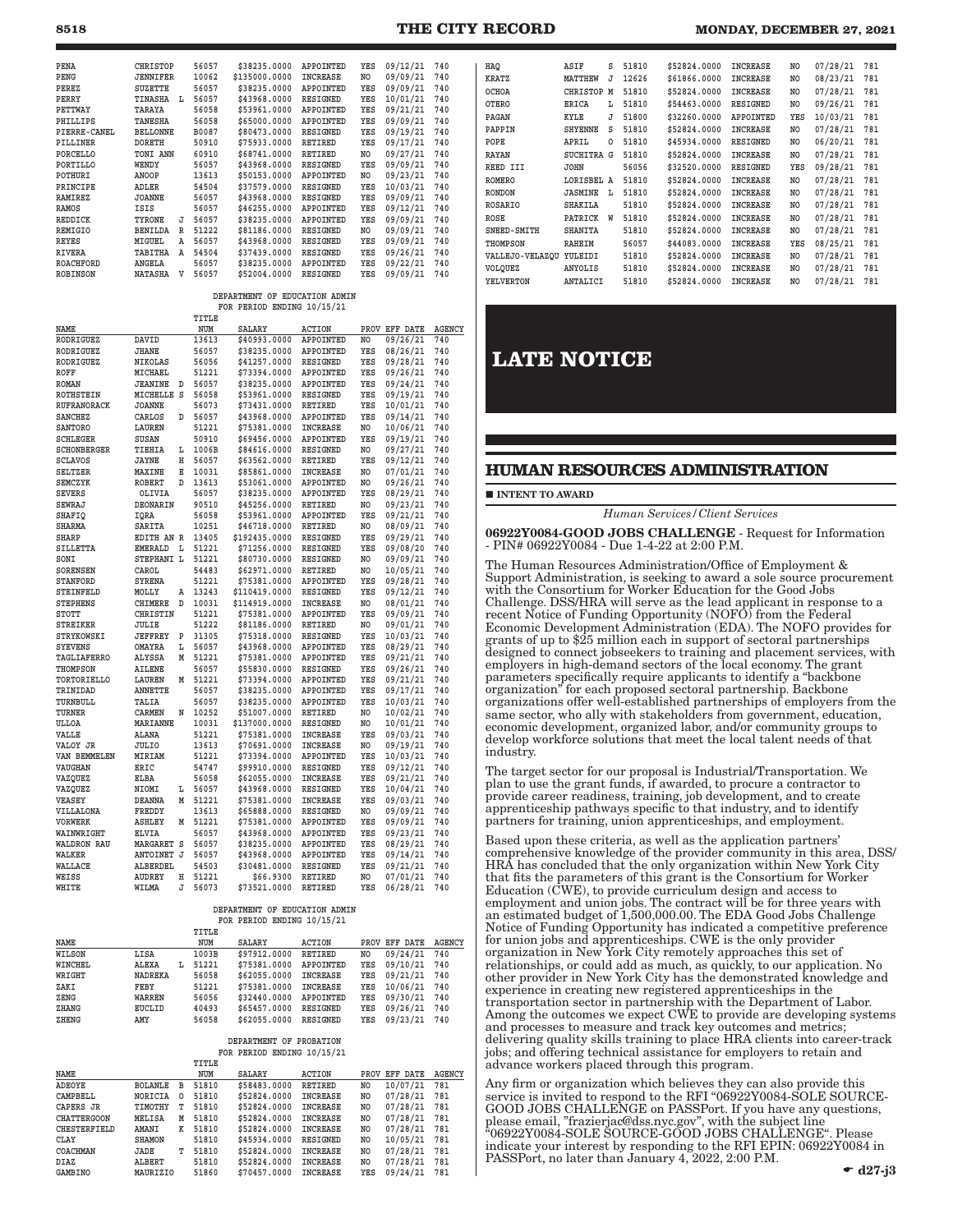| | | | | | | | | |
|---|---|---|---|---|---|---|---|---|
| PENA | CHRISTOP | | 56057 | $38235.0000 | APPOINTED | YES | 09/12/21 | 740 |
| PENG | JENNIFER | | 10062 | $135000.0000 | INCREASE | NO | 09/09/21 | 740 |
| PEREZ | SUZETTE | | 56057 | $38235.0000 | APPOINTED | YES | 09/09/21 | 740 |
| PERRY | TINASHA | L | 56057 | $43968.0000 | RESIGNED | YES | 10/01/21 | 740 |
| PETTWAY | TARAYA | | 56058 | $53961.0000 | APPOINTED | YES | 09/21/21 | 740 |
| PHILLIPS | TANESHA | | 56058 | $65000.0000 | APPOINTED | YES | 09/09/21 | 740 |
| PIERRE-CANEL | BELLONNE | | B0087 | $80473.0000 | RESIGNED | YES | 09/19/21 | 740 |
| PILLINER | DORETH | | 50910 | $75933.0000 | RETIRED | YES | 09/17/21 | 740 |
| PORCELLO | TONI ANN | | 60910 | $68741.0000 | RETIRED | NO | 09/27/21 | 740 |
| PORTILLO | WENDY | | 56057 | $43968.0000 | RESIGNED | YES | 09/09/21 | 740 |
| POTHURI | ANOOP | | 13613 | $50153.0000 | APPOINTED | NO | 09/23/21 | 740 |
| PRINCIPE | ADLER | | 54504 | $37579.0000 | RESIGNED | YES | 10/03/21 | 740 |
| RAMIREZ | JOANNE | | 56057 | $43968.0000 | RESIGNED | YES | 09/09/21 | 740 |
| RAMOS | ISIS | | 56057 | $46255.0000 | APPOINTED | YES | 09/12/21 | 740 |
| REDDICK | TYRONE | J | 56057 | $38235.0000 | APPOINTED | YES | 09/09/21 | 740 |
| REMIGIO | BENILDA | R | 51222 | $81186.0000 | RESIGNED | NO | 09/09/21 | 740 |
| REYES | MIGUEL | A | 56057 | $43968.0000 | RESIGNED | YES | 09/09/21 | 740 |
| RIVERA | TABITHA | A | 54504 | $37439.0000 | RESIGNED | YES | 09/26/21 | 740 |
| ROACHFORD | ANGELA | | 56057 | $38235.0000 | APPOINTED | YES | 09/22/21 | 740 |
| ROBINSON | NATASHA | V | 56057 | $52004.0000 | RESIGNED | YES | 09/09/21 | 740 |

DEPARTMENT OF EDUCATION ADMIN
FOR PERIOD ENDING 10/15/21

| NAME | | | TITLE NUM | SALARY | ACTION | PROV | EFF DATE | AGENCY |
|---|---|---|---|---|---|---|---|---|
| RODRIGUEZ | DAVID | | 13613 | $40993.0000 | APPOINTED | NO | 09/26/21 | 740 |
| RODRIGUEZ | JHANE | | 56057 | $38235.0000 | APPOINTED | YES | 08/26/21 | 740 |
| RODRIGUEZ | NIKOLAS | | 56056 | $41257.0000 | RESIGNED | YES | 09/28/21 | 740 |
| ROFF | MICHAEL | | 51221 | $73394.0000 | APPOINTED | YES | 09/26/21 | 740 |
| ROMAN | JEANINE | D | 56057 | $38235.0000 | APPOINTED | YES | 09/24/21 | 740 |
| ROTHSTEIN | MICHELLE | S | 56058 | $53961.0000 | RESIGNED | YES | 09/19/21 | 740 |
| RUFRANORACK | JOANNE | | 56073 | $73431.0000 | RETIRED | YES | 10/01/21 | 740 |
| SANCHEZ | CARLOS | D | 56057 | $43968.0000 | APPOINTED | YES | 09/14/21 | 740 |
| SANTORO | LAUREN | | 51221 | $75381.0000 | INCREASE | NO | 10/06/21 | 740 |
| SCHLEGER | SUSAN | | 50910 | $69456.0000 | APPOINTED | YES | 09/19/21 | 740 |
| SCHONBERGER | TIEHIA | L | 1006B | $84616.0000 | RESIGNED | NO | 09/27/21 | 740 |
| SCLAVOS | JAYNE | H | 56057 | $63562.0000 | RETIRED | YES | 09/12/21 | 740 |
| SELTZER | MAXINE | E | 10031 | $85861.0000 | INCREASE | NO | 07/01/21 | 740 |
| SEMCZYK | ROBERT | D | 13613 | $53061.0000 | APPOINTED | NO | 09/26/21 | 740 |
| SEVERS | OLIVIA | | 56057 | $38235.0000 | APPOINTED | YES | 08/29/21 | 740 |
| SEWRAJ | DEONARIN | | 90510 | $45256.0000 | RETIRED | NO | 09/23/21 | 740 |
| SHAFIQ | IQRA | | 56058 | $53961.0000 | APPOINTED | YES | 09/21/21 | 740 |
| SHARMA | SARITA | | 10251 | $46718.0000 | RETIRED | NO | 08/09/21 | 740 |
| SHARP | EDITH AN | R | 13405 | $192435.0000 | RESIGNED | YES | 09/29/21 | 740 |
| SILLETTA | EMERALD | L | 51221 | $71256.0000 | RESIGNED | YES | 09/08/20 | 740 |
| SONI | STEPHANI | L | 51221 | $80730.0000 | RESIGNED | NO | 09/09/21 | 740 |
| SORENSEN | CAROL | | 54483 | $62971.0000 | RETIRED | NO | 10/05/21 | 740 |
| STANFORD | SYRENA | | 51221 | $75381.0000 | APPOINTED | YES | 09/28/21 | 740 |
| STEINFELD | MOLLY | A | 13243 | $110419.0000 | RESIGNED | YES | 09/12/21 | 740 |
| STEPHENS | CHIMERE | D | 10031 | $114919.0000 | INCREASE | NO | 08/01/21 | 740 |
| STOTT | CHRISTIN | | 51221 | $75381.0000 | APPOINTED | YES | 09/09/21 | 740 |
| STREIKER | JULIE | | 51222 | $81186.0000 | RETIRED | NO | 09/01/21 | 740 |
| STRYKOWSKI | JEFFREY | P | 31305 | $75318.0000 | RESIGNED | YES | 10/03/21 | 740 |
| SYEVENS | OMAYRA | L | 56057 | $43968.0000 | APPOINTED | YES | 08/29/21 | 740 |
| TAGLIAFERRO | ALYSSA | M | 51221 | $75381.0000 | APPOINTED | YES | 09/21/21 | 740 |
| THOMPSON | AILENE | | 56057 | $55830.0000 | RESIGNED | YES | 09/26/21 | 740 |
| TORTORIELLO | LAUREN | M | 51221 | $73394.0000 | APPOINTED | YES | 09/21/21 | 740 |
| TRINIDAD | ANNETTE | | 56057 | $38235.0000 | APPOINTED | YES | 09/17/21 | 740 |
| TURNBULL | TALIA | | 56057 | $38235.0000 | APPOINTED | YES | 10/03/21 | 740 |
| TURNER | CARMEN | N | 10252 | $51007.0000 | RETIRED | NO | 10/02/21 | 740 |
| ULLOA | MARIANNE | | 10031 | $137000.0000 | RESIGNED | NO | 10/01/21 | 740 |
| VALLE | ALANA | | 51221 | $75381.0000 | INCREASE | YES | 09/03/21 | 740 |
| VALOY JR | JULIO | | 13613 | $70691.0000 | INCREASE | NO | 09/19/21 | 740 |
| VAN BEMMELEN | MIRIAM | | 51221 | $73394.0000 | APPOINTED | YES | 10/03/21 | 740 |
| VAUGHAN | ERIC | | 54747 | $99910.0000 | RESIGNED | YES | 09/12/21 | 740 |
| VAZQUEZ | ELBA | | 56058 | $62055.0000 | INCREASE | YES | 09/21/21 | 740 |
| VAZQUEZ | NIOMI | L | 56057 | $43968.0000 | APPOINTED | YES | 10/04/21 | 740 |
| VEASEY | DEANNA | M | 51221 | $75381.0000 | INCREASE | YES | 09/03/21 | 740 |
| VILLALONA | FREDDY | | 13613 | $65888.0000 | RESIGNED | NO | 09/09/21 | 740 |
| VORWERK | ASHLEY | M | 51221 | $75381.0000 | APPOINTED | YES | 09/09/21 | 740 |
| WAINWRIGHT | ELVIA | | 56057 | $43968.0000 | APPOINTED | YES | 09/23/21 | 740 |
| WALDRON RAU | MARGARET | S | 56057 | $38235.0000 | APPOINTED | YES | 08/29/21 | 740 |
| WALKER | ANTOINET | J | 56057 | $43968.0000 | APPOINTED | YES | 09/14/21 | 740 |
| WALLACE | ALBERDEL | | 54503 | $30481.0000 | RESIGNED | YES | 09/21/21 | 740 |
| WEISS | AUDREY | H | 51221 | $66.9300 | RETIRED | NO | 07/01/21 | 740 |
| WHITE | WILMA | J | 56073 | $73521.0000 | RETIRED | YES | 06/28/21 | 740 |

DEPARTMENT OF EDUCATION ADMIN
FOR PERIOD ENDING 10/15/21

| NAME | | | TITLE NUM | SALARY | ACTION | PROV | EFF DATE | AGENCY |
|---|---|---|---|---|---|---|---|---|
| WILSON | LISA | | 1003B | $97912.0000 | RETIRED | NO | 09/24/21 | 740 |
| WINCHEL | ALEXA | L | 51221 | $75381.0000 | APPOINTED | YES | 09/10/21 | 740 |
| WRIGHT | NADREKA | | 56058 | $62055.0000 | INCREASE | YES | 09/21/21 | 740 |
| ZAKI | FEBY | | 51221 | $75381.0000 | INCREASE | YES | 10/06/21 | 740 |
| ZENG | WARREN | | 56056 | $32440.0000 | APPOINTED | YES | 09/30/21 | 740 |
| ZHANG | EUCLID | | 40493 | $65457.0000 | RESIGNED | YES | 09/26/21 | 740 |
| ZHENG | AMY | | 56058 | $62055.0000 | RESIGNED | YES | 09/23/21 | 740 |

DEPARTMENT OF PROBATION
FOR PERIOD ENDING 10/15/21

| NAME | | | TITLE NUM | SALARY | ACTION | PROV | EFF DATE | AGENCY |
|---|---|---|---|---|---|---|---|---|
| ADEOYE | BOLANLE | B | 51810 | $58483.0000 | RETIRED | NO | 10/07/21 | 781 |
| CAMPBELL | NORICIA | O | 51810 | $52824.0000 | INCREASE | NO | 07/28/21 | 781 |
| CAPERS JR | TIMOTHY | T | 51810 | $52824.0000 | INCREASE | NO | 07/28/21 | 781 |
| CHATTERGOON | MELISA | M | 51810 | $52824.0000 | INCREASE | NO | 07/28/21 | 781 |
| CHESTERFIELD | AMANI | K | 51810 | $52824.0000 | INCREASE | NO | 07/28/21 | 781 |
| CLAY | SHAMON | | 51810 | $45934.0000 | RESIGNED | NO | 10/05/21 | 781 |
| COACHMAN | JADE | T | 51810 | $52824.0000 | INCREASE | NO | 07/28/21 | 781 |
| DIAZ | ALBERT | | 51810 | $52824.0000 | INCREASE | NO | 07/28/21 | 781 |
| GAMBINO | MAURIZIO | | 51860 | $70457.0000 | INCREASE | YES | 09/24/21 | 781 |
| HAQ | ASIF | S | 51810 | $52824.0000 | INCREASE | NO | 07/28/21 | 781 |
| KRATZ | MATTHEW | J | 12626 | $61866.0000 | INCREASE | NO | 08/23/21 | 781 |
| OCHOA | CHRISTOP | M | 51810 | $52824.0000 | INCREASE | NO | 07/28/21 | 781 |
| OTERO | ERICA | L | 51810 | $54463.0000 | RESIGNED | NO | 09/26/21 | 781 |
| PAGAN | KYLE | J | 51800 | $32260.0000 | APPOINTED | YES | 10/03/21 | 781 |
| PAPPIN | SHYENNE | S | 51810 | $52824.0000 | INCREASE | NO | 07/28/21 | 781 |
| POPE | APRIL | O | 51810 | $45934.0000 | RESIGNED | NO | 06/20/21 | 781 |
| RAYAN | SUCHITRA | G | 51810 | $52824.0000 | INCREASE | NO | 07/28/21 | 781 |
| REED III | JOHN | | 56056 | $32520.0000 | RESIGNED | YES | 09/28/21 | 781 |
| ROMERO | LORISBEL | A | 51810 | $52824.0000 | INCREASE | NO | 07/28/21 | 781 |
| RONDON | JASMINE | L | 51810 | $52824.0000 | INCREASE | NO | 07/28/21 | 781 |
| ROSARIO | SHAKILA | | 51810 | $52824.0000 | INCREASE | NO | 07/28/21 | 781 |
| ROSE | PATRICK | W | 51810 | $52824.0000 | INCREASE | NO | 07/28/21 | 781 |
| SNEED-SMITH | SHANITA | | 51810 | $52824.0000 | INCREASE | NO | 07/28/21 | 781 |
| THOMPSON | RAHEIM | | 56057 | $44083.0000 | INCREASE | YES | 08/25/21 | 781 |
| VALLEJO-VELAZQU | YULEIDI | | 51810 | $52824.0000 | INCREASE | NO | 07/28/21 | 781 |
| VOLQUEZ | ANYOLIS | | 51810 | $52824.0000 | INCREASE | NO | 07/28/21 | 781 |
| YELVERTON | ANTALICI | | 51810 | $52824.0000 | INCREASE | NO | 07/28/21 | 781 |

# LATE NOTICE

## HUMAN RESOURCES ADMINISTRATION

■ **INTENT TO AWARD**

*Human Services/Client Services*

**06922Y0084-GOOD JOBS CHALLENGE** - Request for Information - PIN# 06922Y0084 - Due 1-4-22 at 2:00 P.M.

The Human Resources Administration/Office of Employment & Support Administration, is seeking to award a sole source procurement with the Consortium for Worker Education for the Good Jobs Challenge. DSS/HRA will serve as the lead applicant in response to a recent Notice of Funding Opportunity (NOFO) from the Federal Economic Development Administration (EDA). The NOFO provides for grants of up to $25 million each in support of sectoral partnerships designed to connect jobseekers to training and placement services, with employers in high-demand sectors of the local economy. The grant parameters specifically require applicants to identify a "backbone organization" for each proposed sectoral partnership. Backbone organizations offer well-established partnerships of employers from the same sector, who ally with stakeholders from government, education, economic development, organized labor, and/or community groups to develop workforce solutions that meet the local talent needs of that industry.

The target sector for our proposal is Industrial/Transportation. We plan to use the grant funds, if awarded, to procure a contractor to provide career readiness, training, job development, and to create apprenticeship pathways specific to that industry, and to identify partners for training, union apprenticeships, and employment.

Based upon these criteria, as well as the application partners' comprehensive knowledge of the provider community in this area, DSS/HRA has concluded that the only organization within New York City that fits the parameters of this grant is the Consortium for Worker Education (CWE), to provide curriculum design and access to employment and union jobs. The contract will be for three years with an estimated budget of 1,500,000.00. The EDA Good Jobs Challenge Notice of Funding Opportunity has indicated a competitive preference for union jobs and apprenticeships. CWE is the only provider organization in New York City remotely approaches this set of relationships, or could add as much, as quickly, to our application. No other provider in New York City has the demonstrated knowledge and experience in creating new registered apprenticeships in the transportation sector in partnership with the Department of Labor. Among the outcomes we expect CWE to provide are developing systems and processes to measure and track key outcomes and metrics; delivering quality skills training to place HRA clients into career-track jobs; and offering technical assistance for employers to retain and advance workers placed through this program.

Any firm or organization which believes they can also provide this service is invited to respond to the RFI "06922Y0084-SOLE SOURCE-GOOD JOBS CHALLENGE on PASSPort. If you have any questions, please email, "frazierjac@dss.nyc.gov", with the subject line "06922Y0084-SOLE SOURCE-GOOD JOBS CHALLENGE". Please indicate your interest by responding to the RFI EPIN: 06922Y0084 in PASSPort, no later than January 4, 2022, 2:00 P.M.

☛ **d27-j3**